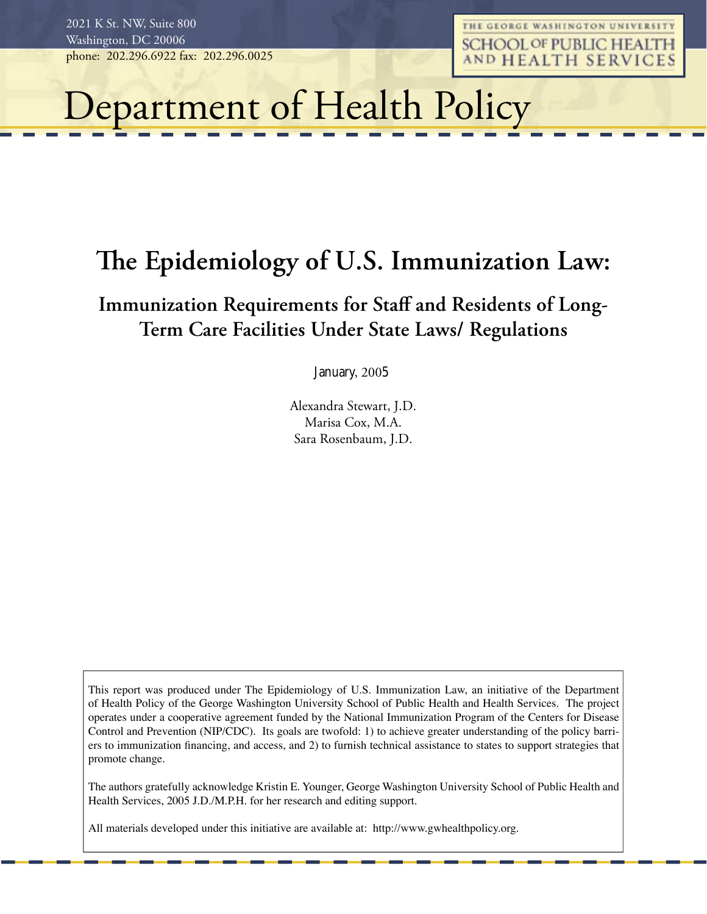2021 K St. NW, Suite 800
Washington, DC 20006
phone: 202.296.6922 fax: 202.296.0025

THE GEORGE WASHINGTON UNIVERSITY
SCHOOL OF PUBLIC HEALTH AND HEALTH SERVICES

# Department of Health Policy

## The Epidemiology of U.S. Immunization Law:

### Immunization Requirements for Staff and Residents of Long-Term Care Facilities Under State Laws/ Regulations

January, 2005

Alexandra Stewart, J.D.
Marisa Cox, M.A.
Sara Rosenbaum, J.D.

This report was produced under The Epidemiology of U.S. Immunization Law, an initiative of the Department of Health Policy of the George Washington University School of Public Health and Health Services. The project operates under a cooperative agreement funded by the National Immunization Program of the Centers for Disease Control and Prevention (NIP/CDC). Its goals are twofold: 1) to achieve greater understanding of the policy barriers to immunization financing, and access, and 2) to furnish technical assistance to states to support strategies that promote change.

The authors gratefully acknowledge Kristin E. Younger, George Washington University School of Public Health and Health Services, 2005 J.D./M.P.H. for her research and editing support.

All materials developed under this initiative are available at: http://www.gwhealthpolicy.org.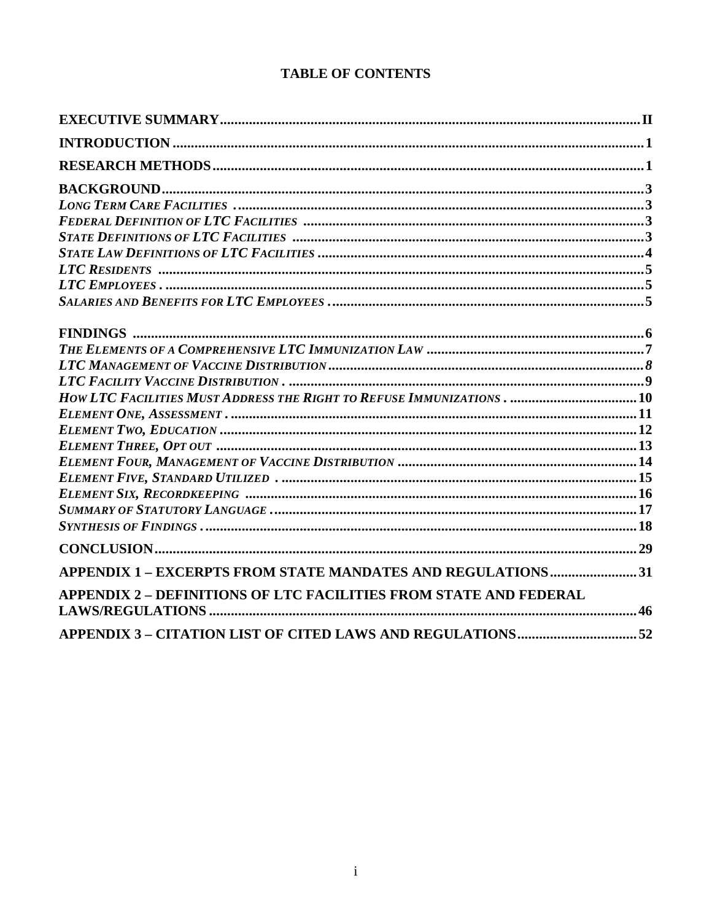# TABLE OF CONTENTS

**EXECUTIVE SUMMARY** ........ II

**INTRODUCTION** ........ 1

**RESEARCH METHODS** ........ 1

**BACKGROUND** ........ 3

*LONG TERM CARE FACILITIES* ........ 3

*FEDERAL DEFINITION OF LTC FACILITIES* ........ 3

*STATE DEFINITIONS OF LTC FACILITIES* ........ 3

*STATE LAW DEFINITIONS OF LTC FACILITIES* ........ 4

*LTC RESIDENTS* ........ 5

*LTC EMPLOYEES* ........ 5

*SALARIES AND BENEFITS FOR LTC EMPLOYEES* ........ 5

**FINDINGS** ........ 6

*THE ELEMENTS OF A COMPREHENSIVE LTC IMMUNIZATION LAW* ........ 7

*LTC MANAGEMENT OF VACCINE DISTRIBUTION* ........ 8

*LTC FACILITY VACCINE DISTRIBUTION* ........ 9

*HOW LTC FACILITIES MUST ADDRESS THE RIGHT TO REFUSE IMMUNIZATIONS* ........ 10

*ELEMENT ONE, ASSESSMENT* ........ 11

*ELEMENT TWO, EDUCATION* ........ 12

*ELEMENT THREE, OPT OUT* ........ 13

*ELEMENT FOUR, MANAGEMENT OF VACCINE DISTRIBUTION* ........ 14

*ELEMENT FIVE, STANDARD UTILIZED* ........ 15

*ELEMENT SIX, RECORDKEEPING* ........ 16

*SUMMARY OF STATUTORY LANGUAGE* ........ 17

*SYNTHESIS OF FINDINGS* ........ 18

**CONCLUSION** ........ 29

**APPENDIX 1 – EXCERPTS FROM STATE MANDATES AND REGULATIONS** ........ 31

**APPENDIX 2 – DEFINITIONS OF LTC FACILITIES FROM STATE AND FEDERAL LAWS/REGULATIONS** ........ 46

**APPENDIX 3 – CITATION LIST OF CITED LAWS AND REGULATIONS** ........ 52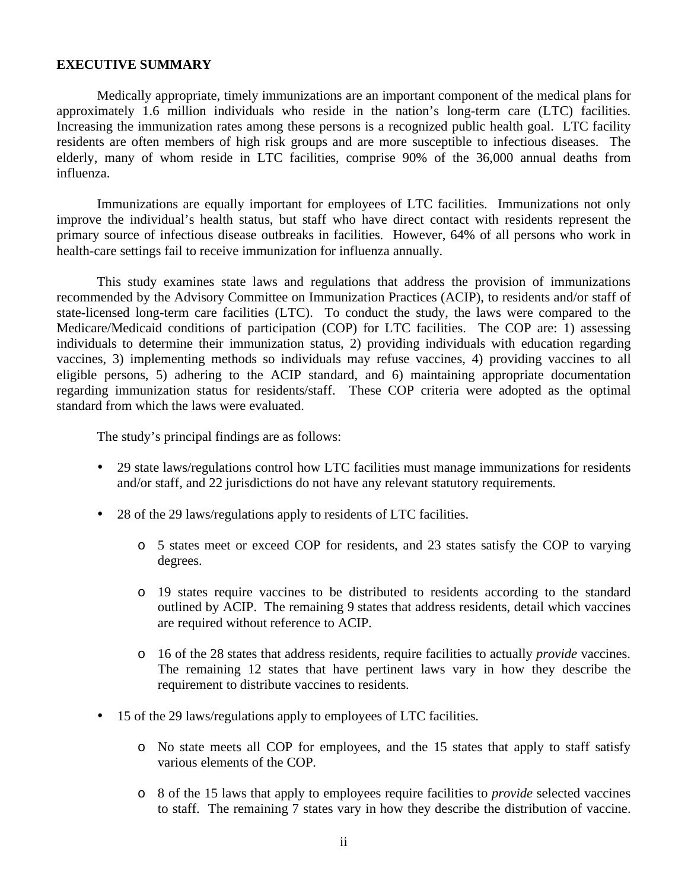## EXECUTIVE SUMMARY

Medically appropriate, timely immunizations are an important component of the medical plans for approximately 1.6 million individuals who reside in the nation's long-term care (LTC) facilities. Increasing the immunization rates among these persons is a recognized public health goal. LTC facility residents are often members of high risk groups and are more susceptible to infectious diseases. The elderly, many of whom reside in LTC facilities, comprise 90% of the 36,000 annual deaths from influenza.

Immunizations are equally important for employees of LTC facilities. Immunizations not only improve the individual's health status, but staff who have direct contact with residents represent the primary source of infectious disease outbreaks in facilities. However, 64% of all persons who work in health-care settings fail to receive immunization for influenza annually.

This study examines state laws and regulations that address the provision of immunizations recommended by the Advisory Committee on Immunization Practices (ACIP), to residents and/or staff of state-licensed long-term care facilities (LTC). To conduct the study, the laws were compared to the Medicare/Medicaid conditions of participation (COP) for LTC facilities. The COP are: 1) assessing individuals to determine their immunization status, 2) providing individuals with education regarding vaccines, 3) implementing methods so individuals may refuse vaccines, 4) providing vaccines to all eligible persons, 5) adhering to the ACIP standard, and 6) maintaining appropriate documentation regarding immunization status for residents/staff. These COP criteria were adopted as the optimal standard from which the laws were evaluated.

The study's principal findings are as follows:

- 29 state laws/regulations control how LTC facilities must manage immunizations for residents and/or staff, and 22 jurisdictions do not have any relevant statutory requirements.
- 28 of the 29 laws/regulations apply to residents of LTC facilities.
    - 5 states meet or exceed COP for residents, and 23 states satisfy the COP to varying degrees.
    - 19 states require vaccines to be distributed to residents according to the standard outlined by ACIP. The remaining 9 states that address residents, detail which vaccines are required without reference to ACIP.
    - 16 of the 28 states that address residents, require facilities to actually *provide* vaccines. The remaining 12 states that have pertinent laws vary in how they describe the requirement to distribute vaccines to residents.
- 15 of the 29 laws/regulations apply to employees of LTC facilities.
    - No state meets all COP for employees, and the 15 states that apply to staff satisfy various elements of the COP.
    - 8 of the 15 laws that apply to employees require facilities to *provide* selected vaccines to staff. The remaining 7 states vary in how they describe the distribution of vaccine.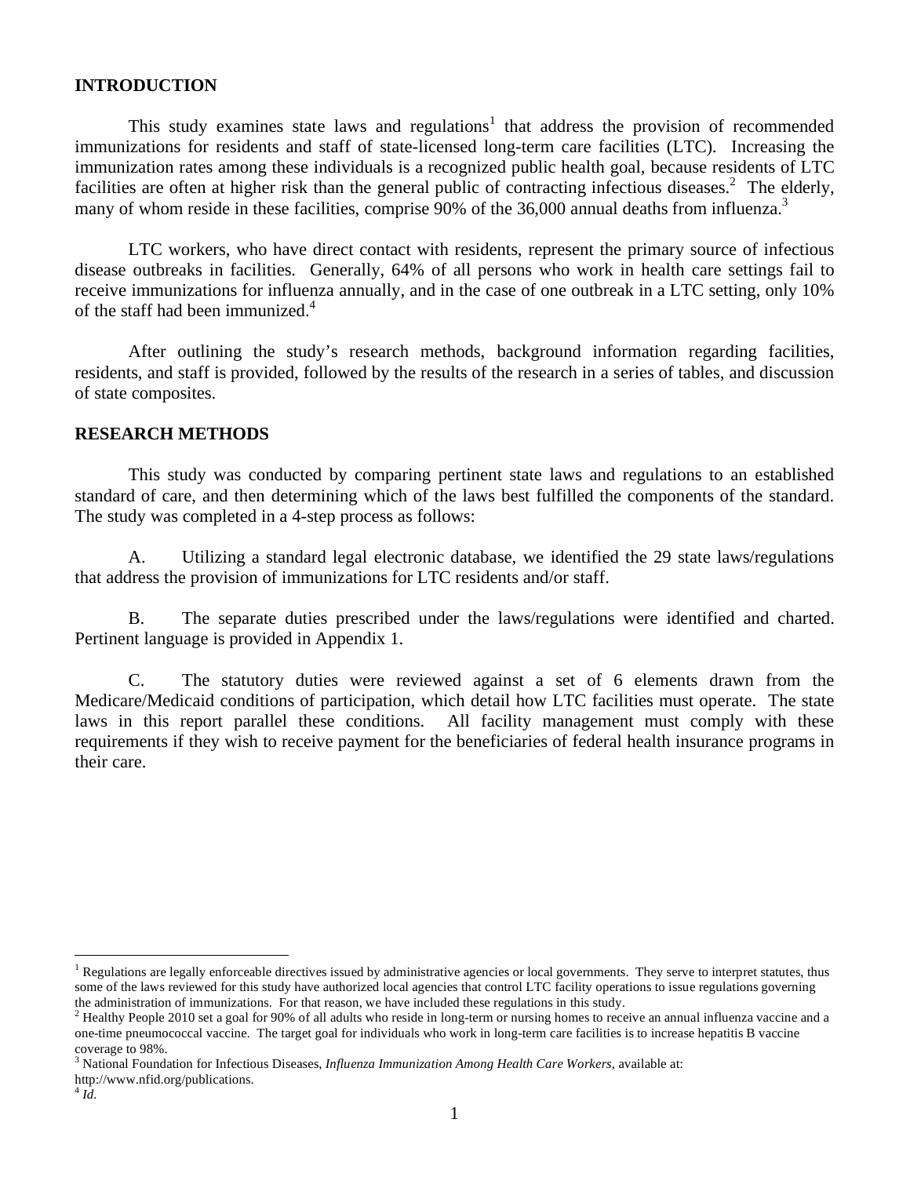## INTRODUCTION

This study examines state laws and regulations[1] that address the provision of recommended immunizations for residents and staff of state-licensed long-term care facilities (LTC). Increasing the immunization rates among these individuals is a recognized public health goal, because residents of LTC facilities are often at higher risk than the general public of contracting infectious diseases.[2] The elderly, many of whom reside in these facilities, comprise 90% of the 36,000 annual deaths from influenza.[3]

LTC workers, who have direct contact with residents, represent the primary source of infectious disease outbreaks in facilities. Generally, 64% of all persons who work in health care settings fail to receive immunizations for influenza annually, and in the case of one outbreak in a LTC setting, only 10% of the staff had been immunized.[4]

After outlining the study's research methods, background information regarding facilities, residents, and staff is provided, followed by the results of the research in a series of tables, and discussion of state composites.

## RESEARCH METHODS

This study was conducted by comparing pertinent state laws and regulations to an established standard of care, and then determining which of the laws best fulfilled the components of the standard. The study was completed in a 4-step process as follows:

A. Utilizing a standard legal electronic database, we identified the 29 state laws/regulations that address the provision of immunizations for LTC residents and/or staff.

B. The separate duties prescribed under the laws/regulations were identified and charted. Pertinent language is provided in Appendix 1.

C. The statutory duties were reviewed against a set of 6 elements drawn from the Medicare/Medicaid conditions of participation, which detail how LTC facilities must operate. The state laws in this report parallel these conditions. All facility management must comply with these requirements if they wish to receive payment for the beneficiaries of federal health insurance programs in their care.

---

[1] Regulations are legally enforceable directives issued by administrative agencies or local governments. They serve to interpret statutes, thus some of the laws reviewed for this study have authorized local agencies that control LTC facility operations to issue regulations governing the administration of immunizations. For that reason, we have included these regulations in this study.

[2] Healthy People 2010 set a goal for 90% of all adults who reside in long-term or nursing homes to receive an annual influenza vaccine and a one-time pneumococcal vaccine. The target goal for individuals who work in long-term care facilities is to increase hepatitis B vaccine coverage to 98%.

[3] National Foundation for Infectious Diseases, *Influenza Immunization Among Health Care Workers*, available at: http://www.nfid.org/publications.

[4] *Id.*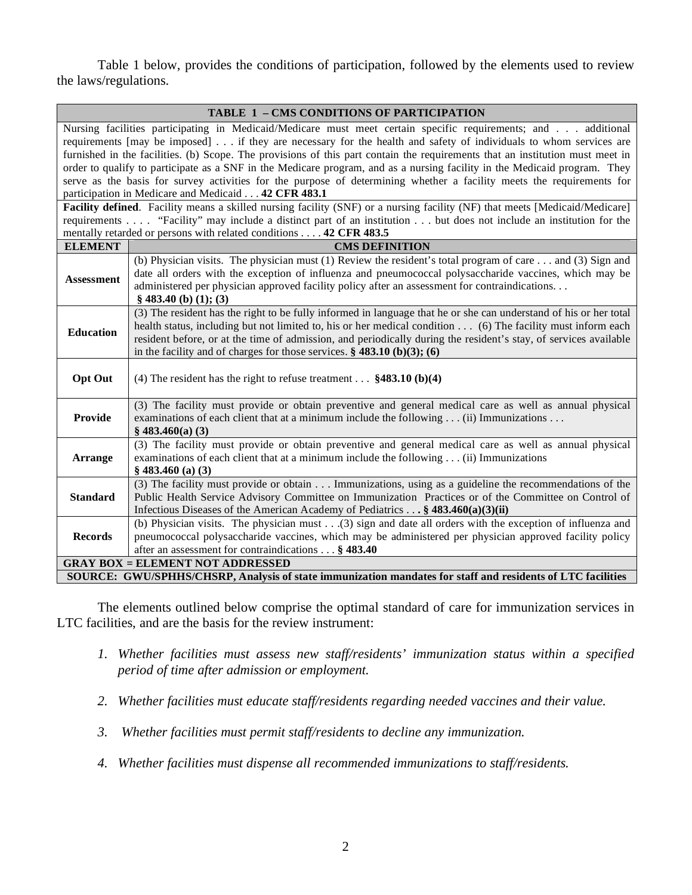Table 1 below, provides the conditions of participation, followed by the elements used to review the laws/regulations.

| **TABLE 1 – CMS CONDITIONS OF PARTICIPATION** | |
|---|---|
| Nursing facilities participating in Medicaid/Medicare must meet certain specific requirements; and . . . additional requirements [may be imposed] . . . if they are necessary for the health and safety of individuals to whom services are furnished in the facilities. (b) Scope. The provisions of this part contain the requirements that an institution must meet in order to qualify to participate as a SNF in the Medicare program, and as a nursing facility in the Medicaid program. They serve as the basis for survey activities for the purpose of determining whether a facility meets the requirements for participation in Medicare and Medicaid . . . **42 CFR 483.1** | |
| **Facility defined**. Facility means a skilled nursing facility (SNF) or a nursing facility (NF) that meets [Medicaid/Medicare] requirements . . . . "Facility" may include a distinct part of an institution . . . but does not include an institution for the mentally retarded or persons with related conditions . . . . **42 CFR 483.5** | |
| **ELEMENT** | **CMS DEFINITION** |
| **Assessment** | (b) Physician visits. The physician must (1) Review the resident's total program of care . . . and (3) Sign and date all orders with the exception of influenza and pneumococcal polysaccharide vaccines, which may be administered per physician approved facility policy after an assessment for contraindications. . . **§ 483.40 (b) (1); (3)** |
| **Education** | (3) The resident has the right to be fully informed in language that he or she can understand of his or her total health status, including but not limited to, his or her medical condition . . . (6) The facility must inform each resident before, or at the time of admission, and periodically during the resident's stay, of services available in the facility and of charges for those services. **§ 483.10 (b)(3); (6)** |
| **Opt Out** | (4) The resident has the right to refuse treatment . . . **§483.10 (b)(4)** |
| **Provide** | (3) The facility must provide or obtain preventive and general medical care as well as annual physical examinations of each client that at a minimum include the following . . . (ii) Immunizations . . . **§ 483.460(a) (3)** |
| **Arrange** | (3) The facility must provide or obtain preventive and general medical care as well as annual physical examinations of each client that at a minimum include the following . . . (ii) Immunizations **§ 483.460 (a) (3)** |
| **Standard** | (3) The facility must provide or obtain . . . Immunizations, using as a guideline the recommendations of the Public Health Service Advisory Committee on Immunization Practices or of the Committee on Control of Infectious Diseases of the American Academy of Pediatrics . . . **§ 483.460(a)(3)(ii)** |
| **Records** | (b) Physician visits. The physician must . . .(3) sign and date all orders with the exception of influenza and pneumococcal polysaccharide vaccines, which may be administered per physician approved facility policy after an assessment for contraindications . . . **§ 483.40** |
| **GRAY BOX = ELEMENT NOT ADDRESSED** | |
| **SOURCE: GWU/SPHHS/CHSRP, Analysis of state immunization mandates for staff and residents of LTC facilities** | |

The elements outlined below comprise the optimal standard of care for immunization services in LTC facilities, and are the basis for the review instrument:

1. *Whether facilities must assess new staff/residents' immunization status within a specified period of time after admission or employment.*

2. *Whether facilities must educate staff/residents regarding needed vaccines and their value.*

3. *Whether facilities must permit staff/residents to decline any immunization.*

4. *Whether facilities must dispense all recommended immunizations to staff/residents.*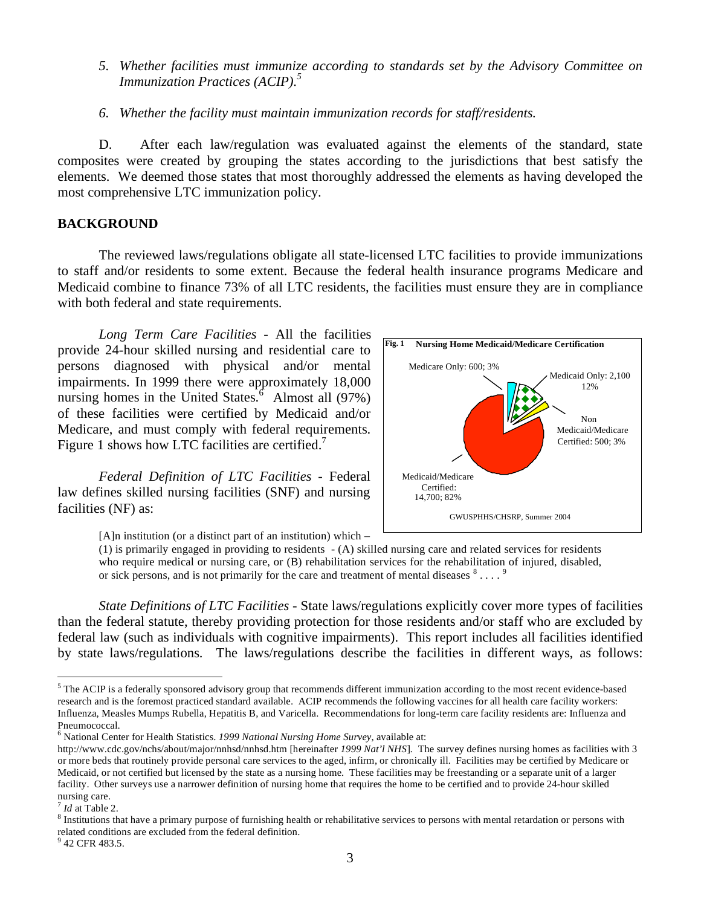*5. Whether facilities must immunize according to standards set by the Advisory Committee on Immunization Practices (ACIP).*[5]

*6. Whether the facility must maintain immunization records for staff/residents.*

D. After each law/regulation was evaluated against the elements of the standard, state composites were created by grouping the states according to the jurisdictions that best satisfy the elements. We deemed those states that most thoroughly addressed the elements as having developed the most comprehensive LTC immunization policy.

## BACKGROUND

The reviewed laws/regulations obligate all state-licensed LTC facilities to provide immunizations to staff and/or residents to some extent. Because the federal health insurance programs Medicare and Medicaid combine to finance 73% of all LTC residents, the facilities must ensure they are in compliance with both federal and state requirements.

*Long Term Care Facilities* - All the facilities provide 24-hour skilled nursing and residential care to persons diagnosed with physical and/or mental impairments. In 1999 there were approximately 18,000 nursing homes in the United States.[6] Almost all (97%) of these facilities were certified by Medicaid and/or Medicare, and must comply with federal requirements. Figure 1 shows how LTC facilities are certified.[7]

**Fig. 1 Nursing Home Medicaid/Medicare Certification**

Medicare Only: 600; 3%

Medicaid Only: 2,100 12%

Non Medicaid/Medicare Certified: 500; 3%

Medicaid/Medicare Certified: 14,700; 82%

GWUSPHHS/CHSRP, Summer 2004

*Federal Definition of LTC Facilities* - Federal law defines skilled nursing facilities (SNF) and nursing facilities (NF) as:

> [A]n institution (or a distinct part of an institution) which –
> (1) is primarily engaged in providing to residents - (A) skilled nursing care and related services for residents who require medical or nursing care, or (B) rehabilitation services for the rehabilitation of injured, disabled, or sick persons, and is not primarily for the care and treatment of mental diseases [8] . . . . [9]

*State Definitions of LTC Facilities* - State laws/regulations explicitly cover more types of facilities than the federal statute, thereby providing protection for those residents and/or staff who are excluded by federal law (such as individuals with cognitive impairments). This report includes all facilities identified by state laws/regulations. The laws/regulations describe the facilities in different ways, as follows:

---

[5] The ACIP is a federally sponsored advisory group that recommends different immunization according to the most recent evidence-based research and is the foremost practiced standard available. ACIP recommends the following vaccines for all health care facility workers: Influenza, Measles Mumps Rubella, Hepatitis B, and Varicella. Recommendations for long-term care facility residents are: Influenza and Pneumococcal.

[6] National Center for Health Statistics. *1999 National Nursing Home Survey*, available at: http://www.cdc.gov/nchs/about/major/nnhsd/nnhsd.htm [hereinafter *1999 Nat'l NHS*]. The survey defines nursing homes as facilities with 3 or more beds that routinely provide personal care services to the aged, infirm, or chronically ill. Facilities may be certified by Medicare or Medicaid, or not certified but licensed by the state as a nursing home. These facilities may be freestanding or a separate unit of a larger facility. Other surveys use a narrower definition of nursing home that requires the home to be certified and to provide 24-hour skilled nursing care.

[7] *Id* at Table 2.

[8] Institutions that have a primary purpose of furnishing health or rehabilitative services to persons with mental retardation or persons with related conditions are excluded from the federal definition.

[9] 42 CFR 483.5.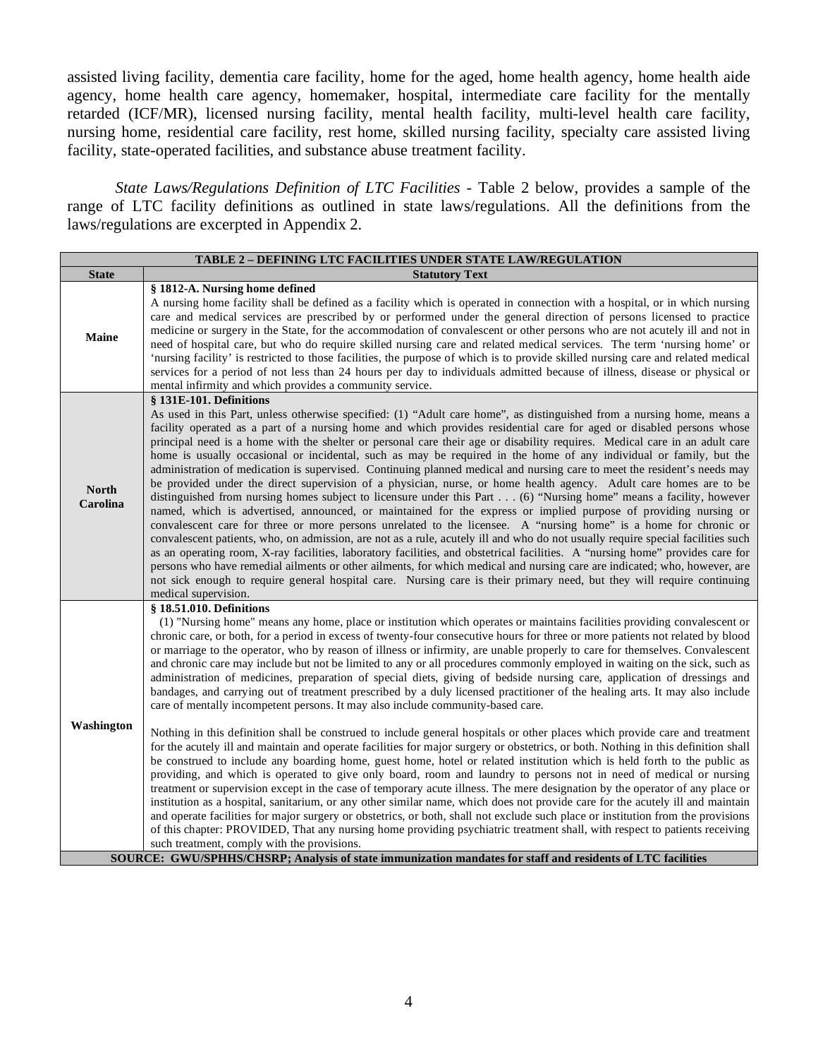assisted living facility, dementia care facility, home for the aged, home health agency, home health aide agency, home health care agency, homemaker, hospital, intermediate care facility for the mentally retarded (ICF/MR), licensed nursing facility, mental health facility, multi-level health care facility, nursing home, residential care facility, rest home, skilled nursing facility, specialty care assisted living facility, state-operated facilities, and substance abuse treatment facility.

*State Laws/Regulations Definition of LTC Facilities* - Table 2 below, provides a sample of the range of LTC facility definitions as outlined in state laws/regulations. All the definitions from the laws/regulations are excerpted in Appendix 2.

| TABLE 2 – DEFINING LTC FACILITIES UNDER STATE LAW/REGULATION | |
|---|---|
| **State** | **Statutory Text** |
| **Maine** | **§ 1812-A. Nursing home defined**<br>A nursing home facility shall be defined as a facility which is operated in connection with a hospital, or in which nursing care and medical services are prescribed by or performed under the general direction of persons licensed to practice medicine or surgery in the State, for the accommodation of convalescent or other persons who are not acutely ill and not in need of hospital care, but who do require skilled nursing care and related medical services. The term 'nursing home' or 'nursing facility' is restricted to those facilities, the purpose of which is to provide skilled nursing care and related medical services for a period of not less than 24 hours per day to individuals admitted because of illness, disease or physical or mental infirmity and which provides a community service. |
| **North Carolina** | **§ 131E-101. Definitions**<br>As used in this Part, unless otherwise specified: (1) "Adult care home", as distinguished from a nursing home, means a facility operated as a part of a nursing home and which provides residential care for aged or disabled persons whose principal need is a home with the shelter or personal care their age or disability requires. Medical care in an adult care home is usually occasional or incidental, such as may be required in the home of any individual or family, but the administration of medication is supervised. Continuing planned medical and nursing care to meet the resident's needs may be provided under the direct supervision of a physician, nurse, or home health agency. Adult care homes are to be distinguished from nursing homes subject to licensure under this Part . . . (6) "Nursing home" means a facility, however named, which is advertised, announced, or maintained for the express or implied purpose of providing nursing or convalescent care for three or more persons unrelated to the licensee. A "nursing home" is a home for chronic or convalescent patients, who, on admission, are not as a rule, acutely ill and who do not usually require special facilities such as an operating room, X-ray facilities, laboratory facilities, and obstetrical facilities. A "nursing home" provides care for persons who have remedial ailments or other ailments, for which medical and nursing care are indicated; who, however, are not sick enough to require general hospital care. Nursing care is their primary need, but they will require continuing medical supervision. |
| **Washington** | **§ 18.51.010. Definitions**<br>(1) "Nursing home" means any home, place or institution which operates or maintains facilities providing convalescent or chronic care, or both, for a period in excess of twenty-four consecutive hours for three or more patients not related by blood or marriage to the operator, who by reason of illness or infirmity, are unable properly to care for themselves. Convalescent and chronic care may include but not be limited to any or all procedures commonly employed in waiting on the sick, such as administration of medicines, preparation of special diets, giving of bedside nursing care, application of dressings and bandages, and carrying out of treatment prescribed by a duly licensed practitioner of the healing arts. It may also include care of mentally incompetent persons. It may also include community-based care.<br><br>Nothing in this definition shall be construed to include general hospitals or other places which provide care and treatment for the acutely ill and maintain and operate facilities for major surgery or obstetrics, or both. Nothing in this definition shall be construed to include any boarding home, guest home, hotel or related institution which is held forth to the public as providing, and which is operated to give only board, room and laundry to persons not in need of medical or nursing treatment or supervision except in the case of temporary acute illness. The mere designation by the operator of any place or institution as a hospital, sanitarium, or any other similar name, which does not provide care for the acutely ill and maintain and operate facilities for major surgery or obstetrics, or both, shall not exclude such place or institution from the provisions of this chapter: PROVIDED, That any nursing home providing psychiatric treatment shall, with respect to patients receiving such treatment, comply with the provisions. |
| **SOURCE: GWU/SPHHS/CHSRP; Analysis of state immunization mandates for staff and residents of LTC facilities** | |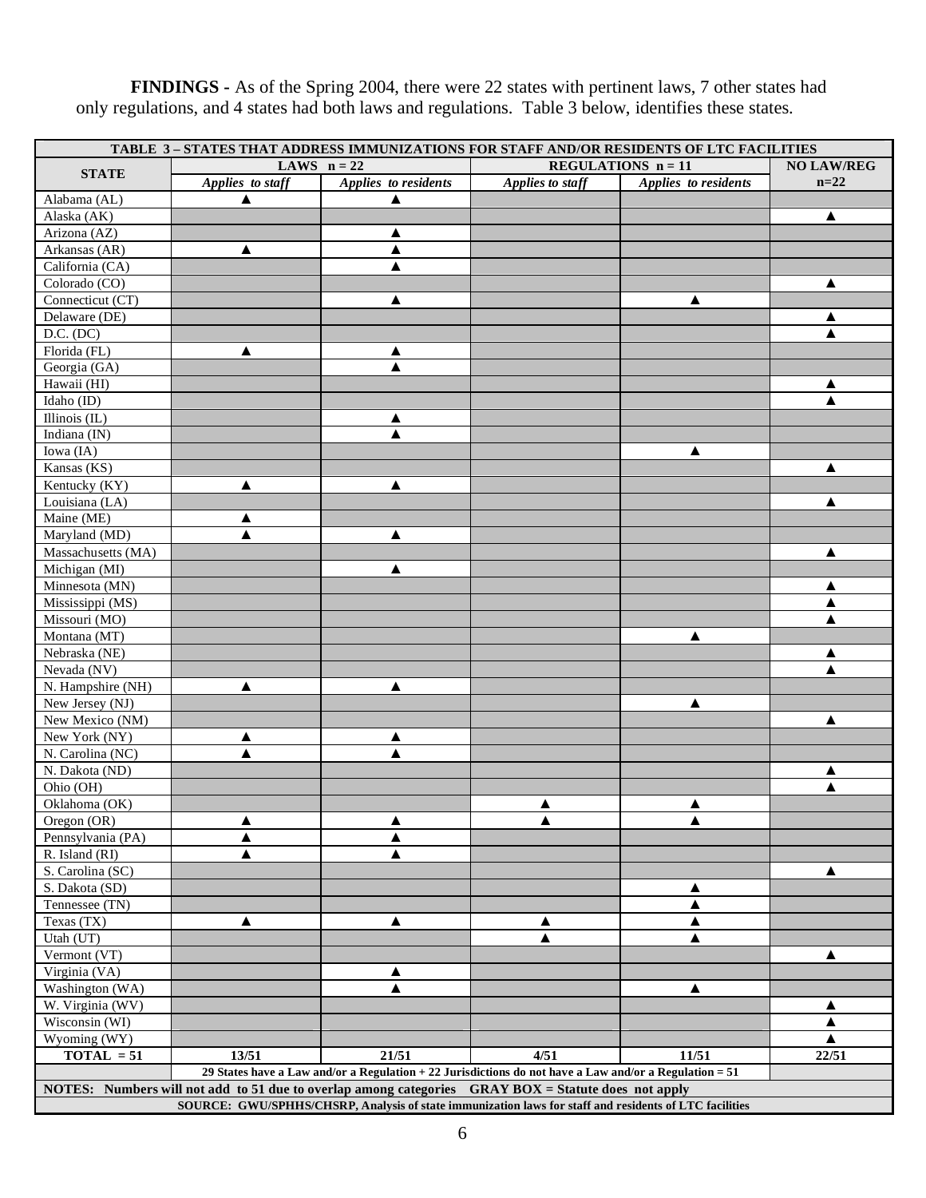**FINDINGS -** As of the Spring 2004, there were 22 states with pertinent laws, 7 other states had only regulations, and 4 states had both laws and regulations. Table 3 below, identifies these states.

| TABLE 3 – STATES THAT ADDRESS IMMUNIZATIONS FOR STAFF AND/OR RESIDENTS OF LTC FACILITIES | | | | | |
|---|---|---|---|---|---|
| **STATE** | **LAWS n = 22** | | **REGULATIONS n = 11** | | **NO LAW/REG n=22** |
| | *Applies to staff* | *Applies to residents* | *Applies to staff* | *Applies to residents* | |
| Alabama (AL) | ▲ | ▲ | | | |
| Alaska (AK) | | | | | ▲ |
| Arizona (AZ) | | ▲ | | | |
| Arkansas (AR) | ▲ | ▲ | | | |
| California (CA) | | ▲ | | | |
| Colorado (CO) | | | | | ▲ |
| Connecticut (CT) | | ▲ | | ▲ | |
| Delaware (DE) | | | | | ▲ |
| D.C. (DC) | | | | | ▲ |
| Florida (FL) | ▲ | ▲ | | | |
| Georgia (GA) | | ▲ | | | |
| Hawaii (HI) | | | | | ▲ |
| Idaho (ID) | | | | | ▲ |
| Illinois (IL) | | ▲ | | | |
| Indiana (IN) | | ▲ | | | |
| Iowa (IA) | | | | ▲ | |
| Kansas (KS) | | | | | ▲ |
| Kentucky (KY) | ▲ | ▲ | | | |
| Louisiana (LA) | | | | | ▲ |
| Maine (ME) | ▲ | | | | |
| Maryland (MD) | ▲ | ▲ | | | |
| Massachusetts (MA) | | | | | ▲ |
| Michigan (MI) | | ▲ | | | |
| Minnesota (MN) | | | | | ▲ |
| Mississippi (MS) | | | | | ▲ |
| Missouri (MO) | | | | | ▲ |
| Montana (MT) | | | | ▲ | |
| Nebraska (NE) | | | | | ▲ |
| Nevada (NV) | | | | | ▲ |
| N. Hampshire (NH) | ▲ | ▲ | | | |
| New Jersey (NJ) | | | | ▲ | |
| New Mexico (NM) | | | | | ▲ |
| New York (NY) | ▲ | ▲ | | | |
| N. Carolina (NC) | ▲ | ▲ | | | |
| N. Dakota (ND) | | | | | ▲ |
| Ohio (OH) | | | | | ▲ |
| Oklahoma (OK) | | | ▲ | ▲ | |
| Oregon (OR) | ▲ | ▲ | ▲ | ▲ | |
| Pennsylvania (PA) | ▲ | ▲ | | | |
| R. Island (RI) | ▲ | ▲ | | | |
| S. Carolina (SC) | | | | | ▲ |
| S. Dakota (SD) | | | | ▲ | |
| Tennessee (TN) | | | | ▲ | |
| Texas (TX) | ▲ | ▲ | ▲ | ▲ | |
| Utah (UT) | | | ▲ | ▲ | |
| Vermont (VT) | | | | | ▲ |
| Virginia (VA) | | ▲ | | | |
| Washington (WA) | | ▲ | | ▲ | |
| W. Virginia (WV) | | | | | ▲ |
| Wisconsin (WI) | | | | | ▲ |
| Wyoming (WY) | | | | | ▲ |
| **TOTAL = 51** | **13/51** | **21/51** | **4/51** | **11/51** | **22/51** |
| | **29 States have a Law and/or a Regulation + 22 Jurisdictions do not have a Law and/or a Regulation = 51** | | | | |
| **NOTES: Numbers will not add to 51 due to overlap among categories GRAY BOX = Statute does not apply** | | | | | |
| **SOURCE: GWU/SPHHS/CHSRP, Analysis of state immunization laws for staff and residents of LTC facilities** | | | | | |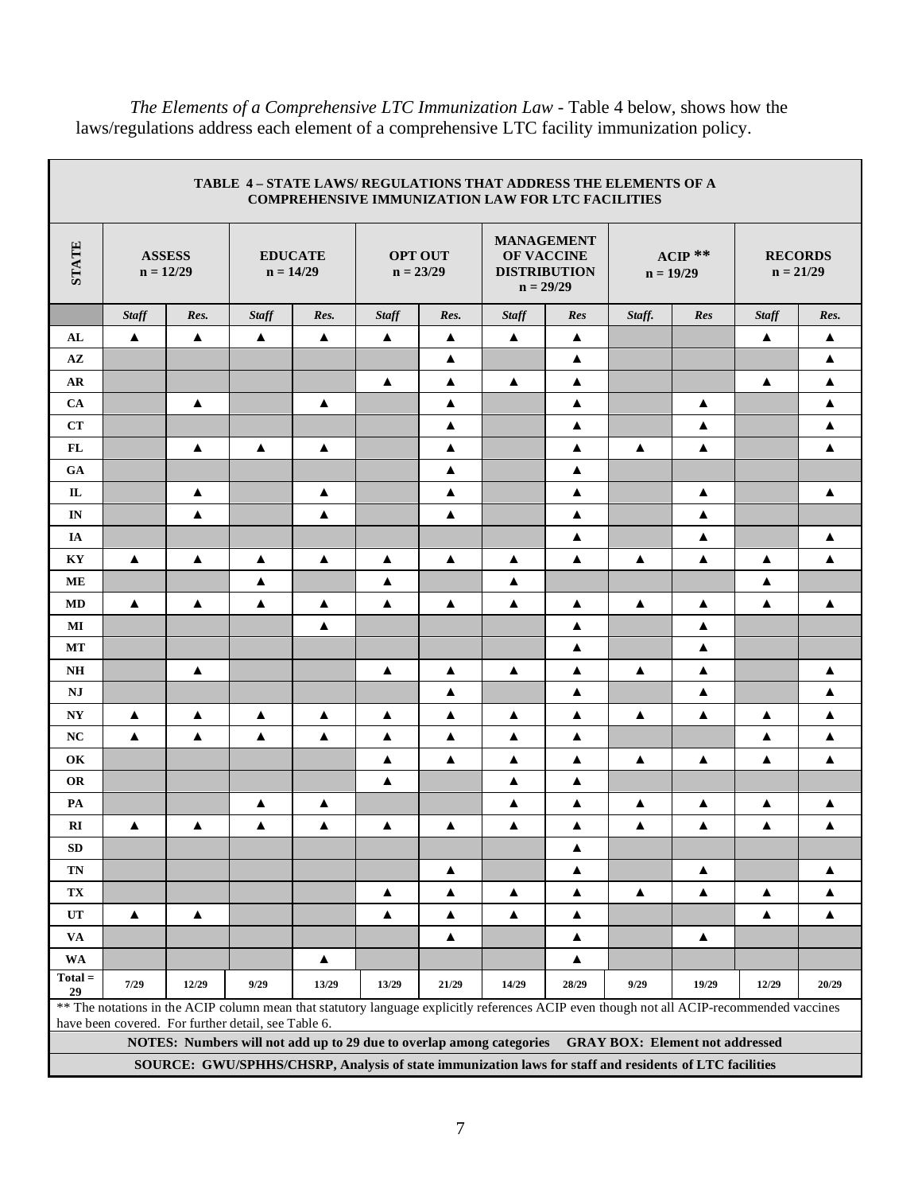*The Elements of a Comprehensive LTC Immunization Law* - Table 4 below, shows how the laws/regulations address each element of a comprehensive LTC facility immunization policy.

**TABLE 4 – STATE LAWS/ REGULATIONS THAT ADDRESS THE ELEMENTS OF A COMPREHENSIVE IMMUNIZATION LAW FOR LTC FACILITIES**

| STATE | ASSESS n = 12/29 | | EDUCATE n = 14/29 | | OPT OUT n = 23/29 | | MANAGEMENT OF VACCINE DISTRIBUTION n = 29/29 | | ACIP ** n = 19/29 | | RECORDS n = 21/29 | |
|---|---|---|---|---|---|---|---|---|---|---|---|---|
| | *Staff* | *Res.* | *Staff* | *Res.* | *Staff* | *Res.* | *Staff* | *Res* | *Staff.* | *Res* | *Staff* | *Res.* |
| AL | ▲ | ▲ | ▲ | ▲ | ▲ | ▲ | ▲ | ▲ | | | ▲ | ▲ |
| AZ | | | | | | ▲ | | ▲ | | | | ▲ |
| AR | | | | | ▲ | ▲ | ▲ | ▲ | | | ▲ | ▲ |
| CA | | ▲ | | ▲ | | ▲ | | ▲ | | ▲ | | ▲ |
| CT | | | | | | ▲ | | ▲ | | ▲ | | ▲ |
| FL | | ▲ | ▲ | ▲ | | ▲ | | ▲ | ▲ | ▲ | | ▲ |
| GA | | | | | | ▲ | | ▲ | | | | |
| IL | | ▲ | | ▲ | | ▲ | | ▲ | | ▲ | | ▲ |
| IN | | ▲ | | ▲ | | ▲ | | ▲ | | ▲ | | |
| IA | | | | | | | | ▲ | | ▲ | | ▲ |
| KY | ▲ | ▲ | ▲ | ▲ | ▲ | ▲ | ▲ | ▲ | ▲ | ▲ | ▲ | ▲ |
| ME | | | ▲ | | ▲ | | ▲ | | | | ▲ | |
| MD | ▲ | ▲ | ▲ | ▲ | ▲ | ▲ | ▲ | ▲ | ▲ | ▲ | ▲ | ▲ |
| MI | | | | ▲ | | | | ▲ | | ▲ | | |
| MT | | | | | | | | ▲ | | ▲ | | |
| NH | | ▲ | | | ▲ | ▲ | ▲ | ▲ | ▲ | ▲ | | ▲ |
| NJ | | | | | | ▲ | | ▲ | | ▲ | | ▲ |
| NY | ▲ | ▲ | ▲ | ▲ | ▲ | ▲ | ▲ | ▲ | ▲ | ▲ | ▲ | ▲ |
| NC | ▲ | ▲ | ▲ | ▲ | ▲ | ▲ | ▲ | ▲ | | | ▲ | ▲ |
| OK | | | | | ▲ | ▲ | ▲ | ▲ | ▲ | ▲ | ▲ | ▲ |
| OR | | | | | ▲ | | ▲ | ▲ | | | | |
| PA | | | ▲ | ▲ | | | ▲ | ▲ | ▲ | ▲ | ▲ | ▲ |
| RI | ▲ | ▲ | ▲ | ▲ | ▲ | ▲ | ▲ | ▲ | ▲ | ▲ | ▲ | ▲ |
| SD | | | | | | | | ▲ | | | | |
| TN | | | | | | ▲ | | ▲ | | ▲ | | ▲ |
| TX | | | | | ▲ | ▲ | ▲ | ▲ | ▲ | ▲ | ▲ | ▲ |
| UT | ▲ | ▲ | | | ▲ | ▲ | ▲ | ▲ | | | ▲ | ▲ |
| VA | | | | | | ▲ | | ▲ | | ▲ | | |
| WA | | | | ▲ | | | | ▲ | | | | |
| Total = 29 | 7/29 | 12/29 | 9/29 | 13/29 | 13/29 | 21/29 | 14/29 | 28/29 | 9/29 | 19/29 | 12/29 | 20/29 |

** The notations in the ACIP column mean that statutory language explicitly references ACIP even though not all ACIP-recommended vaccines have been covered. For further detail, see Table 6.

**NOTES: Numbers will not add up to 29 due to overlap among categories GRAY BOX: Element not addressed**

**SOURCE: GWU/SPHHS/CHSRP, Analysis of state immunization laws for staff and residents of LTC facilities**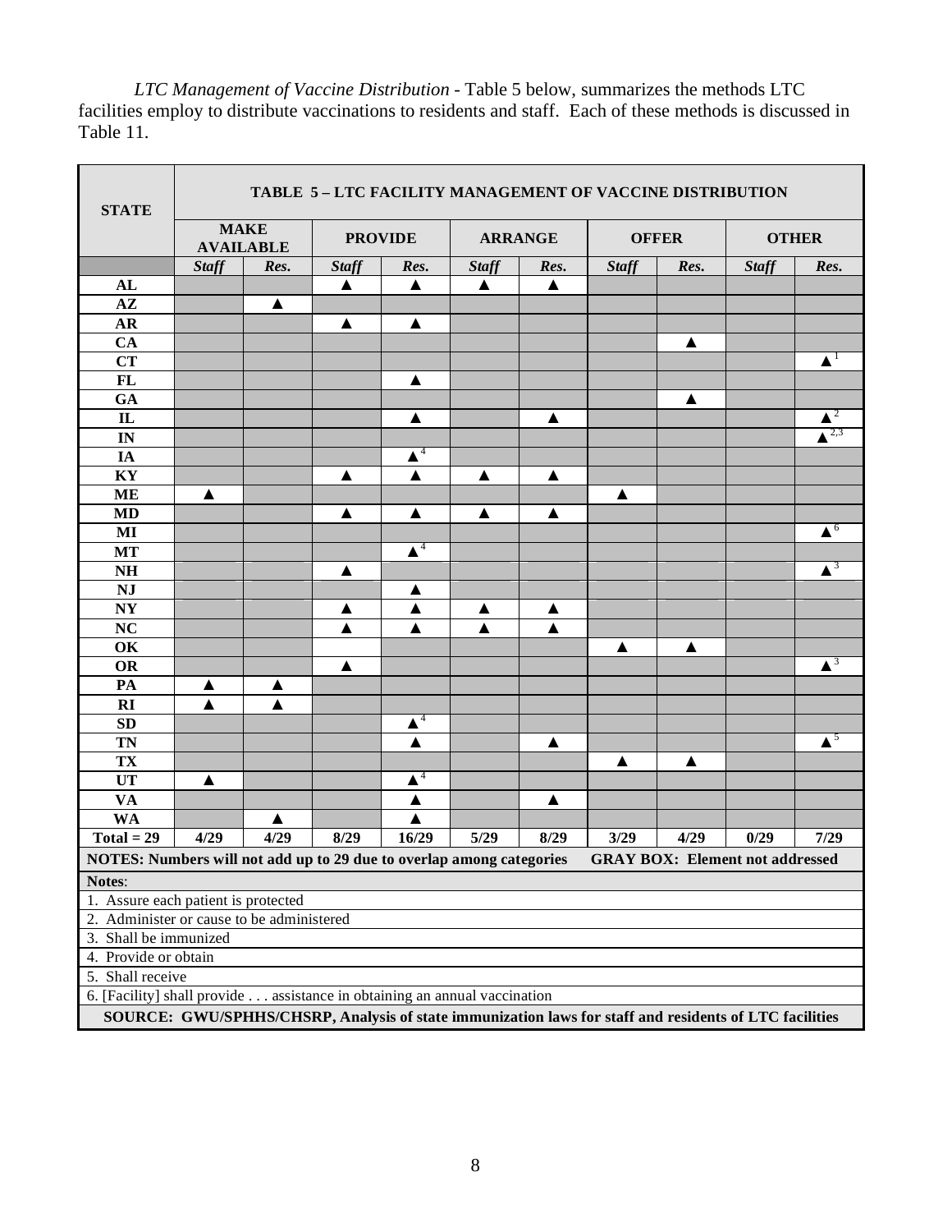*LTC Management of Vaccine Distribution* - Table 5 below, summarizes the methods LTC facilities employ to distribute vaccinations to residents and staff. Each of these methods is discussed in Table 11.

**TABLE 5 – LTC FACILITY MANAGEMENT OF VACCINE DISTRIBUTION**

| STATE | MAKE AVAILABLE | | PROVIDE | | ARRANGE | | OFFER | | OTHER | |
|---|---|---|---|---|---|---|---|---|---|---|
| | *Staff* | *Res.* | *Staff* | *Res.* | *Staff* | *Res.* | *Staff* | *Res.* | *Staff* | *Res.* |
| **AL** | | | ▲ | ▲ | ▲ | ▲ | | | | |
| **AZ** | | ▲ | | | | | | | | |
| **AR** | | | ▲ | ▲ | | | | | | |
| **CA** | | | | | | | | ▲ | | |
| **CT** | | | | | | | | | | ▲[1] |
| **FL** | | | | ▲ | | | | | | |
| **GA** | | | | | | | | ▲ | | |
| **IL** | | | | ▲ | | ▲ | | | | ▲[2] |
| **IN** | | | | | | | | | | ▲[2,3] |
| **IA** | | | | ▲[4] | | | | | | |
| **KY** | | | ▲ | ▲ | ▲ | ▲ | | | | |
| **ME** | ▲ | | | | | | ▲ | | | |
| **MD** | | | ▲ | ▲ | ▲ | ▲ | | | | |
| **MI** | | | | | | | | | | ▲[6] |
| **MT** | | | | ▲[4] | | | | | | |
| **NH** | | | ▲ | | | | | | | ▲[3] |
| **NJ** | | | | ▲ | | | | | | |
| **NY** | | | ▲ | ▲ | ▲ | ▲ | | | | |
| **NC** | | | ▲ | ▲ | ▲ | ▲ | | | | |
| **OK** | | | | | | | ▲ | ▲ | | |
| **OR** | | | ▲ | | | | | | | ▲[3] |
| **PA** | ▲ | ▲ | | | | | | | | |
| **RI** | ▲ | ▲ | | | | | | | | |
| **SD** | | | | ▲[4] | | | | | | |
| **TN** | | | | ▲ | | ▲ | | | | ▲[5] |
| **TX** | | | | | | | ▲ | ▲ | | |
| **UT** | ▲ | | | ▲[4] | | | | | | |
| **VA** | | | | ▲ | | ▲ | | | | |
| **WA** | | ▲ | | ▲ | | | | | | |
| **Total = 29** | **4/29** | **4/29** | **8/29** | **16/29** | **5/29** | **8/29** | **3/29** | **4/29** | **0/29** | **7/29** |

**NOTES: Numbers will not add up to 29 due to overlap among categories** **GRAY BOX: Element not addressed**

**Notes**:

1. Assure each patient is protected
2. Administer or cause to be administered
3. Shall be immunized
4. Provide or obtain
5. Shall receive
6. [Facility] shall provide . . . assistance in obtaining an annual vaccination

**SOURCE: GWU/SPHHS/CHSRP, Analysis of state immunization laws for staff and residents of LTC facilities**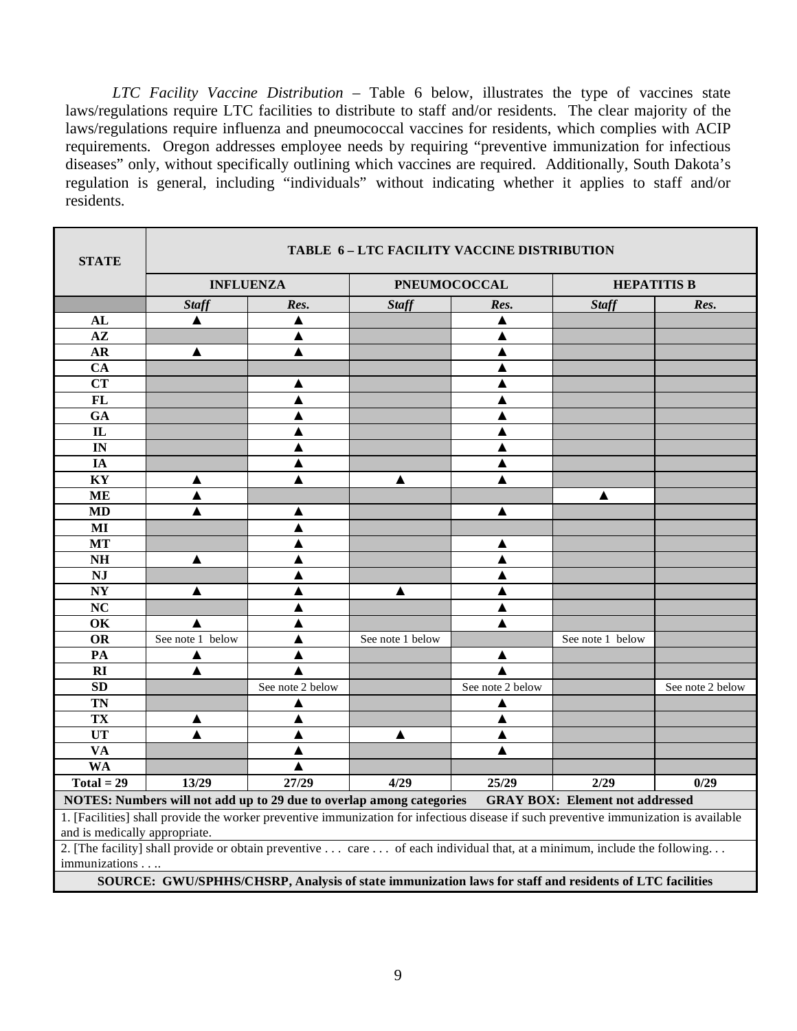*LTC Facility Vaccine Distribution* – Table 6 below, illustrates the type of vaccines state laws/regulations require LTC facilities to distribute to staff and/or residents. The clear majority of the laws/regulations require influenza and pneumococcal vaccines for residents, which complies with ACIP requirements. Oregon addresses employee needs by requiring "preventive immunization for infectious diseases" only, without specifically outlining which vaccines are required. Additionally, South Dakota's regulation is general, including "individuals" without indicating whether it applies to staff and/or residents.

| STATE | TABLE 6 – LTC FACILITY VACCINE DISTRIBUTION | | | | | |
|---|---|---|---|---|---|---|
| | **INFLUENZA** | | **PNEUMOCOCCAL** | | **HEPATITIS B** | |
| | ***Staff*** | ***Res.*** | ***Staff*** | ***Res.*** | ***Staff*** | ***Res.*** |
| **AL** | ▲ | ▲ | | ▲ | | |
| **AZ** | | ▲ | | ▲ | | |
| **AR** | ▲ | ▲ | | ▲ | | |
| **CA** | | | | ▲ | | |
| **CT** | | ▲ | | ▲ | | |
| **FL** | | ▲ | | ▲ | | |
| **GA** | | ▲ | | ▲ | | |
| **IL** | | ▲ | | ▲ | | |
| **IN** | | ▲ | | ▲ | | |
| **IA** | | ▲ | | ▲ | | |
| **KY** | ▲ | ▲ | ▲ | ▲ | | |
| **ME** | ▲ | | | | ▲ | |
| **MD** | ▲ | ▲ | | ▲ | | |
| **MI** | | ▲ | | | | |
| **MT** | | ▲ | | ▲ | | |
| **NH** | ▲ | ▲ | | ▲ | | |
| **NJ** | | ▲ | | ▲ | | |
| **NY** | ▲ | ▲ | ▲ | ▲ | | |
| **NC** | | ▲ | | ▲ | | |
| **OK** | ▲ | ▲ | | ▲ | | |
| **OR** | See note 1 below | ▲ | See note 1 below | | See note 1 below | |
| **PA** | ▲ | ▲ | | ▲ | | |
| **RI** | ▲ | ▲ | | ▲ | | |
| **SD** | | See note 2 below | | See note 2 below | | See note 2 below |
| **TN** | | ▲ | | ▲ | | |
| **TX** | ▲ | ▲ | | ▲ | | |
| **UT** | ▲ | ▲ | ▲ | ▲ | | |
| **VA** | | ▲ | | ▲ | | |
| **WA** | | ▲ | | | | |
| **Total = 29** | **13/29** | **27/29** | **4/29** | **25/29** | **2/29** | **0/29** |

**NOTES: Numbers will not add up to 29 due to overlap among categories** **GRAY BOX: Element not addressed**

1. [Facilities] shall provide the worker preventive immunization for infectious disease if such preventive immunization is available and is medically appropriate.

2. [The facility] shall provide or obtain preventive . . . care . . . of each individual that, at a minimum, include the following. . . immunizations . . ..

**SOURCE: GWU/SPHHS/CHSRP, Analysis of state immunization laws for staff and residents of LTC facilities**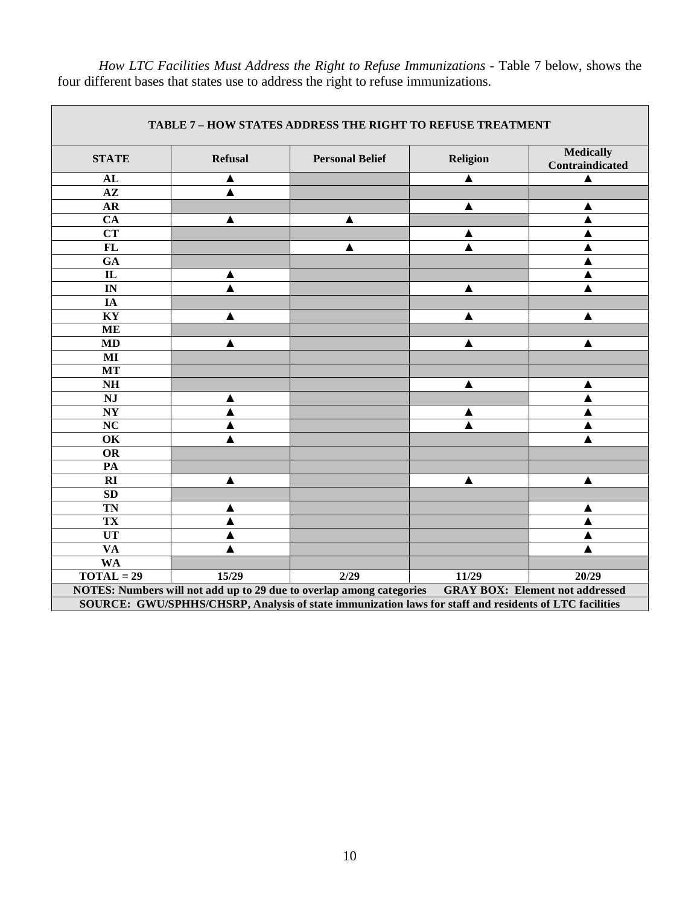*How LTC Facilities Must Address the Right to Refuse Immunizations* - Table 7 below, shows the four different bases that states use to address the right to refuse immunizations.

**TABLE 7 – HOW STATES ADDRESS THE RIGHT TO REFUSE TREATMENT**

| STATE | Refusal | Personal Belief | Religion | Medically Contraindicated |
|---|---|---|---|---|
| AL | ▲ | | ▲ | ▲ |
| AZ | ▲ | | | |
| AR | | | ▲ | ▲ |
| CA | ▲ | ▲ | | ▲ |
| CT | | | ▲ | ▲ |
| FL | | ▲ | ▲ | ▲ |
| GA | | | | ▲ |
| IL | ▲ | | | ▲ |
| IN | ▲ | | ▲ | ▲ |
| IA | | | | |
| KY | ▲ | | ▲ | ▲ |
| ME | | | | |
| MD | ▲ | | ▲ | ▲ |
| MI | | | | |
| MT | | | | |
| NH | | | ▲ | ▲ |
| NJ | ▲ | | | ▲ |
| NY | ▲ | | ▲ | ▲ |
| NC | ▲ | | ▲ | ▲ |
| OK | ▲ | | | ▲ |
| OR | | | | |
| PA | | | | |
| RI | ▲ | | ▲ | ▲ |
| SD | | | | |
| TN | ▲ | | | ▲ |
| TX | ▲ | | | ▲ |
| UT | ▲ | | | ▲ |
| VA | ▲ | | | ▲ |
| WA | | | | |
| TOTAL = 29 | 15/29 | 2/29 | 11/29 | 20/29 |

NOTES: Numbers will not add up to 29 due to overlap among categories GRAY BOX: Element not addressed

SOURCE: GWU/SPHHS/CHSRP, Analysis of state immunization laws for staff and residents of LTC facilities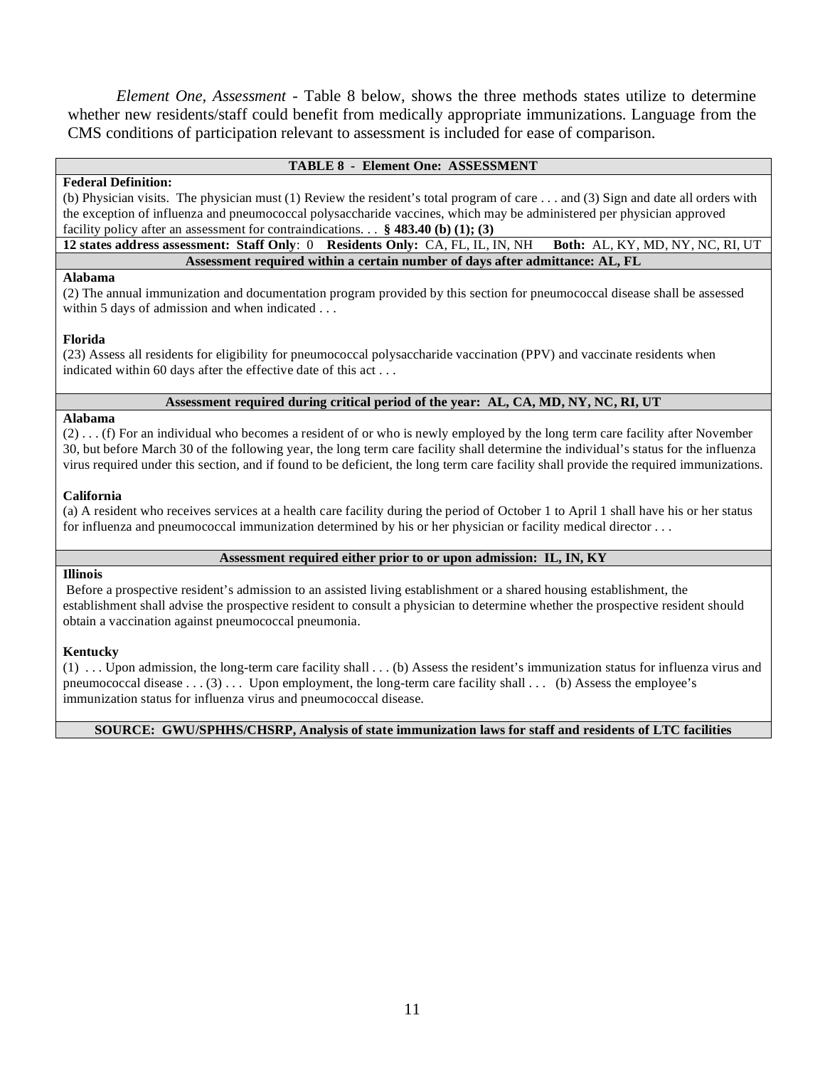*Element One, Assessment* - Table 8 below, shows the three methods states utilize to determine whether new residents/staff could benefit from medically appropriate immunizations. Language from the CMS conditions of participation relevant to assessment is included for ease of comparison.

| TABLE 8 - Element One: ASSESSMENT |
|---|
| **Federal Definition:**<br>(b) Physician visits. The physician must (1) Review the resident's total program of care . . . and (3) Sign and date all orders with the exception of influenza and pneumococcal polysaccharide vaccines, which may be administered per physician approved facility policy after an assessment for contraindications. . . **§ 483.40 (b) (1); (3)** |
| **12 states address assessment: Staff Only**: 0 **Residents Only:** CA, FL, IL, IN, NH **Both:** AL, KY, MD, NY, NC, RI, UT |
| **Assessment required within a certain number of days after admittance: AL, FL** |
| **Alabama**<br>(2) The annual immunization and documentation program provided by this section for pneumococcal disease shall be assessed within 5 days of admission and when indicated . . .<br><br>**Florida**<br>(23) Assess all residents for eligibility for pneumococcal polysaccharide vaccination (PPV) and vaccinate residents when indicated within 60 days after the effective date of this act . . . |
| **Assessment required during critical period of the year: AL, CA, MD, NY, NC, RI, UT** |
| **Alabama**<br>(2) . . . (f) For an individual who becomes a resident of or who is newly employed by the long term care facility after November 30, but before March 30 of the following year, the long term care facility shall determine the individual's status for the influenza virus required under this section, and if found to be deficient, the long term care facility shall provide the required immunizations.<br><br>**California**<br>(a) A resident who receives services at a health care facility during the period of October 1 to April 1 shall have his or her status for influenza and pneumococcal immunization determined by his or her physician or facility medical director . . . |
| **Assessment required either prior to or upon admission: IL, IN, KY** |
| **Illinois**<br>Before a prospective resident's admission to an assisted living establishment or a shared housing establishment, the establishment shall advise the prospective resident to consult a physician to determine whether the prospective resident should obtain a vaccination against pneumococcal pneumonia.<br><br>**Kentucky**<br>(1) . . . Upon admission, the long-term care facility shall . . . (b) Assess the resident's immunization status for influenza virus and pneumococcal disease . . . (3) . . . Upon employment, the long-term care facility shall . . . (b) Assess the employee's immunization status for influenza virus and pneumococcal disease. |
| **SOURCE: GWU/SPHHS/CHSRP, Analysis of state immunization laws for staff and residents of LTC facilities** |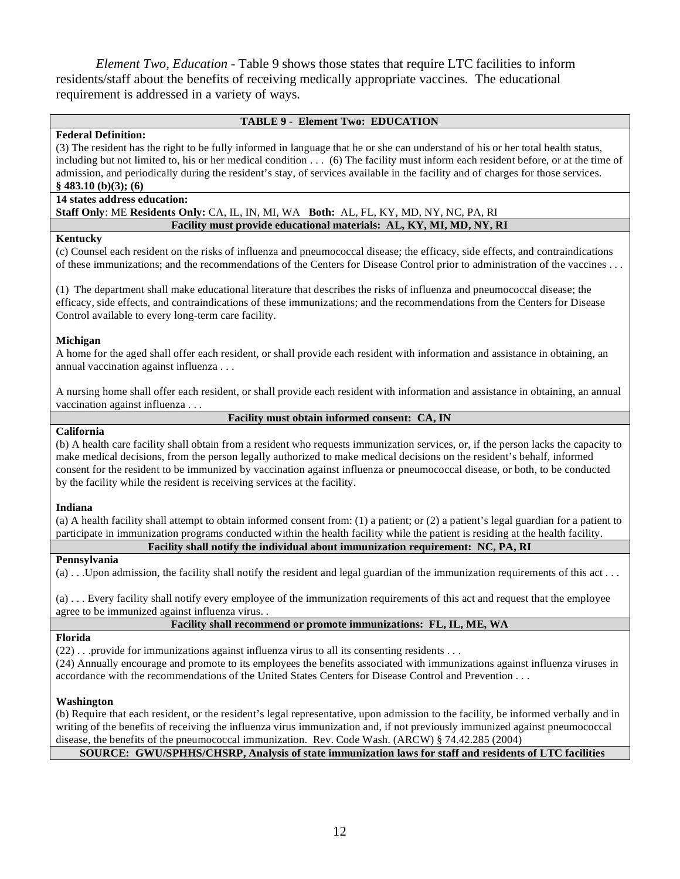*Element Two, Education* - Table 9 shows those states that require LTC facilities to inform residents/staff about the benefits of receiving medically appropriate vaccines. The educational requirement is addressed in a variety of ways.

| TABLE 9 - Element Two: EDUCATION |
|---|
| **Federal Definition:**<br>(3) The resident has the right to be fully informed in language that he or she can understand of his or her total health status, including but not limited to, his or her medical condition . . . (6) The facility must inform each resident before, or at the time of admission, and periodically during the resident's stay, of services available in the facility and of charges for those services.<br>**§ 483.10 (b)(3); (6)** |
| **14 states address education:**<br>**Staff Only**: ME **Residents Only:** CA, IL, IN, MI, WA **Both:** AL, FL, KY, MD, NY, NC, PA, RI |
| **Facility must provide educational materials: AL, KY, MI, MD, NY, RI** |
| **Kentucky**<br>(c) Counsel each resident on the risks of influenza and pneumococcal disease; the efficacy, side effects, and contraindications of these immunizations; and the recommendations of the Centers for Disease Control prior to administration of the vaccines . . .<br><br>(1) The department shall make educational literature that describes the risks of influenza and pneumococcal disease; the efficacy, side effects, and contraindications of these immunizations; and the recommendations from the Centers for Disease Control available to every long-term care facility.<br><br>**Michigan**<br>A home for the aged shall offer each resident, or shall provide each resident with information and assistance in obtaining, an annual vaccination against influenza . . .<br><br>A nursing home shall offer each resident, or shall provide each resident with information and assistance in obtaining, an annual vaccination against influenza . . . |
| **Facility must obtain informed consent: CA, IN** |
| **California**<br>(b) A health care facility shall obtain from a resident who requests immunization services, or, if the person lacks the capacity to make medical decisions, from the person legally authorized to make medical decisions on the resident's behalf, informed consent for the resident to be immunized by vaccination against influenza or pneumococcal disease, or both, to be conducted by the facility while the resident is receiving services at the facility.<br><br>**Indiana**<br>(a) A health facility shall attempt to obtain informed consent from: (1) a patient; or (2) a patient's legal guardian for a patient to participate in immunization programs conducted within the health facility while the patient is residing at the health facility. |
| **Facility shall notify the individual about immunization requirement: NC, PA, RI** |
| **Pennsylvania**<br>(a) . . .Upon admission, the facility shall notify the resident and legal guardian of the immunization requirements of this act . . .<br><br>(a) . . . Every facility shall notify every employee of the immunization requirements of this act and request that the employee agree to be immunized against influenza virus. . |
| **Facility shall recommend or promote immunizations: FL, IL, ME, WA** |
| **Florida**<br>(22) . . .provide for immunizations against influenza virus to all its consenting residents . . .<br>(24) Annually encourage and promote to its employees the benefits associated with immunizations against influenza viruses in accordance with the recommendations of the United States Centers for Disease Control and Prevention . . .<br><br>**Washington**<br>(b) Require that each resident, or the resident's legal representative, upon admission to the facility, be informed verbally and in writing of the benefits of receiving the influenza virus immunization and, if not previously immunized against pneumococcal disease, the benefits of the pneumococcal immunization. Rev. Code Wash. (ARCW) § 74.42.285 (2004) |
| **SOURCE: GWU/SPHHS/CHSRP, Analysis of state immunization laws for staff and residents of LTC facilities** |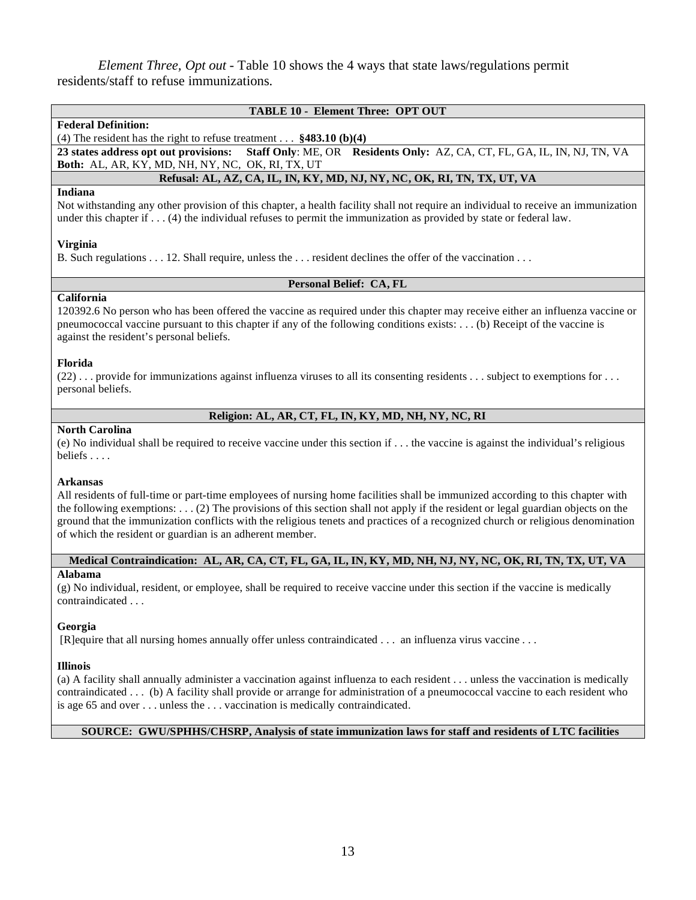*Element Three, Opt out* - Table 10 shows the 4 ways that state laws/regulations permit residents/staff to refuse immunizations.

**TABLE 10 - Element Three: OPT OUT**

**Federal Definition:**

(4) The resident has the right to refuse treatment . . . **§483.10 (b)(4)**

**23 states address opt out provisions:** **Staff Only**: ME, OR **Residents Only:** AZ, CA, CT, FL, GA, IL, IN, NJ, TN, VA **Both:** AL, AR, KY, MD, NH, NY, NC, OK, RI, TX, UT

**Refusal: AL, AZ, CA, IL, IN, KY, MD, NJ, NY, NC, OK, RI, TN, TX, UT, VA**

**Indiana**

Not withstanding any other provision of this chapter, a health facility shall not require an individual to receive an immunization under this chapter if . . . (4) the individual refuses to permit the immunization as provided by state or federal law.

**Virginia**

B. Such regulations . . . 12. Shall require, unless the . . . resident declines the offer of the vaccination . . .

**Personal Belief: CA, FL**

**California**

120392.6 No person who has been offered the vaccine as required under this chapter may receive either an influenza vaccine or pneumococcal vaccine pursuant to this chapter if any of the following conditions exists: . . . (b) Receipt of the vaccine is against the resident's personal beliefs.

**Florida**

(22) . . . provide for immunizations against influenza viruses to all its consenting residents . . . subject to exemptions for . . . personal beliefs.

**Religion: AL, AR, CT, FL, IN, KY, MD, NH, NY, NC, RI**

**North Carolina**

(e) No individual shall be required to receive vaccine under this section if . . . the vaccine is against the individual's religious beliefs . . . .

**Arkansas**

All residents of full-time or part-time employees of nursing home facilities shall be immunized according to this chapter with the following exemptions: . . . (2) The provisions of this section shall not apply if the resident or legal guardian objects on the ground that the immunization conflicts with the religious tenets and practices of a recognized church or religious denomination of which the resident or guardian is an adherent member.

**Medical Contraindication: AL, AR, CA, CT, FL, GA, IL, IN, KY, MD, NH, NJ, NY, NC, OK, RI, TN, TX, UT, VA**

**Alabama**

(g) No individual, resident, or employee, shall be required to receive vaccine under this section if the vaccine is medically contraindicated . . .

**Georgia**

[R]equire that all nursing homes annually offer unless contraindicated . . . an influenza virus vaccine . . .

**Illinois**

(a) A facility shall annually administer a vaccination against influenza to each resident . . . unless the vaccination is medically contraindicated . . . (b) A facility shall provide or arrange for administration of a pneumococcal vaccine to each resident who is age 65 and over . . . unless the . . . vaccination is medically contraindicated.

**SOURCE: GWU/SPHHS/CHSRP, Analysis of state immunization laws for staff and residents of LTC facilities**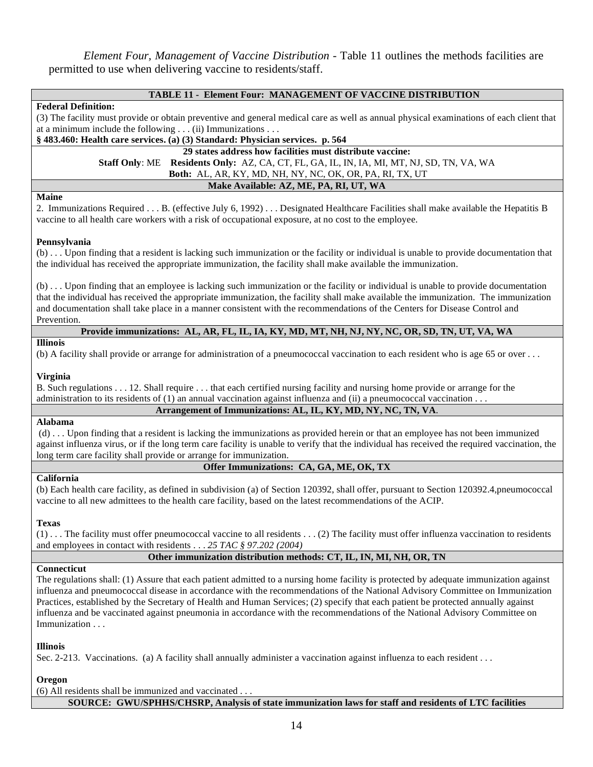*Element Four, Management of Vaccine Distribution* - Table 11 outlines the methods facilities are permitted to use when delivering vaccine to residents/staff.

| **TABLE 11 - Element Four: MANAGEMENT OF VACCINE DISTRIBUTION** |
|---|
| **Federal Definition:**<br>(3) The facility must provide or obtain preventive and general medical care as well as annual physical examinations of each client that at a minimum include the following . . . (ii) Immunizations . . .<br>**§ 483.460: Health care services. (a) (3) Standard: Physician services. p. 564** |
| **29 states address how facilities must distribute vaccine:**<br>**Staff Only**: ME **Residents Only:** AZ, CA, CT, FL, GA, IL, IN, IA, MI, MT, NJ, SD, TN, VA, WA<br>**Both:** AL, AR, KY, MD, NH, NY, NC, OK, OR, PA, RI, TX, UT |
| **Make Available: AZ, ME, PA, RI, UT, WA** |
| **Maine**<br>2. Immunizations Required . . . B. (effective July 6, 1992) . . . Designated Healthcare Facilities shall make available the Hepatitis B vaccine to all health care workers with a risk of occupational exposure, at no cost to the employee.<br><br>**Pennsylvania**<br>(b) . . . Upon finding that a resident is lacking such immunization or the facility or individual is unable to provide documentation that the individual has received the appropriate immunization, the facility shall make available the immunization.<br><br>(b) . . . Upon finding that an employee is lacking such immunization or the facility or individual is unable to provide documentation that the individual has received the appropriate immunization, the facility shall make available the immunization. The immunization and documentation shall take place in a manner consistent with the recommendations of the Centers for Disease Control and Prevention. |
| **Provide immunizations: AL, AR, FL, IL, IA, KY, MD, MT, NH, NJ, NY, NC, OR, SD, TN, UT, VA, WA** |
| **Illinois**<br>(b) A facility shall provide or arrange for administration of a pneumococcal vaccination to each resident who is age 65 or over . . .<br><br>**Virginia**<br>B. Such regulations . . . 12. Shall require . . . that each certified nursing facility and nursing home provide or arrange for the administration to its residents of (1) an annual vaccination against influenza and (ii) a pneumococcal vaccination . . . |
| **Arrangement of Immunizations: AL, IL, KY, MD, NY, NC, TN, VA**. |
| **Alabama**<br>(d) . . . Upon finding that a resident is lacking the immunizations as provided herein or that an employee has not been immunized against influenza virus, or if the long term care facility is unable to verify that the individual has received the required vaccination, the long term care facility shall provide or arrange for immunization. |
| **Offer Immunizations: CA, GA, ME, OK, TX** |
| **California**<br>(b) Each health care facility, as defined in subdivision (a) of Section 120392, shall offer, pursuant to Section 120392.4,pneumococcal vaccine to all new admittees to the health care facility, based on the latest recommendations of the ACIP.<br><br>**Texas**<br>(1) . . . The facility must offer pneumococcal vaccine to all residents . . . (2) The facility must offer influenza vaccination to residents and employees in contact with residents . . . *25 TAC § 97.202 (2004)* |
| **Other immunization distribution methods: CT, IL, IN, MI, NH, OR, TN** |
| **Connecticut**<br>The regulations shall: (1) Assure that each patient admitted to a nursing home facility is protected by adequate immunization against influenza and pneumococcal disease in accordance with the recommendations of the National Advisory Committee on Immunization Practices, established by the Secretary of Health and Human Services; (2) specify that each patient be protected annually against influenza and be vaccinated against pneumonia in accordance with the recommendations of the National Advisory Committee on Immunization . . .<br><br>**Illinois**<br>Sec. 2-213. Vaccinations. (a) A facility shall annually administer a vaccination against influenza to each resident . . .<br><br>**Oregon**<br>(6) All residents shall be immunized and vaccinated . . . |
| **SOURCE: GWU/SPHHS/CHSRP, Analysis of state immunization laws for staff and residents of LTC facilities** |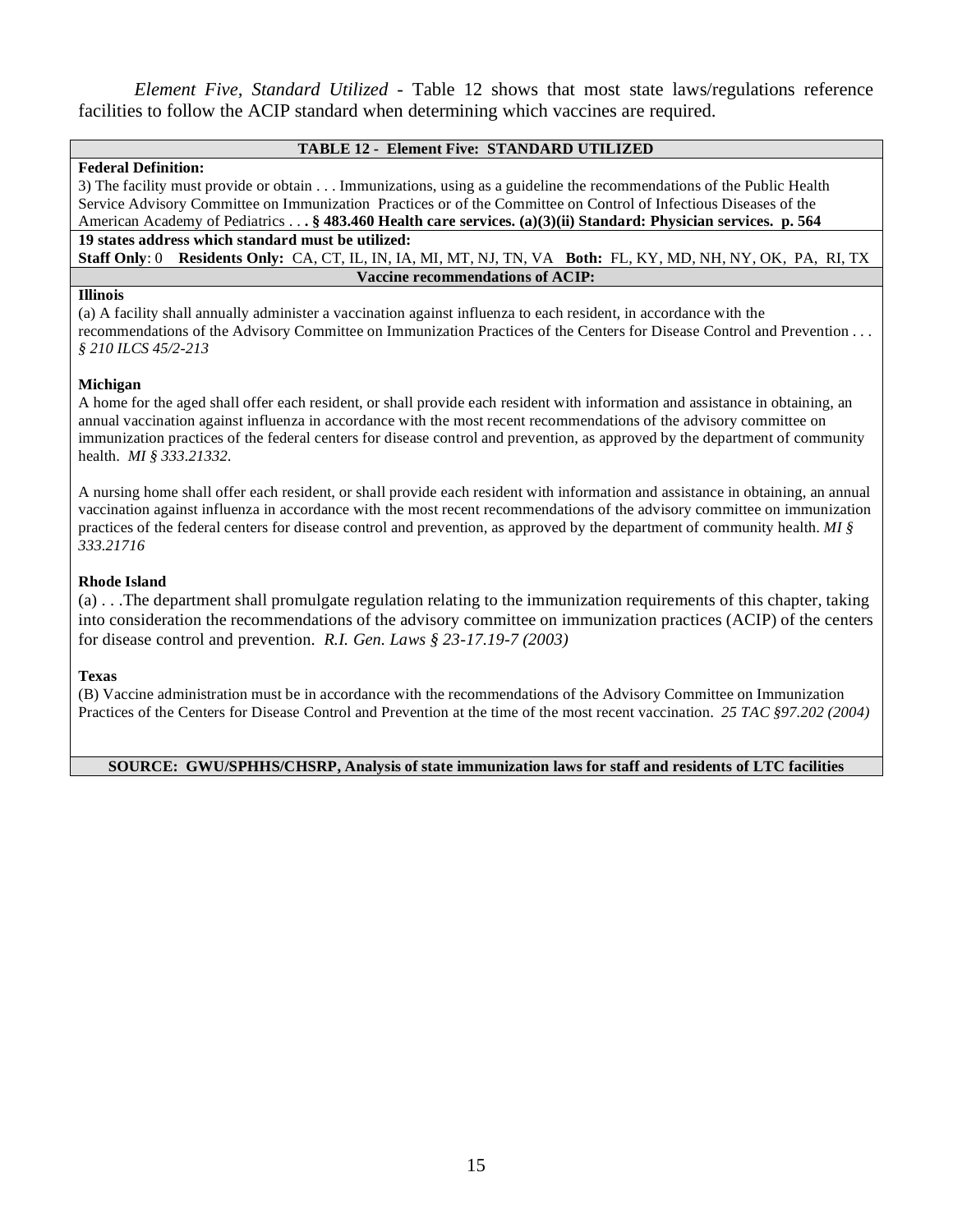*Element Five, Standard Utilized* - Table 12 shows that most state laws/regulations reference facilities to follow the ACIP standard when determining which vaccines are required.

**TABLE 12 - Element Five: STANDARD UTILIZED**

**Federal Definition:**

3) The facility must provide or obtain . . . Immunizations, using as a guideline the recommendations of the Public Health Service Advisory Committee on Immunization Practices or of the Committee on Control of Infectious Diseases of the American Academy of Pediatrics . . **. § 483.460 Health care services. (a)(3)(ii) Standard: Physician services. p. 564**

**19 states address which standard must be utilized:**

**Staff Only**: 0 **Residents Only:** CA, CT, IL, IN, IA, MI, MT, NJ, TN, VA **Both:** FL, KY, MD, NH, NY, OK, PA, RI, TX

**Vaccine recommendations of ACIP:**

**Illinois**

(a) A facility shall annually administer a vaccination against influenza to each resident, in accordance with the recommendations of the Advisory Committee on Immunization Practices of the Centers for Disease Control and Prevention . . . *§ 210 ILCS 45/2-213*

**Michigan**

A home for the aged shall offer each resident, or shall provide each resident with information and assistance in obtaining, an annual vaccination against influenza in accordance with the most recent recommendations of the advisory committee on immunization practices of the federal centers for disease control and prevention, as approved by the department of community health. *MI § 333.21332*.

A nursing home shall offer each resident, or shall provide each resident with information and assistance in obtaining, an annual vaccination against influenza in accordance with the most recent recommendations of the advisory committee on immunization practices of the federal centers for disease control and prevention, as approved by the department of community health. *MI § 333.21716*

**Rhode Island**

(a) . . .The department shall promulgate regulation relating to the immunization requirements of this chapter, taking into consideration the recommendations of the advisory committee on immunization practices (ACIP) of the centers for disease control and prevention. *R.I. Gen. Laws § 23-17.19-7 (2003)*

**Texas**

(B) Vaccine administration must be in accordance with the recommendations of the Advisory Committee on Immunization Practices of the Centers for Disease Control and Prevention at the time of the most recent vaccination. *25 TAC §97.202 (2004)*

**SOURCE: GWU/SPHHS/CHSRP, Analysis of state immunization laws for staff and residents of LTC facilities**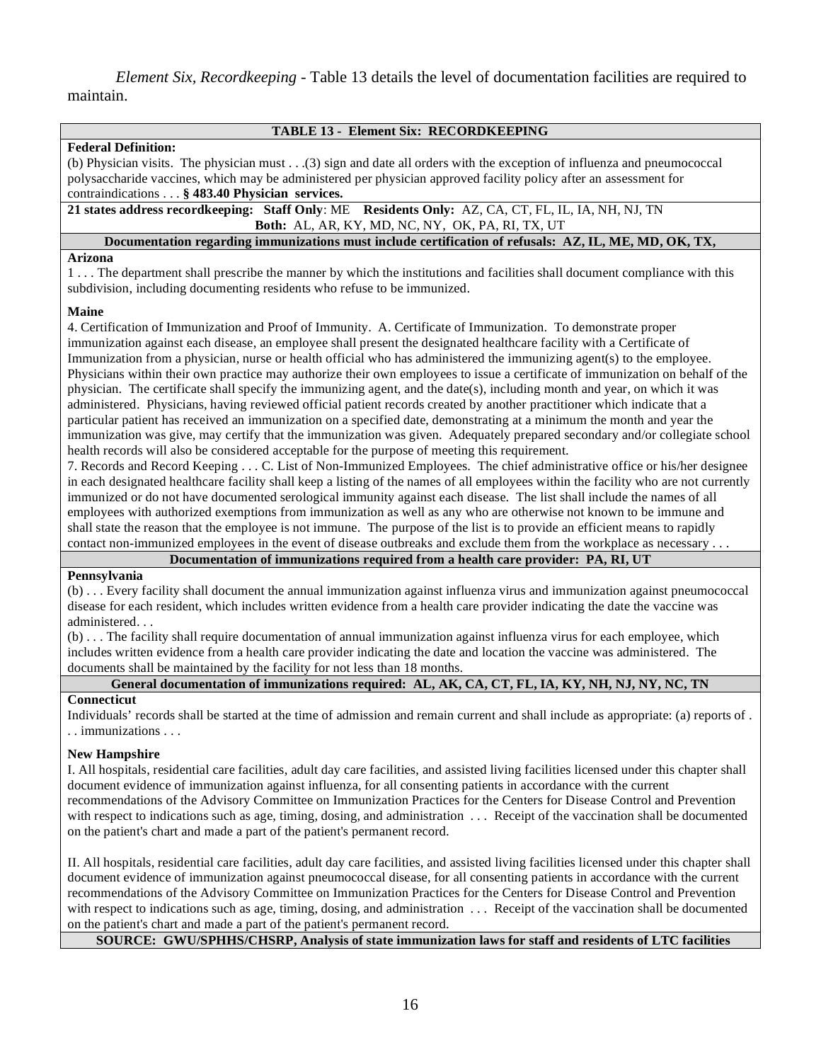*Element Six, Recordkeeping* - Table 13 details the level of documentation facilities are required to maintain.

**TABLE 13 - Element Six: RECORDKEEPING**

**Federal Definition:**

(b) Physician visits. The physician must . . .(3) sign and date all orders with the exception of influenza and pneumococcal polysaccharide vaccines, which may be administered per physician approved facility policy after an assessment for contraindications . . . **§ 483.40 Physician services.**

**21 states address recordkeeping: Staff Only**: ME **Residents Only:** AZ, CA, CT, FL, IL, IA, NH, NJ, TN
**Both:** AL, AR, KY, MD, NC, NY, OK, PA, RI, TX, UT

**Documentation regarding immunizations must include certification of refusals: AZ, IL, ME, MD, OK, TX,**

**Arizona**

1 . . . The department shall prescribe the manner by which the institutions and facilities shall document compliance with this subdivision, including documenting residents who refuse to be immunized.

**Maine**

4. Certification of Immunization and Proof of Immunity. A. Certificate of Immunization. To demonstrate proper immunization against each disease, an employee shall present the designated healthcare facility with a Certificate of Immunization from a physician, nurse or health official who has administered the immunizing agent(s) to the employee. Physicians within their own practice may authorize their own employees to issue a certificate of immunization on behalf of the physician. The certificate shall specify the immunizing agent, and the date(s), including month and year, on which it was administered. Physicians, having reviewed official patient records created by another practitioner which indicate that a particular patient has received an immunization on a specified date, demonstrating at a minimum the month and year the immunization was give, may certify that the immunization was given. Adequately prepared secondary and/or collegiate school health records will also be considered acceptable for the purpose of meeting this requirement.

7. Records and Record Keeping . . . C. List of Non-Immunized Employees. The chief administrative office or his/her designee in each designated healthcare facility shall keep a listing of the names of all employees within the facility who are not currently immunized or do not have documented serological immunity against each disease. The list shall include the names of all employees with authorized exemptions from immunization as well as any who are otherwise not known to be immune and shall state the reason that the employee is not immune. The purpose of the list is to provide an efficient means to rapidly contact non-immunized employees in the event of disease outbreaks and exclude them from the workplace as necessary . . .

**Documentation of immunizations required from a health care provider: PA, RI, UT**

**Pennsylvania**

(b) . . . Every facility shall document the annual immunization against influenza virus and immunization against pneumococcal disease for each resident, which includes written evidence from a health care provider indicating the date the vaccine was administered. . .

(b) . . . The facility shall require documentation of annual immunization against influenza virus for each employee, which includes written evidence from a health care provider indicating the date and location the vaccine was administered. The documents shall be maintained by the facility for not less than 18 months.

**General documentation of immunizations required: AL, AK, CA, CT, FL, IA, KY, NH, NJ, NY, NC, TN**

**Connecticut**

Individuals' records shall be started at the time of admission and remain current and shall include as appropriate: (a) reports of . . . immunizations . . .

**New Hampshire**

I. All hospitals, residential care facilities, adult day care facilities, and assisted living facilities licensed under this chapter shall document evidence of immunization against influenza, for all consenting patients in accordance with the current recommendations of the Advisory Committee on Immunization Practices for the Centers for Disease Control and Prevention with respect to indications such as age, timing, dosing, and administration . . . Receipt of the vaccination shall be documented on the patient's chart and made a part of the patient's permanent record.

II. All hospitals, residential care facilities, adult day care facilities, and assisted living facilities licensed under this chapter shall document evidence of immunization against pneumococcal disease, for all consenting patients in accordance with the current recommendations of the Advisory Committee on Immunization Practices for the Centers for Disease Control and Prevention with respect to indications such as age, timing, dosing, and administration . . . Receipt of the vaccination shall be documented on the patient's chart and made a part of the patient's permanent record.

**SOURCE: GWU/SPHHS/CHSRP, Analysis of state immunization laws for staff and residents of LTC facilities**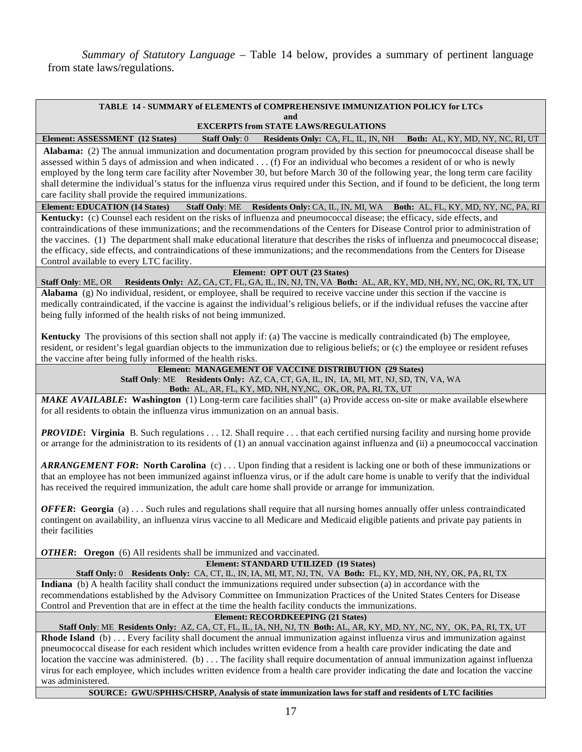*Summary of Statutory Language* – Table 14 below, provides a summary of pertinent language from state laws/regulations.

**TABLE 14 - SUMMARY of ELEMENTS of COMPREHENSIVE IMMUNIZATION POLICY for LTCs and EXCERPTS from STATE LAWS/REGULATIONS**

**Element: ASSESSMENT (12 States)** **Staff Only**: 0 **Residents Only:** CA, FL, IL, IN, NH **Both:** AL, KY, MD, NY, NC, RI, UT

**Alabama:** (2) The annual immunization and documentation program provided by this section for pneumococcal disease shall be assessed within 5 days of admission and when indicated . . . (f) For an individual who becomes a resident of or who is newly employed by the long term care facility after November 30, but before March 30 of the following year, the long term care facility shall determine the individual's status for the influenza virus required under this Section, and if found to be deficient, the long term care facility shall provide the required immunizations.

**Element: EDUCATION (14 States)** **Staff Only**: ME **Residents Only:** CA, IL, IN, MI, WA **Both:** AL, FL, KY, MD, NY, NC, PA, RI

**Kentucky:** (c) Counsel each resident on the risks of influenza and pneumococcal disease; the efficacy, side effects, and contraindications of these immunizations; and the recommendations of the Centers for Disease Control prior to administration of the vaccines. (1) The department shall make educational literature that describes the risks of influenza and pneumococcal disease; the efficacy, side effects, and contraindications of these immunizations; and the recommendations from the Centers for Disease Control available to every LTC facility.

**Element: OPT OUT (23 States)**
**Staff Only**: ME, OR **Residents Only:** AZ, CA, CT, FL, GA, IL, IN, NJ, TN, VA **Both:** AL, AR, KY, MD, NH, NY, NC, OK, RI, TX, UT

**Alabama** (g) No individual, resident, or employee, shall be required to receive vaccine under this section if the vaccine is medically contraindicated, if the vaccine is against the individual's religious beliefs, or if the individual refuses the vaccine after being fully informed of the health risks of not being immunized.

**Kentucky** The provisions of this section shall not apply if: (a) The vaccine is medically contraindicated (b) The employee, resident, or resident's legal guardian objects to the immunization due to religious beliefs; or (c) the employee or resident refuses the vaccine after being fully informed of the health risks.

**Element: MANAGEMENT OF VACCINE DISTRIBUTION (29 States)**
**Staff Only**: ME **Residents Only:** AZ, CA, CT, GA, IL, IN, IA, MI, MT, NJ, SD, TN, VA, WA
**Both:** AL, AR, FL, KY, MD, NH, NY,NC, OK, OR, PA, RI, TX, UT

***MAKE AVAILABLE*: Washington** (1) Long-term care facilities shall" (a) Provide access on-site or make available elsewhere for all residents to obtain the influenza virus immunization on an annual basis.

***PROVIDE*: Virginia** B. Such regulations . . . 12. Shall require . . . that each certified nursing facility and nursing home provide or arrange for the administration to its residents of (1) an annual vaccination against influenza and (ii) a pneumococcal vaccination

***ARRANGEMENT FOR*: North Carolina** (c) . . . Upon finding that a resident is lacking one or both of these immunizations or that an employee has not been immunized against influenza virus, or if the adult care home is unable to verify that the individual has received the required immunization, the adult care home shall provide or arrange for immunization.

***OFFER*: Georgia** (a) . . . Such rules and regulations shall require that all nursing homes annually offer unless contraindicated contingent on availability, an influenza virus vaccine to all Medicare and Medicaid eligible patients and private pay patients in their facilities

***OTHER*: Oregon** (6) All residents shall be immunized and vaccinated.

**Element: STANDARD UTILIZED (19 States)**
**Staff Only:** 0 **Residents Only:** CA, CT, IL, IN, IA, MI, MT, NJ, TN, VA **Both:** FL, KY, MD, NH, NY, OK, PA, RI, TX

**Indiana** (b) A health facility shall conduct the immunizations required under subsection (a) in accordance with the recommendations established by the Advisory Committee on Immunization Practices of the United States Centers for Disease Control and Prevention that are in effect at the time the health facility conducts the immunizations.

**Element: RECORDKEEPING (21 States)**
**Staff Only**: ME **Residents Only:** AZ, CA, CT, FL, IL, IA, NH, NJ, TN **Both:** AL, AR, KY, MD, NY, NC, NY, OK, PA, RI, TX, UT

**Rhode Island** (b) . . . Every facility shall document the annual immunization against influenza virus and immunization against pneumococcal disease for each resident which includes written evidence from a health care provider indicating the date and location the vaccine was administered. (b) . . . The facility shall require documentation of annual immunization against influenza virus for each employee, which includes written evidence from a health care provider indicating the date and location the vaccine was administered.

**SOURCE: GWU/SPHHS/CHSRP, Analysis of state immunization laws for staff and residents of LTC facilities**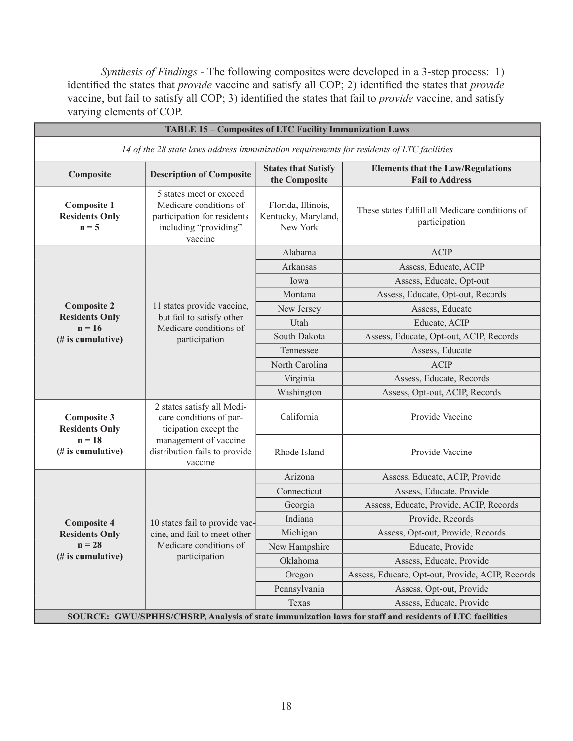*Synthesis of Findings* - The following composites were developed in a 3-step process: 1) identified the states that *provide* vaccine and satisfy all COP; 2) identified the states that *provide* vaccine, but fail to satisfy all COP; 3) identified the states that fail to *provide* vaccine, and satisfy varying elements of COP.

**TABLE 15 – Composites of LTC Facility Immunization Laws**

*14 of the 28 state laws address immunization requirements for residents of LTC facilities*

| Composite | Description of Composite | States that Satisfy the Composite | Elements that the Law/Regulations Fail to Address |
|---|---|---|---|
| **Composite 1 Residents Only n = 5** | 5 states meet or exceed Medicare conditions of participation for residents including "providing" vaccine | Florida, Illinois, Kentucky, Maryland, New York | These states fulfill all Medicare conditions of participation |
| **Composite 2 Residents Only n = 16 (# is cumulative)** | 11 states provide vaccine, but fail to satisfy other Medicare conditions of participation | Alabama | ACIP |
| | | Arkansas | Assess, Educate, ACIP |
| | | Iowa | Assess, Educate, Opt-out |
| | | Montana | Assess, Educate, Opt-out, Records |
| | | New Jersey | Assess, Educate |
| | | Utah | Educate, ACIP |
| | | South Dakota | Assess, Educate, Opt-out, ACIP, Records |
| | | Tennessee | Assess, Educate |
| | | North Carolina | ACIP |
| | | Virginia | Assess, Educate, Records |
| | | Washington | Assess, Opt-out, ACIP, Records |
| **Composite 3 Residents Only n = 18 (# is cumulative)** | 2 states satisfy all Medicare conditions of participation except the management of vaccine distribution fails to provide vaccine | California | Provide Vaccine |
| | | Rhode Island | Provide Vaccine |
| **Composite 4 Residents Only n = 28 (# is cumulative)** | 10 states fail to provide vaccine, and fail to meet other Medicare conditions of participation | Arizona | Assess, Educate, ACIP, Provide |
| | | Connecticut | Assess, Educate, Provide |
| | | Georgia | Assess, Educate, Provide, ACIP, Records |
| | | Indiana | Provide, Records |
| | | Michigan | Assess, Opt-out, Provide, Records |
| | | New Hampshire | Educate, Provide |
| | | Oklahoma | Assess, Educate, Provide |
| | | Oregon | Assess, Educate, Opt-out, Provide, ACIP, Records |
| | | Pennsylvania | Assess, Opt-out, Provide |
| | | Texas | Assess, Educate, Provide |

**SOURCE: GWU/SPHHS/CHSRP, Analysis of state immunization laws for staff and residents of LTC facilities**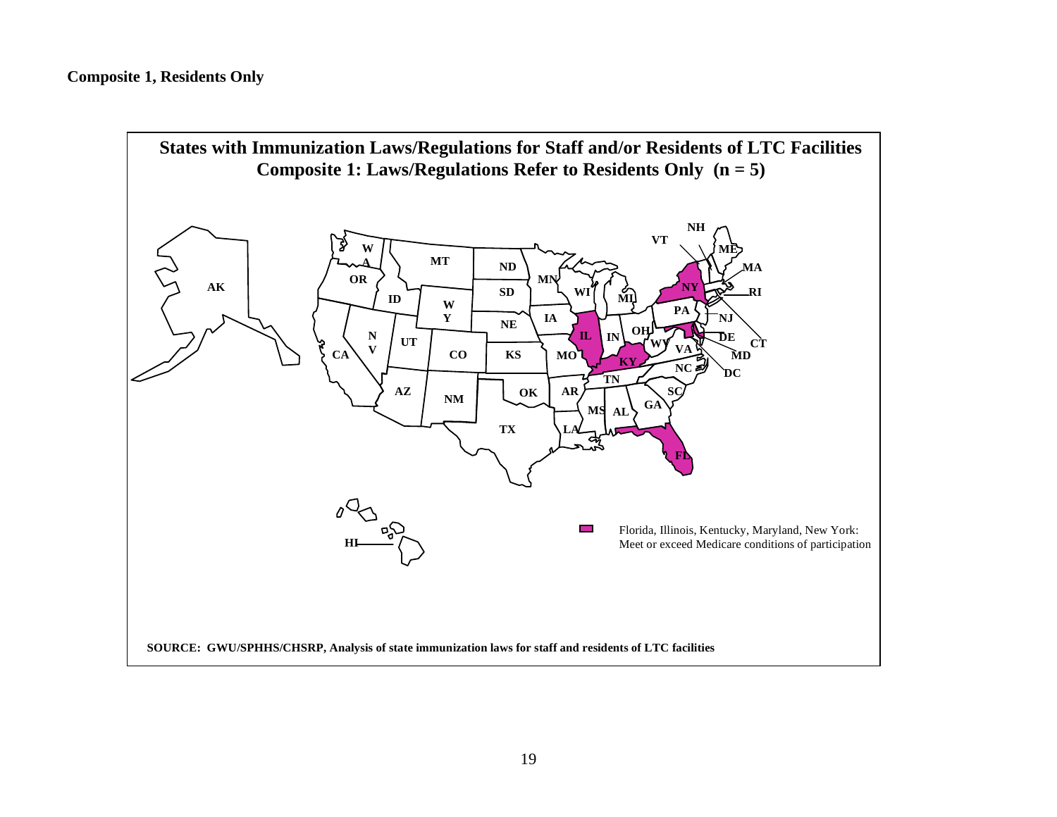**Composite 1, Residents Only**

**States with Immunization Laws/Regulations for Staff and/or Residents of LTC Facilities**
**Composite 1: Laws/Regulations Refer to Residents Only (n = 5)**

Florida, Illinois, Kentucky, Maryland, New York: Meet or exceed Medicare conditions of participation

**SOURCE: GWU/SPHHS/CHSRP, Analysis of state immunization laws for staff and residents of LTC facilities**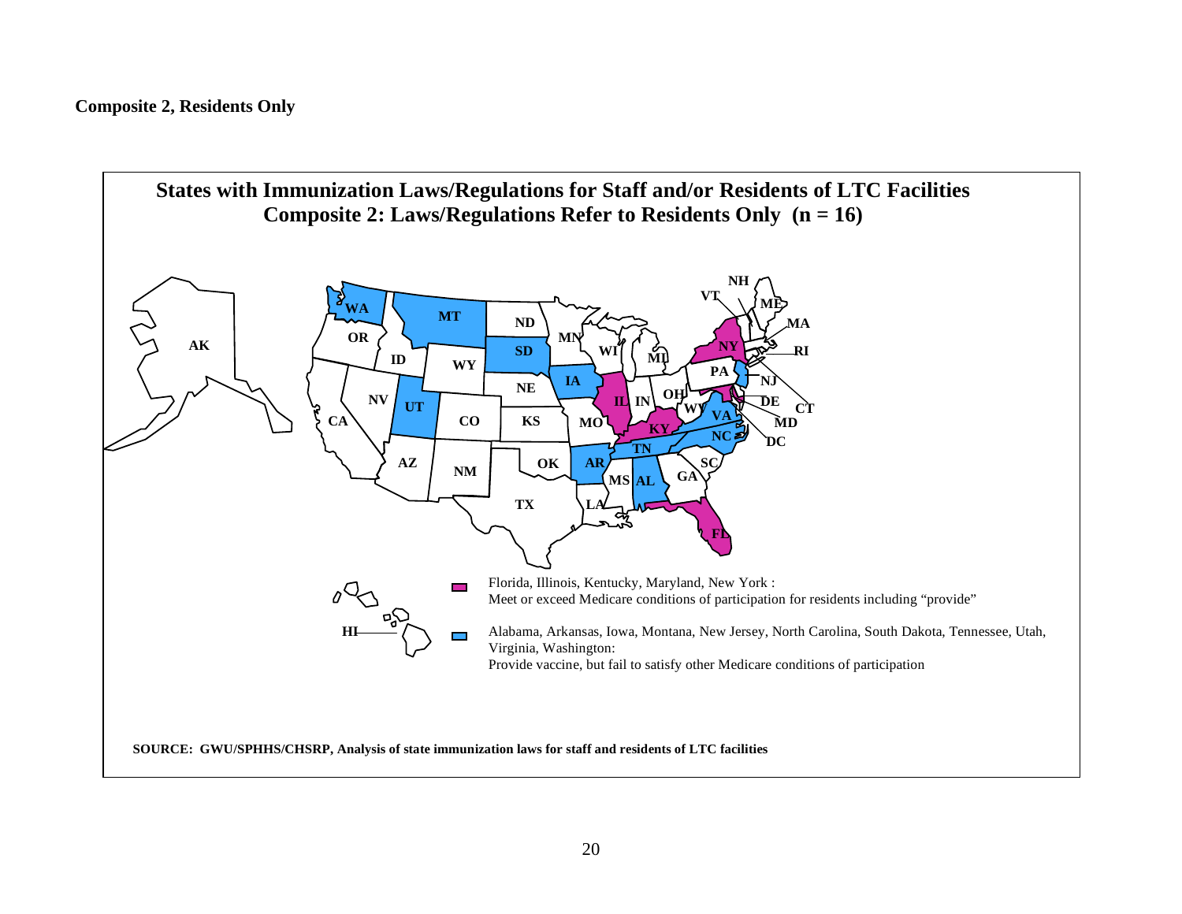**Composite 2, Residents Only**

**States with Immunization Laws/Regulations for Staff and/or Residents of LTC Facilities**
**Composite 2: Laws/Regulations Refer to Residents Only (n = 16)**

Florida, Illinois, Kentucky, Maryland, New York :
Meet or exceed Medicare conditions of participation for residents including "provide"

Alabama, Arkansas, Iowa, Montana, New Jersey, North Carolina, South Dakota, Tennessee, Utah, Virginia, Washington:
Provide vaccine, but fail to satisfy other Medicare conditions of participation

**SOURCE: GWU/SPHHS/CHSRP, Analysis of state immunization laws for staff and residents of LTC facilities**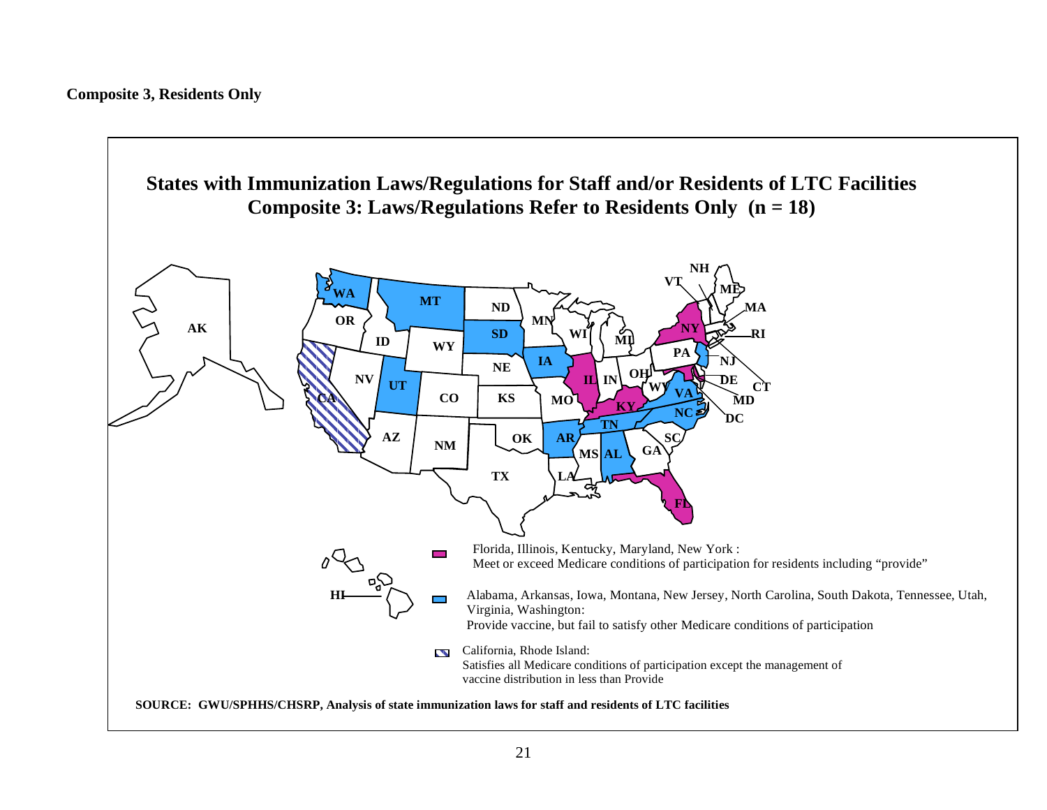**Composite 3, Residents Only**

## States with Immunization Laws/Regulations for Staff and/or Residents of LTC Facilities
## Composite 3: Laws/Regulations Refer to Residents Only (n = 18)

Florida, Illinois, Kentucky, Maryland, New York :
Meet or exceed Medicare conditions of participation for residents including "provide"

Alabama, Arkansas, Iowa, Montana, New Jersey, North Carolina, South Dakota, Tennessee, Utah, Virginia, Washington:
Provide vaccine, but fail to satisfy other Medicare conditions of participation

California, Rhode Island:
Satisfies all Medicare conditions of participation except the management of vaccine distribution in less than Provide

**SOURCE: GWU/SPHHS/CHSRP, Analysis of state immunization laws for staff and residents of LTC facilities**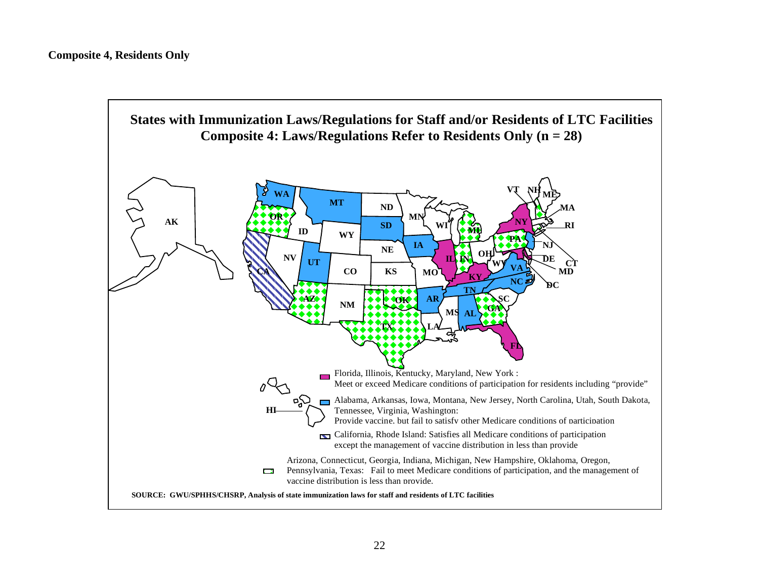**Composite 4, Residents Only**

**States with Immunization Laws/Regulations for Staff and/or Residents of LTC Facilities**
**Composite 4: Laws/Regulations Refer to Residents Only (n = 28)**

- Florida, Illinois, Kentucky, Maryland, New York : Meet or exceed Medicare conditions of participation for residents including "provide"
- Alabama, Arkansas, Iowa, Montana, New Jersey, North Carolina, Utah, South Dakota, Tennessee, Virginia, Washington: Provide vaccine, but fail to satisfy other Medicare conditions of participation
- California, Rhode Island: Satisfies all Medicare conditions of participation except the management of vaccine distribution in less than provide
- Arizona, Connecticut, Georgia, Indiana, Michigan, New Hampshire, Oklahoma, Oregon, Pennsylvania, Texas: Fail to meet Medicare conditions of participation, and the management of vaccine distribution is less than provide.

**SOURCE: GWU/SPHHS/CHSRP, Analysis of state immunization laws for staff and residents of LTC facilities**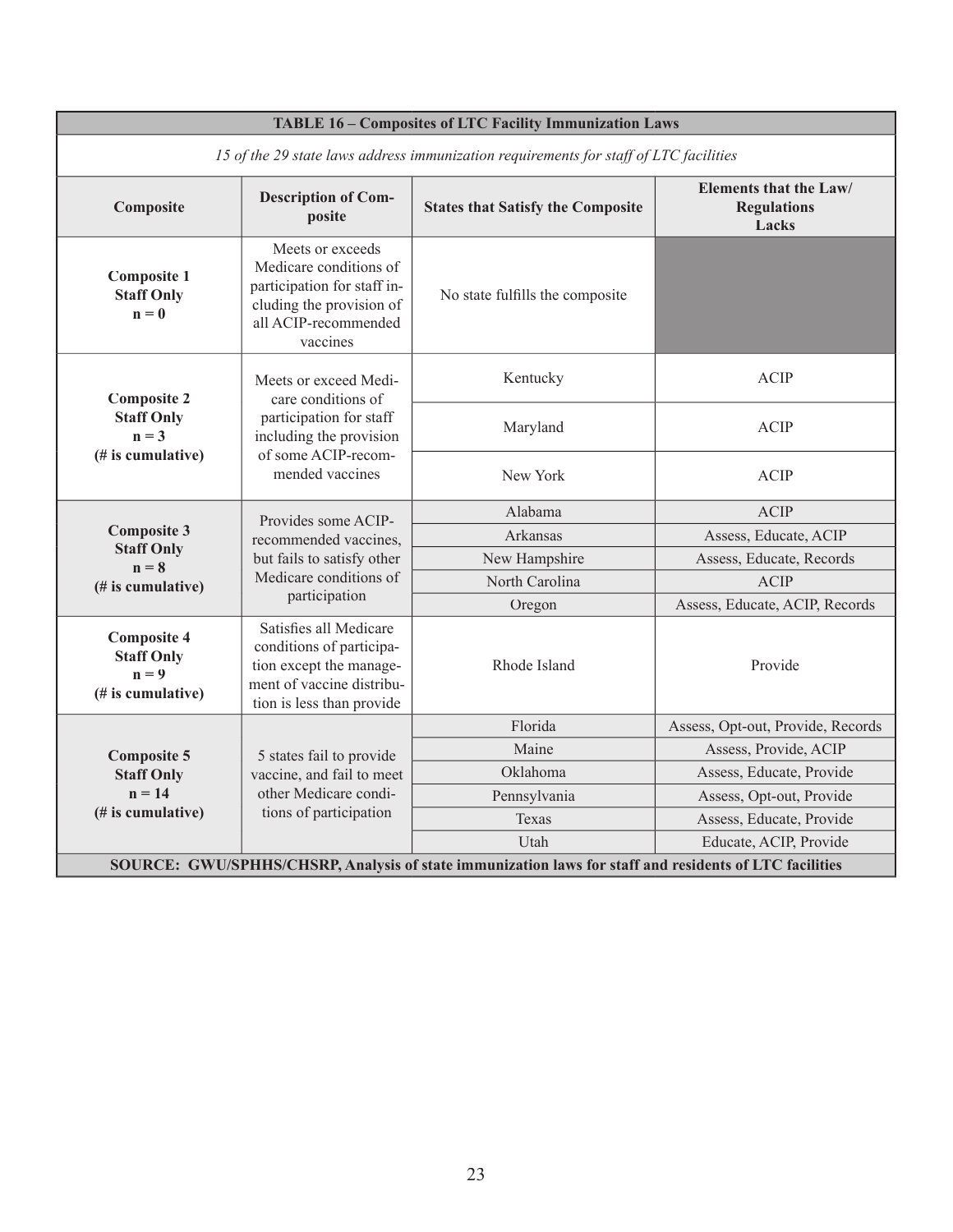**TABLE 16 – Composites of LTC Facility Immunization Laws**

*15 of the 29 state laws address immunization requirements for staff of LTC facilities*

| Composite | Description of Composite | States that Satisfy the Composite | Elements that the Law/ Regulations Lacks |
|---|---|---|---|
| **Composite 1 Staff Only n = 0** | Meets or exceeds Medicare conditions of participation for staff including the provision of all ACIP-recommended vaccines | No state fulfills the composite | |
| **Composite 2 Staff Only n = 3 (# is cumulative)** | Meets or exceed Medicare conditions of participation for staff including the provision of some ACIP-recommended vaccines | Kentucky | ACIP |
| | | Maryland | ACIP |
| | | New York | ACIP |
| **Composite 3 Staff Only n = 8 (# is cumulative)** | Provides some ACIP-recommended vaccines, but fails to satisfy other Medicare conditions of participation | Alabama | ACIP |
| | | Arkansas | Assess, Educate, ACIP |
| | | New Hampshire | Assess, Educate, Records |
| | | North Carolina | ACIP |
| | | Oregon | Assess, Educate, ACIP, Records |
| **Composite 4 Staff Only n = 9 (# is cumulative)** | Satisfies all Medicare conditions of participation except the management of vaccine distribution is less than provide | Rhode Island | Provide |
| **Composite 5 Staff Only n = 14 (# is cumulative)** | 5 states fail to provide vaccine, and fail to meet other Medicare conditions of participation | Florida | Assess, Opt-out, Provide, Records |
| | | Maine | Assess, Provide, ACIP |
| | | Oklahoma | Assess, Educate, Provide |
| | | Pennsylvania | Assess, Opt-out, Provide |
| | | Texas | Assess, Educate, Provide |
| | | Utah | Educate, ACIP, Provide |

**SOURCE: GWU/SPHHS/CHSRP, Analysis of state immunization laws for staff and residents of LTC facilities**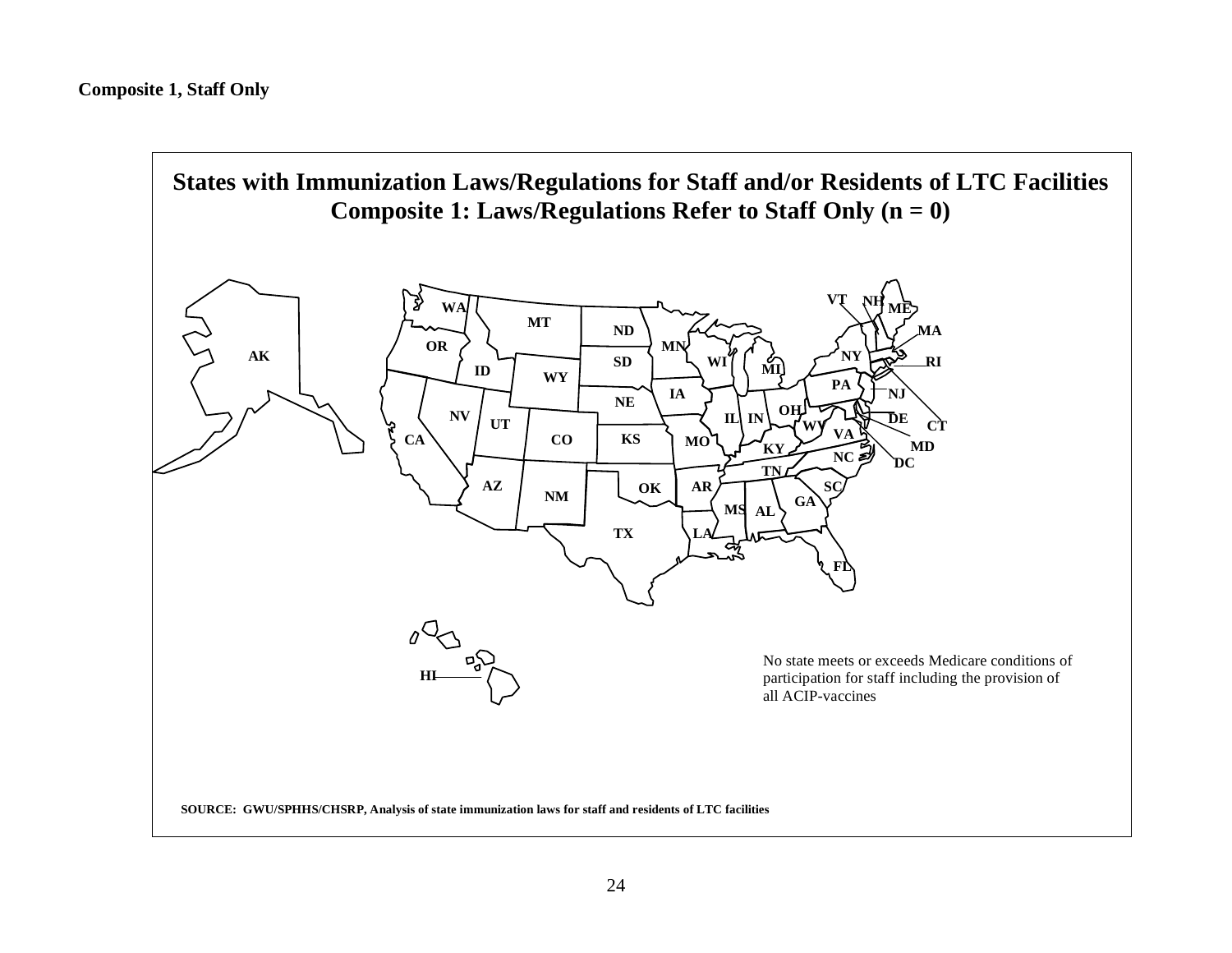**Composite 1, Staff Only**

**States with Immunization Laws/Regulations for Staff and/or Residents of LTC Facilities**
**Composite 1: Laws/Regulations Refer to Staff Only (n = 0)**

AK WA MT ND MN WI MI NY VT NH ME MA RI CT NJ DE MD DC OR ID SD WY NE IA IL IN OH PA WV VA NV UT CA CO KS MO KY NC TN AZ NM OK AR SC GA MS AL TX LA FL HI

No state meets or exceeds Medicare conditions of participation for staff including the provision of all ACIP-vaccines

**SOURCE: GWU/SPHHS/CHSRP, Analysis of state immunization laws for staff and residents of LTC facilities**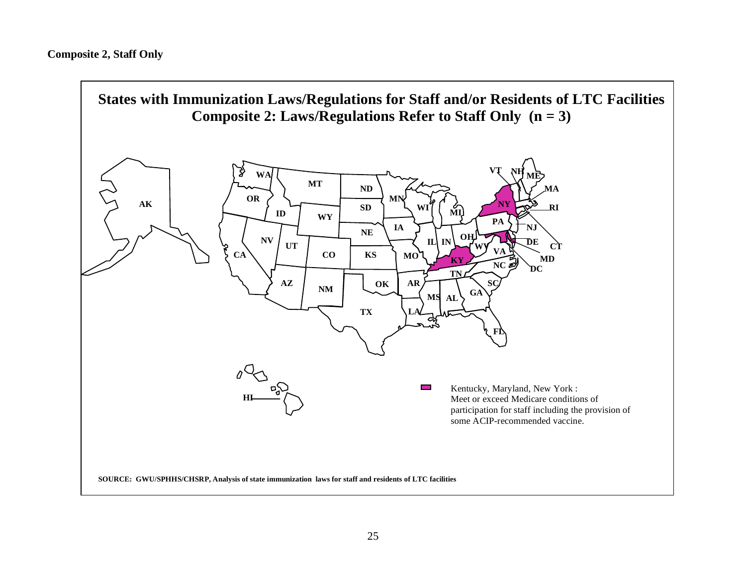**Composite 2, Staff Only**

**States with Immunization Laws/Regulations for Staff and/or Residents of LTC Facilities**
**Composite 2: Laws/Regulations Refer to Staff Only (n = 3)**

Kentucky, Maryland, New York : Meet or exceed Medicare conditions of participation for staff including the provision of some ACIP-recommended vaccine.

**SOURCE: GWU/SPHHS/CHSRP, Analysis of state immunization laws for staff and residents of LTC facilities**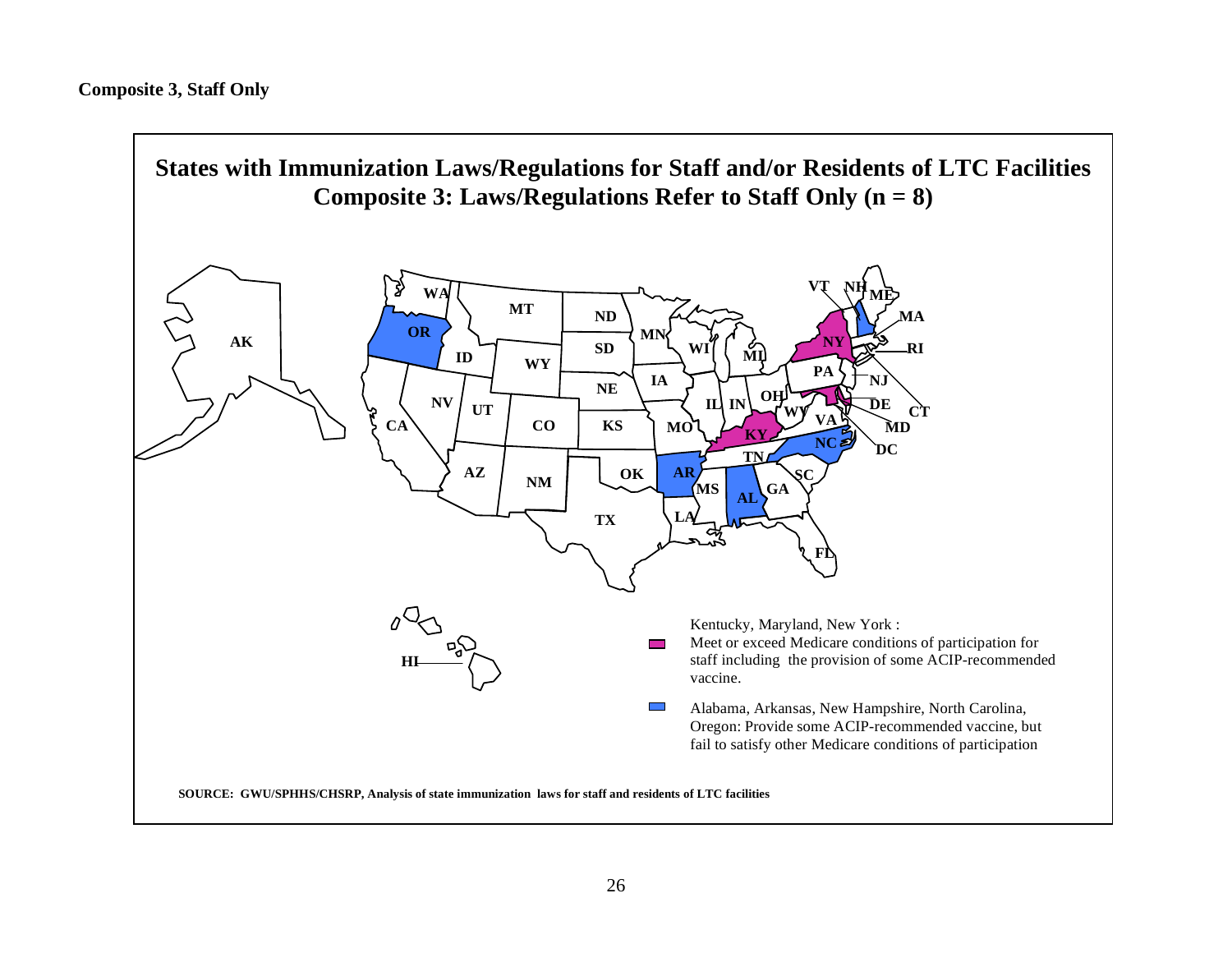**Composite 3, Staff Only**

## States with Immunization Laws/Regulations for Staff and/or Residents of LTC Facilities
## Composite 3: Laws/Regulations Refer to Staff Only (n = 8)

Kentucky, Maryland, New York : Meet or exceed Medicare conditions of participation for staff including the provision of some ACIP-recommended vaccine.

Alabama, Arkansas, New Hampshire, North Carolina, Oregon: Provide some ACIP-recommended vaccine, but fail to satisfy other Medicare conditions of participation

**SOURCE: GWU/SPHHS/CHSRP, Analysis of state immunization laws for staff and residents of LTC facilities**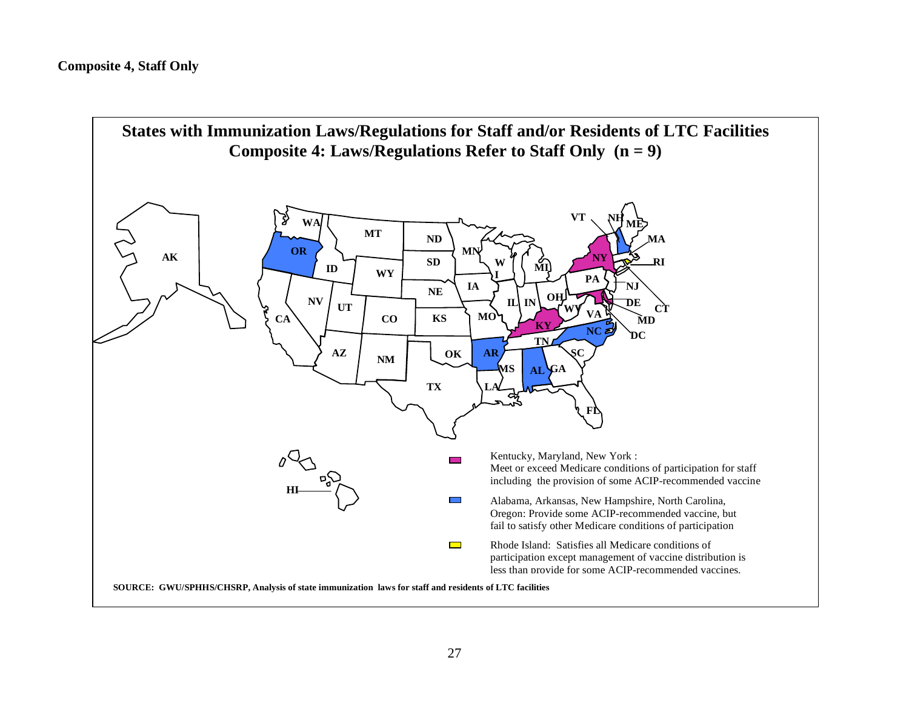**Composite 4, Staff Only**

## States with Immunization Laws/Regulations for Staff and/or Residents of LTC Facilities
## Composite 4: Laws/Regulations Refer to Staff Only (n = 9)

Kentucky, Maryland, New York : Meet or exceed Medicare conditions of participation for staff including the provision of some ACIP-recommended vaccine

Alabama, Arkansas, New Hampshire, North Carolina, Oregon: Provide some ACIP-recommended vaccine, but fail to satisfy other Medicare conditions of participation

Rhode Island: Satisfies all Medicare conditions of participation except management of vaccine distribution is less than provide for some ACIP-recommended vaccines.

SOURCE: GWU/SPHHS/CHSRP, Analysis of state immunization laws for staff and residents of LTC facilities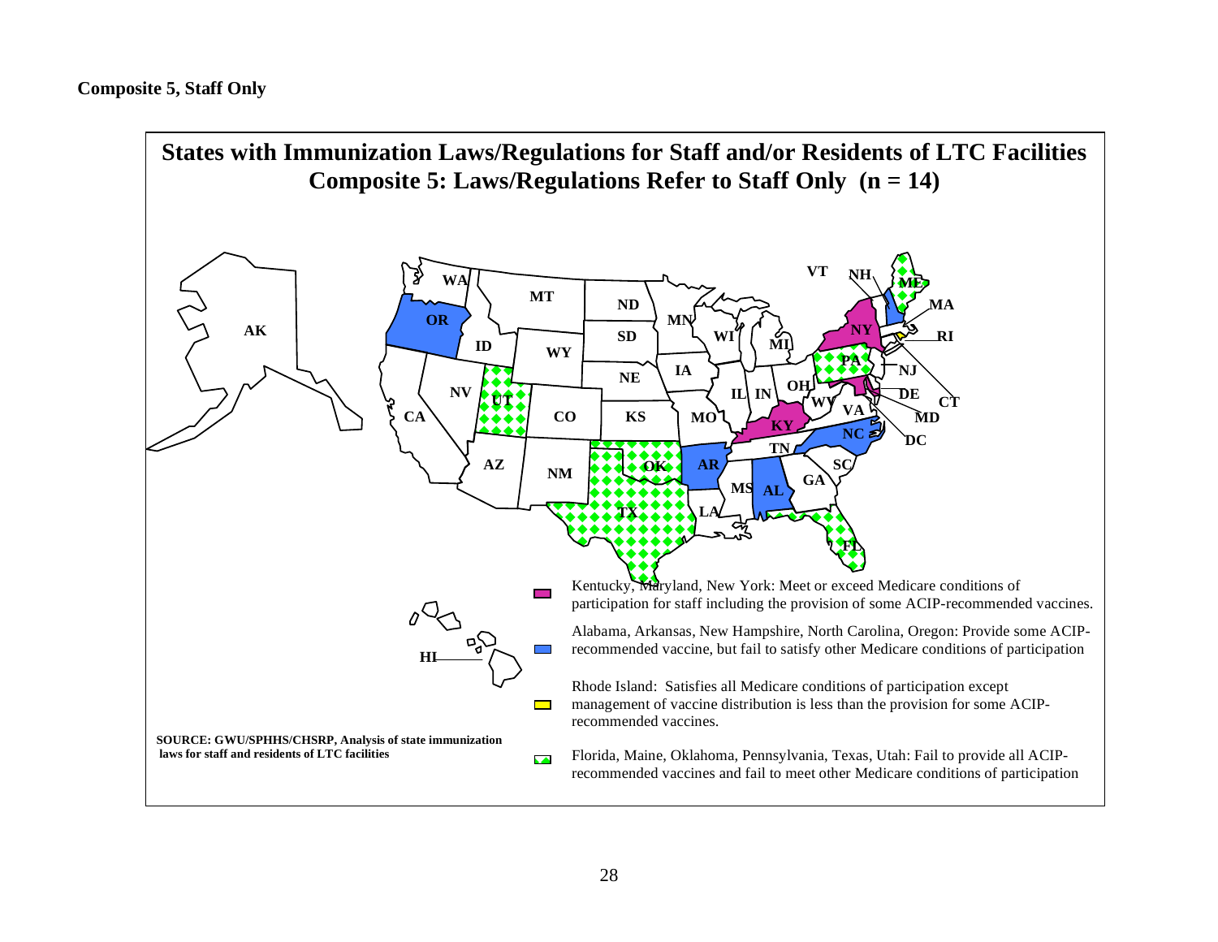**Composite 5, Staff Only**

## States with Immunization Laws/Regulations for Staff and/or Residents of LTC Facilities
## Composite 5: Laws/Regulations Refer to Staff Only (n = 14)

Kentucky, Maryland, New York: Meet or exceed Medicare conditions of participation for staff including the provision of some ACIP-recommended vaccines.

Alabama, Arkansas, New Hampshire, North Carolina, Oregon: Provide some ACIP-recommended vaccine, but fail to satisfy other Medicare conditions of participation

Rhode Island: Satisfies all Medicare conditions of participation except management of vaccine distribution is less than the provision for some ACIP-recommended vaccines.

Florida, Maine, Oklahoma, Pennsylvania, Texas, Utah: Fail to provide all ACIP-recommended vaccines and fail to meet other Medicare conditions of participation

**SOURCE: GWU/SPHHS/CHSRP, Analysis of state immunization laws for staff and residents of LTC facilities**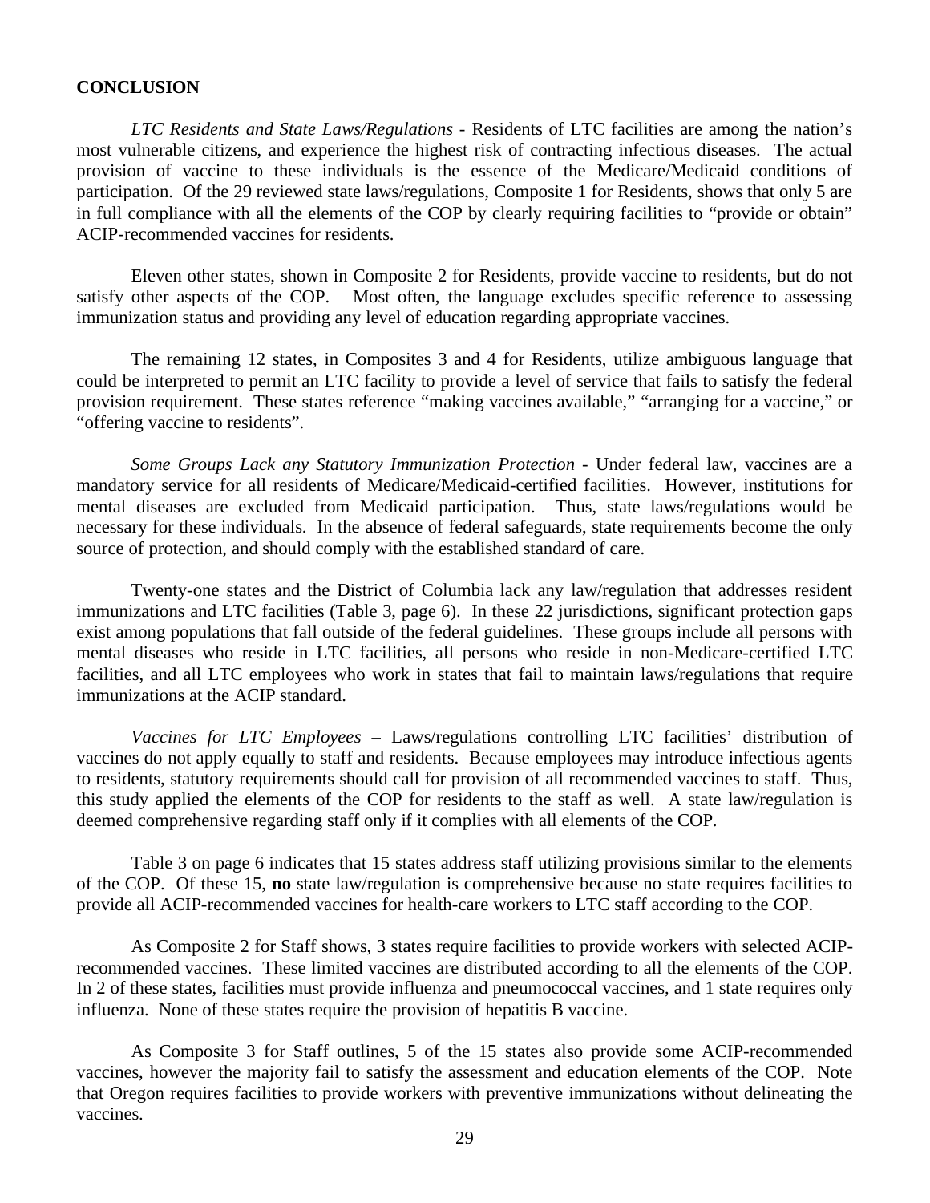## CONCLUSION

*LTC Residents and State Laws/Regulations* - Residents of LTC facilities are among the nation's most vulnerable citizens, and experience the highest risk of contracting infectious diseases. The actual provision of vaccine to these individuals is the essence of the Medicare/Medicaid conditions of participation. Of the 29 reviewed state laws/regulations, Composite 1 for Residents, shows that only 5 are in full compliance with all the elements of the COP by clearly requiring facilities to "provide or obtain" ACIP-recommended vaccines for residents.

Eleven other states, shown in Composite 2 for Residents, provide vaccine to residents, but do not satisfy other aspects of the COP. Most often, the language excludes specific reference to assessing immunization status and providing any level of education regarding appropriate vaccines.

The remaining 12 states, in Composites 3 and 4 for Residents, utilize ambiguous language that could be interpreted to permit an LTC facility to provide a level of service that fails to satisfy the federal provision requirement. These states reference "making vaccines available," "arranging for a vaccine," or "offering vaccine to residents".

*Some Groups Lack any Statutory Immunization Protection* - Under federal law, vaccines are a mandatory service for all residents of Medicare/Medicaid-certified facilities. However, institutions for mental diseases are excluded from Medicaid participation. Thus, state laws/regulations would be necessary for these individuals. In the absence of federal safeguards, state requirements become the only source of protection, and should comply with the established standard of care.

Twenty-one states and the District of Columbia lack any law/regulation that addresses resident immunizations and LTC facilities (Table 3, page 6). In these 22 jurisdictions, significant protection gaps exist among populations that fall outside of the federal guidelines. These groups include all persons with mental diseases who reside in LTC facilities, all persons who reside in non-Medicare-certified LTC facilities, and all LTC employees who work in states that fail to maintain laws/regulations that require immunizations at the ACIP standard.

*Vaccines for LTC Employees* – Laws/regulations controlling LTC facilities' distribution of vaccines do not apply equally to staff and residents. Because employees may introduce infectious agents to residents, statutory requirements should call for provision of all recommended vaccines to staff. Thus, this study applied the elements of the COP for residents to the staff as well. A state law/regulation is deemed comprehensive regarding staff only if it complies with all elements of the COP.

Table 3 on page 6 indicates that 15 states address staff utilizing provisions similar to the elements of the COP. Of these 15, **no** state law/regulation is comprehensive because no state requires facilities to provide all ACIP-recommended vaccines for health-care workers to LTC staff according to the COP.

As Composite 2 for Staff shows, 3 states require facilities to provide workers with selected ACIP-recommended vaccines. These limited vaccines are distributed according to all the elements of the COP. In 2 of these states, facilities must provide influenza and pneumococcal vaccines, and 1 state requires only influenza. None of these states require the provision of hepatitis B vaccine.

As Composite 3 for Staff outlines, 5 of the 15 states also provide some ACIP-recommended vaccines, however the majority fail to satisfy the assessment and education elements of the COP. Note that Oregon requires facilities to provide workers with preventive immunizations without delineating the vaccines.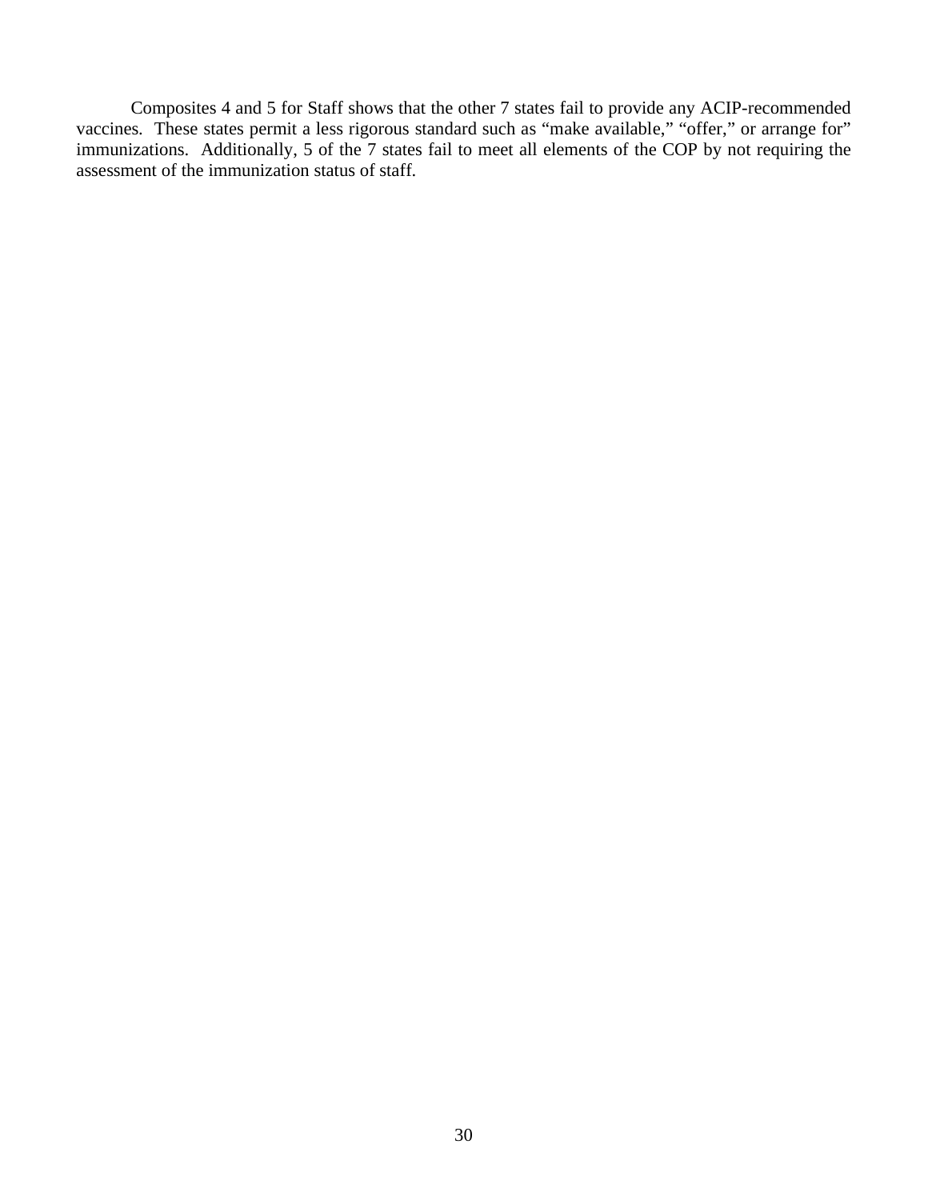Composites 4 and 5 for Staff shows that the other 7 states fail to provide any ACIP-recommended vaccines. These states permit a less rigorous standard such as "make available," "offer," or arrange for" immunizations. Additionally, 5 of the 7 states fail to meet all elements of the COP by not requiring the assessment of the immunization status of staff.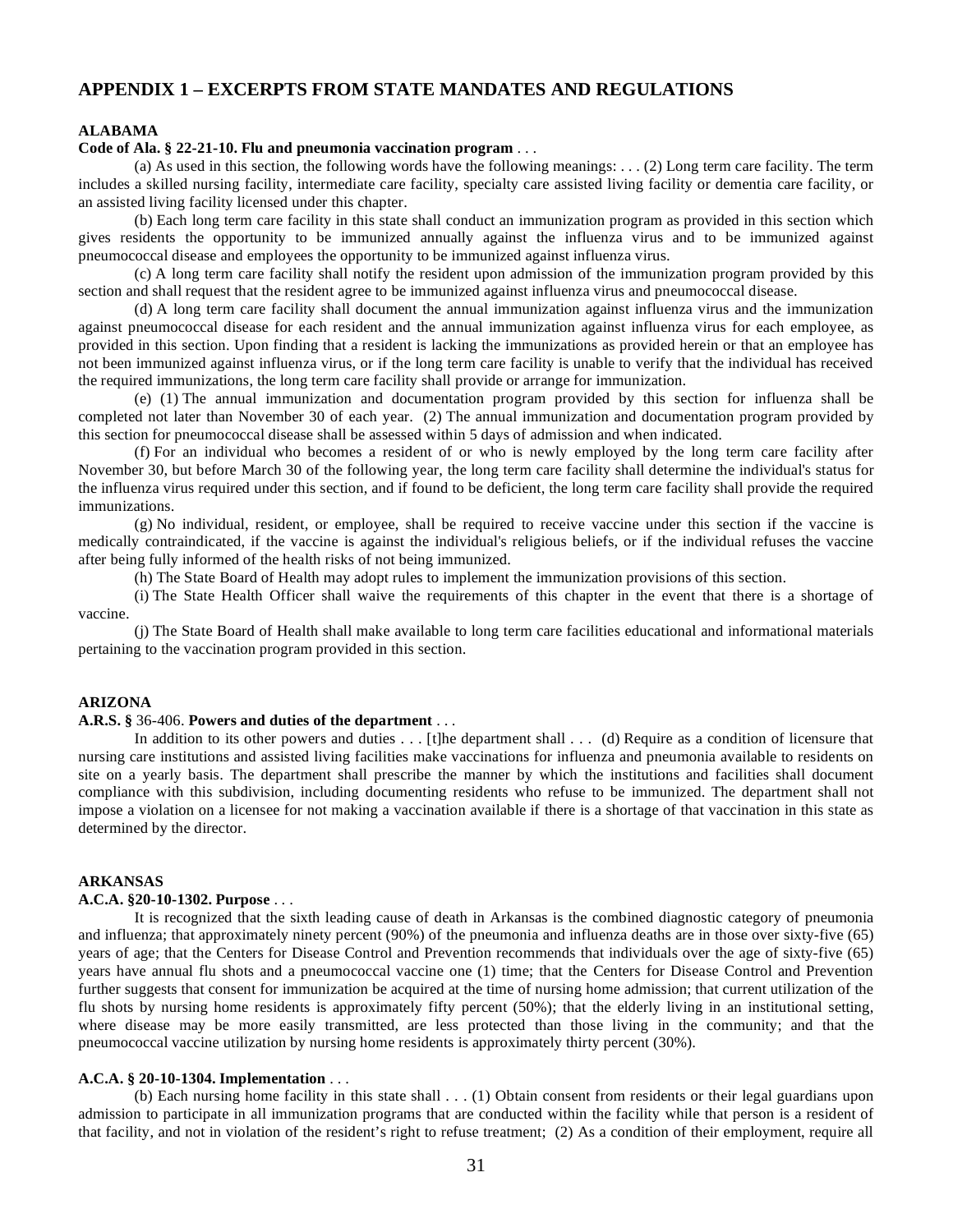## APPENDIX 1 – EXCERPTS FROM STATE MANDATES AND REGULATIONS

### ALABAMA

**Code of Ala. § 22-21-10. Flu and pneumonia vaccination program** . . .

(a) As used in this section, the following words have the following meanings: . . . (2) Long term care facility. The term includes a skilled nursing facility, intermediate care facility, specialty care assisted living facility or dementia care facility, or an assisted living facility licensed under this chapter.

(b) Each long term care facility in this state shall conduct an immunization program as provided in this section which gives residents the opportunity to be immunized annually against the influenza virus and to be immunized against pneumococcal disease and employees the opportunity to be immunized against influenza virus.

(c) A long term care facility shall notify the resident upon admission of the immunization program provided by this section and shall request that the resident agree to be immunized against influenza virus and pneumococcal disease.

(d) A long term care facility shall document the annual immunization against influenza virus and the immunization against pneumococcal disease for each resident and the annual immunization against influenza virus for each employee, as provided in this section. Upon finding that a resident is lacking the immunizations as provided herein or that an employee has not been immunized against influenza virus, or if the long term care facility is unable to verify that the individual has received the required immunizations, the long term care facility shall provide or arrange for immunization.

(e) (1) The annual immunization and documentation program provided by this section for influenza shall be completed not later than November 30 of each year. (2) The annual immunization and documentation program provided by this section for pneumococcal disease shall be assessed within 5 days of admission and when indicated.

(f) For an individual who becomes a resident of or who is newly employed by the long term care facility after November 30, but before March 30 of the following year, the long term care facility shall determine the individual's status for the influenza virus required under this section, and if found to be deficient, the long term care facility shall provide the required immunizations.

(g) No individual, resident, or employee, shall be required to receive vaccine under this section if the vaccine is medically contraindicated, if the vaccine is against the individual's religious beliefs, or if the individual refuses the vaccine after being fully informed of the health risks of not being immunized.

(h) The State Board of Health may adopt rules to implement the immunization provisions of this section.

(i) The State Health Officer shall waive the requirements of this chapter in the event that there is a shortage of vaccine.

(j) The State Board of Health shall make available to long term care facilities educational and informational materials pertaining to the vaccination program provided in this section.

### ARIZONA

**A.R.S. §** 36-406. **Powers and duties of the department** . . .

In addition to its other powers and duties . . . [t]he department shall . . . (d) Require as a condition of licensure that nursing care institutions and assisted living facilities make vaccinations for influenza and pneumonia available to residents on site on a yearly basis. The department shall prescribe the manner by which the institutions and facilities shall document compliance with this subdivision, including documenting residents who refuse to be immunized. The department shall not impose a violation on a licensee for not making a vaccination available if there is a shortage of that vaccination in this state as determined by the director.

### ARKANSAS

**A.C.A. §20-10-1302. Purpose** . . .

It is recognized that the sixth leading cause of death in Arkansas is the combined diagnostic category of pneumonia and influenza; that approximately ninety percent (90%) of the pneumonia and influenza deaths are in those over sixty-five (65) years of age; that the Centers for Disease Control and Prevention recommends that individuals over the age of sixty-five (65) years have annual flu shots and a pneumococcal vaccine one (1) time; that the Centers for Disease Control and Prevention further suggests that consent for immunization be acquired at the time of nursing home admission; that current utilization of the flu shots by nursing home residents is approximately fifty percent (50%); that the elderly living in an institutional setting, where disease may be more easily transmitted, are less protected than those living in the community; and that the pneumococcal vaccine utilization by nursing home residents is approximately thirty percent (30%).

**A.C.A. § 20-10-1304. Implementation** . . .

(b) Each nursing home facility in this state shall . . . (1) Obtain consent from residents or their legal guardians upon admission to participate in all immunization programs that are conducted within the facility while that person is a resident of that facility, and not in violation of the resident's right to refuse treatment; (2) As a condition of their employment, require all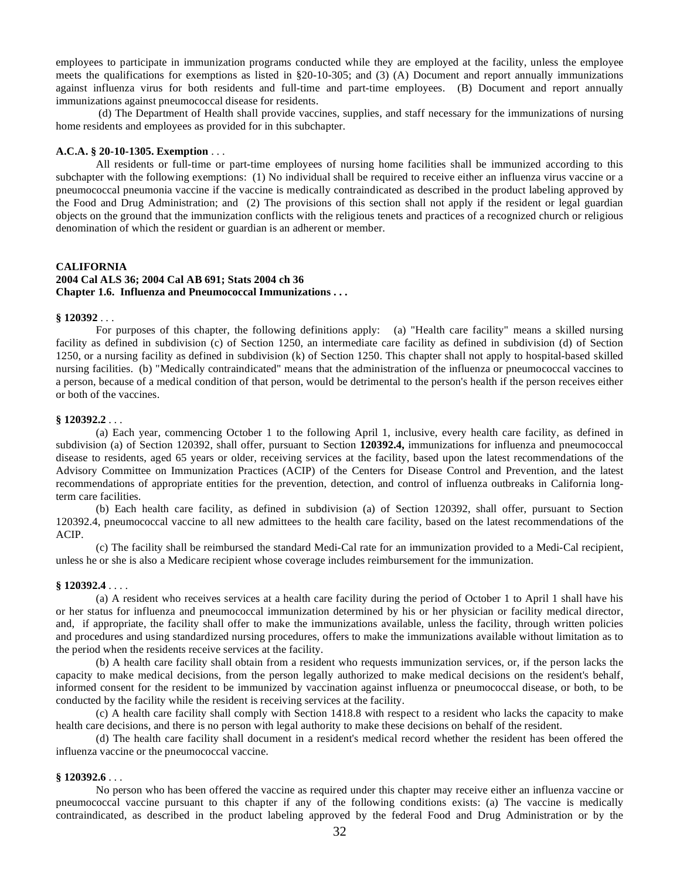employees to participate in immunization programs conducted while they are employed at the facility, unless the employee meets the qualifications for exemptions as listed in §20-10-305; and (3) (A) Document and report annually immunizations against influenza virus for both residents and full-time and part-time employees. (B) Document and report annually immunizations against pneumococcal disease for residents.

(d) The Department of Health shall provide vaccines, supplies, and staff necessary for the immunizations of nursing home residents and employees as provided for in this subchapter.

**A.C.A. § 20-10-1305. Exemption** . . .

All residents or full-time or part-time employees of nursing home facilities shall be immunized according to this subchapter with the following exemptions: (1) No individual shall be required to receive either an influenza virus vaccine or a pneumococcal pneumonia vaccine if the vaccine is medically contraindicated as described in the product labeling approved by the Food and Drug Administration; and (2) The provisions of this section shall not apply if the resident or legal guardian objects on the ground that the immunization conflicts with the religious tenets and practices of a recognized church or religious denomination of which the resident or guardian is an adherent or member.

**CALIFORNIA**
**2004 Cal ALS 36; 2004 Cal AB 691; Stats 2004 ch 36**
**Chapter 1.6. Influenza and Pneumococcal Immunizations . . .**

**§ 120392** . . .

For purposes of this chapter, the following definitions apply: (a) "Health care facility" means a skilled nursing facility as defined in subdivision (c) of Section 1250, an intermediate care facility as defined in subdivision (d) of Section 1250, or a nursing facility as defined in subdivision (k) of Section 1250. This chapter shall not apply to hospital-based skilled nursing facilities. (b) "Medically contraindicated" means that the administration of the influenza or pneumococcal vaccines to a person, because of a medical condition of that person, would be detrimental to the person's health if the person receives either or both of the vaccines.

**§ 120392.2** . . .

(a) Each year, commencing October 1 to the following April 1, inclusive, every health care facility, as defined in subdivision (a) of Section 120392, shall offer, pursuant to Section **120392.4,** immunizations for influenza and pneumococcal disease to residents, aged 65 years or older, receiving services at the facility, based upon the latest recommendations of the Advisory Committee on Immunization Practices (ACIP) of the Centers for Disease Control and Prevention, and the latest recommendations of appropriate entities for the prevention, detection, and control of influenza outbreaks in California long-term care facilities.

(b) Each health care facility, as defined in subdivision (a) of Section 120392, shall offer, pursuant to Section 120392.4, pneumococcal vaccine to all new admittees to the health care facility, based on the latest recommendations of the ACIP.

(c) The facility shall be reimbursed the standard Medi-Cal rate for an immunization provided to a Medi-Cal recipient, unless he or she is also a Medicare recipient whose coverage includes reimbursement for the immunization.

**§ 120392.4** . . . .

(a) A resident who receives services at a health care facility during the period of October 1 to April 1 shall have his or her status for influenza and pneumococcal immunization determined by his or her physician or facility medical director, and, if appropriate, the facility shall offer to make the immunizations available, unless the facility, through written policies and procedures and using standardized nursing procedures, offers to make the immunizations available without limitation as to the period when the residents receive services at the facility.

(b) A health care facility shall obtain from a resident who requests immunization services, or, if the person lacks the capacity to make medical decisions, from the person legally authorized to make medical decisions on the resident's behalf, informed consent for the resident to be immunized by vaccination against influenza or pneumococcal disease, or both, to be conducted by the facility while the resident is receiving services at the facility.

(c) A health care facility shall comply with Section 1418.8 with respect to a resident who lacks the capacity to make health care decisions, and there is no person with legal authority to make these decisions on behalf of the resident.

(d) The health care facility shall document in a resident's medical record whether the resident has been offered the influenza vaccine or the pneumococcal vaccine.

**§ 120392.6** . . .

No person who has been offered the vaccine as required under this chapter may receive either an influenza vaccine or pneumococcal vaccine pursuant to this chapter if any of the following conditions exists: (a) The vaccine is medically contraindicated, as described in the product labeling approved by the federal Food and Drug Administration or by the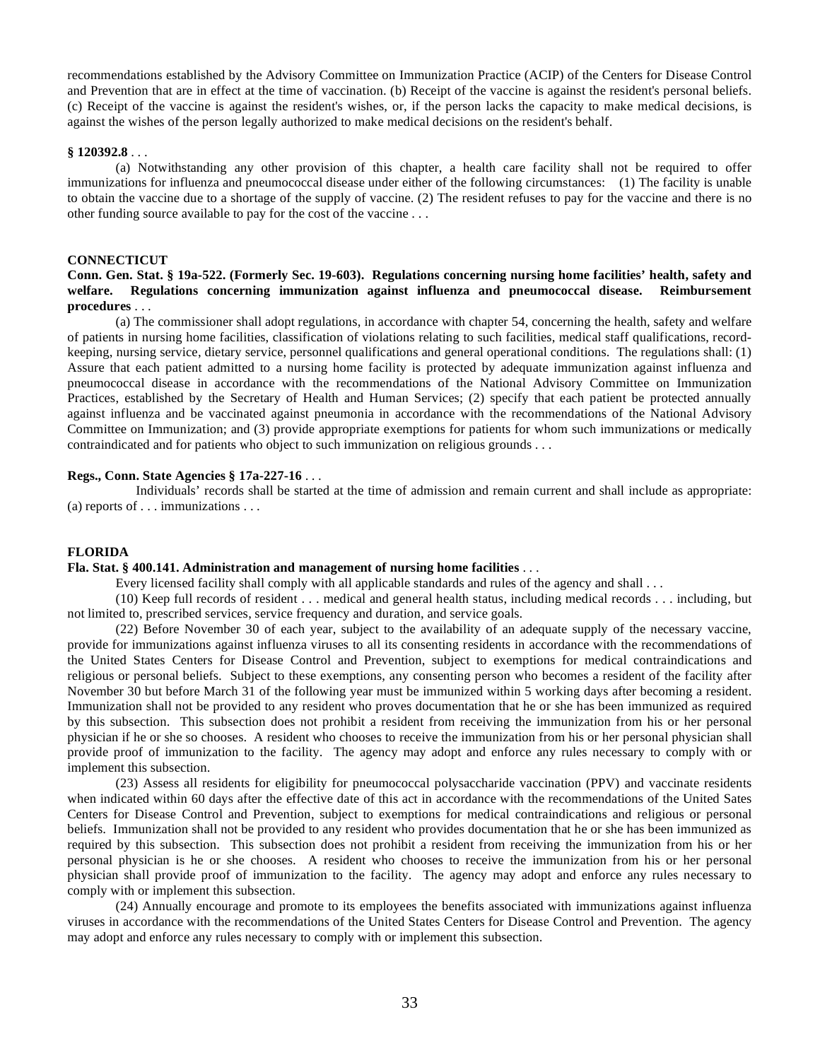recommendations established by the Advisory Committee on Immunization Practice (ACIP) of the Centers for Disease Control and Prevention that are in effect at the time of vaccination. (b) Receipt of the vaccine is against the resident's personal beliefs. (c) Receipt of the vaccine is against the resident's wishes, or, if the person lacks the capacity to make medical decisions, is against the wishes of the person legally authorized to make medical decisions on the resident's behalf.

**§ 120392.8** . . .

(a) Notwithstanding any other provision of this chapter, a health care facility shall not be required to offer immunizations for influenza and pneumococcal disease under either of the following circumstances: (1) The facility is unable to obtain the vaccine due to a shortage of the supply of vaccine. (2) The resident refuses to pay for the vaccine and there is no other funding source available to pay for the cost of the vaccine . . .

## CONNECTICUT

**Conn. Gen. Stat. § 19a-522. (Formerly Sec. 19-603). Regulations concerning nursing home facilities' health, safety and welfare. Regulations concerning immunization against influenza and pneumococcal disease. Reimbursement procedures** . . .

(a) The commissioner shall adopt regulations, in accordance with chapter 54, concerning the health, safety and welfare of patients in nursing home facilities, classification of violations relating to such facilities, medical staff qualifications, record-keeping, nursing service, dietary service, personnel qualifications and general operational conditions. The regulations shall: (1) Assure that each patient admitted to a nursing home facility is protected by adequate immunization against influenza and pneumococcal disease in accordance with the recommendations of the National Advisory Committee on Immunization Practices, established by the Secretary of Health and Human Services; (2) specify that each patient be protected annually against influenza and be vaccinated against pneumonia in accordance with the recommendations of the National Advisory Committee on Immunization; and (3) provide appropriate exemptions for patients for whom such immunizations or medically contraindicated and for patients who object to such immunization on religious grounds . . .

**Regs., Conn. State Agencies § 17a-227-16** . . .

Individuals' records shall be started at the time of admission and remain current and shall include as appropriate: (a) reports of . . . immunizations . . .

## FLORIDA

**Fla. Stat. § 400.141. Administration and management of nursing home facilities** . . .

Every licensed facility shall comply with all applicable standards and rules of the agency and shall . . .

(10) Keep full records of resident . . . medical and general health status, including medical records . . . including, but not limited to, prescribed services, service frequency and duration, and service goals.

(22) Before November 30 of each year, subject to the availability of an adequate supply of the necessary vaccine, provide for immunizations against influenza viruses to all its consenting residents in accordance with the recommendations of the United States Centers for Disease Control and Prevention, subject to exemptions for medical contraindications and religious or personal beliefs. Subject to these exemptions, any consenting person who becomes a resident of the facility after November 30 but before March 31 of the following year must be immunized within 5 working days after becoming a resident. Immunization shall not be provided to any resident who proves documentation that he or she has been immunized as required by this subsection. This subsection does not prohibit a resident from receiving the immunization from his or her personal physician if he or she so chooses. A resident who chooses to receive the immunization from his or her personal physician shall provide proof of immunization to the facility. The agency may adopt and enforce any rules necessary to comply with or implement this subsection.

(23) Assess all residents for eligibility for pneumococcal polysaccharide vaccination (PPV) and vaccinate residents when indicated within 60 days after the effective date of this act in accordance with the recommendations of the United Sates Centers for Disease Control and Prevention, subject to exemptions for medical contraindications and religious or personal beliefs. Immunization shall not be provided to any resident who provides documentation that he or she has been immunized as required by this subsection. This subsection does not prohibit a resident from receiving the immunization from his or her personal physician is he or she chooses. A resident who chooses to receive the immunization from his or her personal physician shall provide proof of immunization to the facility. The agency may adopt and enforce any rules necessary to comply with or implement this subsection.

(24) Annually encourage and promote to its employees the benefits associated with immunizations against influenza viruses in accordance with the recommendations of the United States Centers for Disease Control and Prevention. The agency may adopt and enforce any rules necessary to comply with or implement this subsection.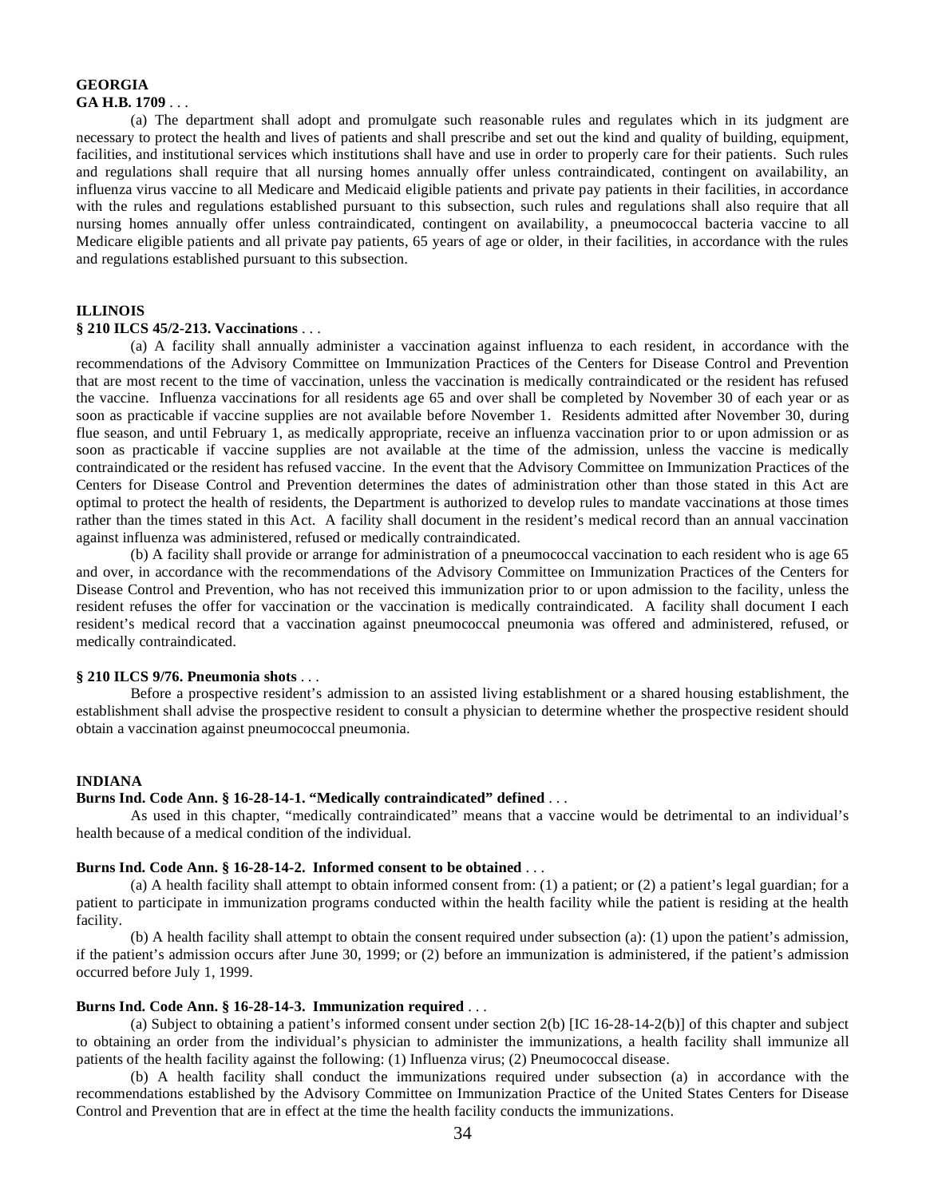**GEORGIA**

**GA H.B. 1709** . . .

(a) The department shall adopt and promulgate such reasonable rules and regulates which in its judgment are necessary to protect the health and lives of patients and shall prescribe and set out the kind and quality of building, equipment, facilities, and institutional services which institutions shall have and use in order to properly care for their patients. Such rules and regulations shall require that all nursing homes annually offer unless contraindicated, contingent on availability, an influenza virus vaccine to all Medicare and Medicaid eligible patients and private pay patients in their facilities, in accordance with the rules and regulations established pursuant to this subsection, such rules and regulations shall also require that all nursing homes annually offer unless contraindicated, contingent on availability, a pneumococcal bacteria vaccine to all Medicare eligible patients and all private pay patients, 65 years of age or older, in their facilities, in accordance with the rules and regulations established pursuant to this subsection.

**ILLINOIS**

**§ 210 ILCS 45/2-213. Vaccinations** . . .

(a) A facility shall annually administer a vaccination against influenza to each resident, in accordance with the recommendations of the Advisory Committee on Immunization Practices of the Centers for Disease Control and Prevention that are most recent to the time of vaccination, unless the vaccination is medically contraindicated or the resident has refused the vaccine. Influenza vaccinations for all residents age 65 and over shall be completed by November 30 of each year or as soon as practicable if vaccine supplies are not available before November 1. Residents admitted after November 30, during flue season, and until February 1, as medically appropriate, receive an influenza vaccination prior to or upon admission or as soon as practicable if vaccine supplies are not available at the time of the admission, unless the vaccine is medically contraindicated or the resident has refused vaccine. In the event that the Advisory Committee on Immunization Practices of the Centers for Disease Control and Prevention determines the dates of administration other than those stated in this Act are optimal to protect the health of residents, the Department is authorized to develop rules to mandate vaccinations at those times rather than the times stated in this Act. A facility shall document in the resident's medical record than an annual vaccination against influenza was administered, refused or medically contraindicated.

(b) A facility shall provide or arrange for administration of a pneumococcal vaccination to each resident who is age 65 and over, in accordance with the recommendations of the Advisory Committee on Immunization Practices of the Centers for Disease Control and Prevention, who has not received this immunization prior to or upon admission to the facility, unless the resident refuses the offer for vaccination or the vaccination is medically contraindicated. A facility shall document I each resident's medical record that a vaccination against pneumococcal pneumonia was offered and administered, refused, or medically contraindicated.

**§ 210 ILCS 9/76. Pneumonia shots** . . .

Before a prospective resident's admission to an assisted living establishment or a shared housing establishment, the establishment shall advise the prospective resident to consult a physician to determine whether the prospective resident should obtain a vaccination against pneumococcal pneumonia.

**INDIANA**

**Burns Ind. Code Ann. § 16-28-14-1. "Medically contraindicated" defined** . . .

As used in this chapter, "medically contraindicated" means that a vaccine would be detrimental to an individual's health because of a medical condition of the individual.

**Burns Ind. Code Ann. § 16-28-14-2. Informed consent to be obtained** . . .

(a) A health facility shall attempt to obtain informed consent from: (1) a patient; or (2) a patient's legal guardian; for a patient to participate in immunization programs conducted within the health facility while the patient is residing at the health facility.

(b) A health facility shall attempt to obtain the consent required under subsection (a): (1) upon the patient's admission, if the patient's admission occurs after June 30, 1999; or (2) before an immunization is administered, if the patient's admission occurred before July 1, 1999.

**Burns Ind. Code Ann. § 16-28-14-3. Immunization required** . . .

(a) Subject to obtaining a patient's informed consent under section 2(b) [IC 16-28-14-2(b)] of this chapter and subject to obtaining an order from the individual's physician to administer the immunizations, a health facility shall immunize all patients of the health facility against the following: (1) Influenza virus; (2) Pneumococcal disease.

(b) A health facility shall conduct the immunizations required under subsection (a) in accordance with the recommendations established by the Advisory Committee on Immunization Practice of the United States Centers for Disease Control and Prevention that are in effect at the time the health facility conducts the immunizations.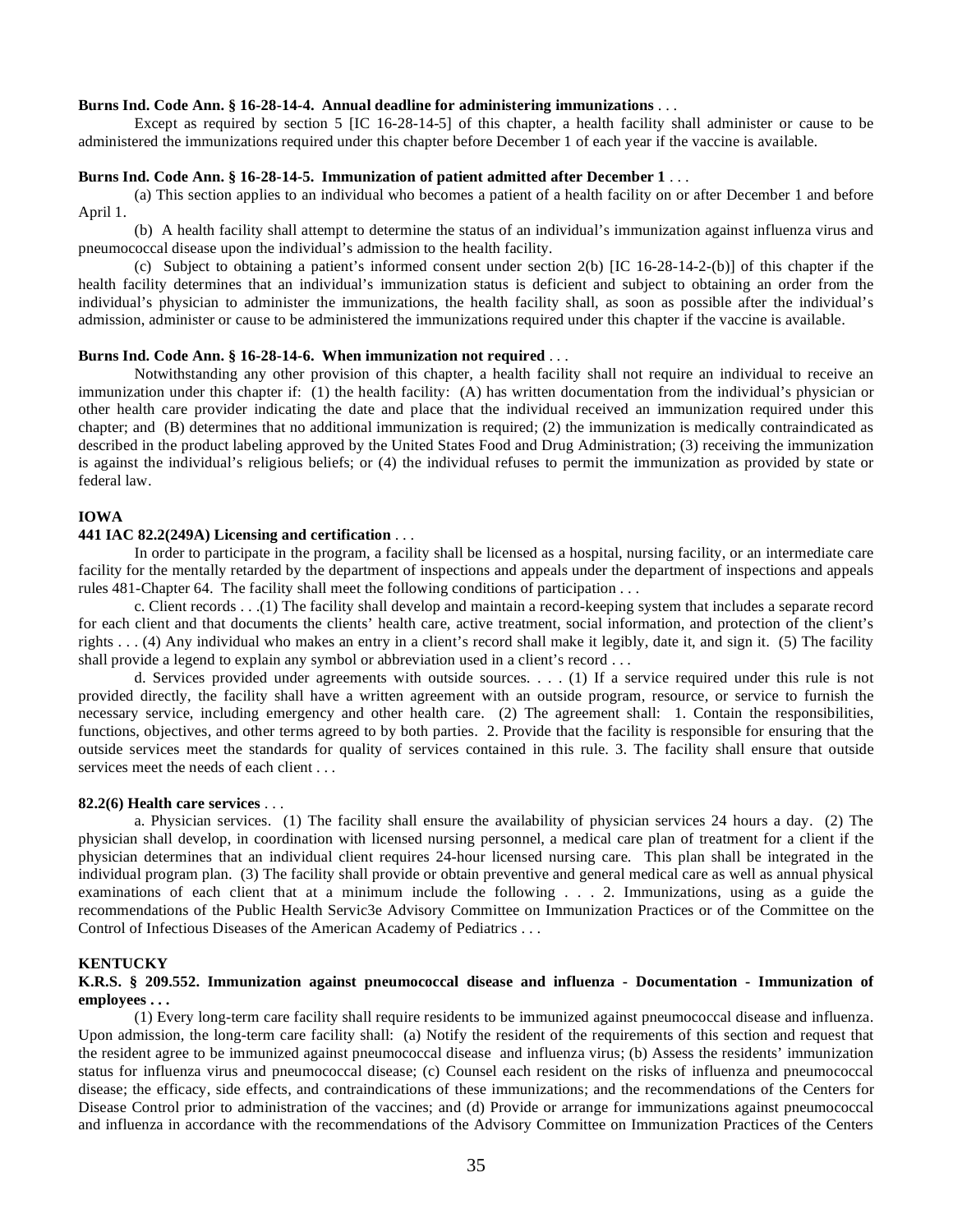**Burns Ind. Code Ann. § 16-28-14-4. Annual deadline for administering immunizations** . . .

Except as required by section 5 [IC 16-28-14-5] of this chapter, a health facility shall administer or cause to be administered the immunizations required under this chapter before December 1 of each year if the vaccine is available.

**Burns Ind. Code Ann. § 16-28-14-5. Immunization of patient admitted after December 1** . . .

(a) This section applies to an individual who becomes a patient of a health facility on or after December 1 and before April 1.

(b) A health facility shall attempt to determine the status of an individual's immunization against influenza virus and pneumococcal disease upon the individual's admission to the health facility.

(c) Subject to obtaining a patient's informed consent under section 2(b) [IC 16-28-14-2-(b)] of this chapter if the health facility determines that an individual's immunization status is deficient and subject to obtaining an order from the individual's physician to administer the immunizations, the health facility shall, as soon as possible after the individual's admission, administer or cause to be administered the immunizations required under this chapter if the vaccine is available.

**Burns Ind. Code Ann. § 16-28-14-6. When immunization not required** . . .

Notwithstanding any other provision of this chapter, a health facility shall not require an individual to receive an immunization under this chapter if: (1) the health facility: (A) has written documentation from the individual's physician or other health care provider indicating the date and place that the individual received an immunization required under this chapter; and (B) determines that no additional immunization is required; (2) the immunization is medically contraindicated as described in the product labeling approved by the United States Food and Drug Administration; (3) receiving the immunization is against the individual's religious beliefs; or (4) the individual refuses to permit the immunization as provided by state or federal law.

**IOWA**

**441 IAC 82.2(249A) Licensing and certification** . . .

In order to participate in the program, a facility shall be licensed as a hospital, nursing facility, or an intermediate care facility for the mentally retarded by the department of inspections and appeals under the department of inspections and appeals rules 481-Chapter 64. The facility shall meet the following conditions of participation . . .

c. Client records . . .(1) The facility shall develop and maintain a record-keeping system that includes a separate record for each client and that documents the clients' health care, active treatment, social information, and protection of the client's rights . . . (4) Any individual who makes an entry in a client's record shall make it legibly, date it, and sign it. (5) The facility shall provide a legend to explain any symbol or abbreviation used in a client's record . . .

d. Services provided under agreements with outside sources. . . . (1) If a service required under this rule is not provided directly, the facility shall have a written agreement with an outside program, resource, or service to furnish the necessary service, including emergency and other health care. (2) The agreement shall: 1. Contain the responsibilities, functions, objectives, and other terms agreed to by both parties. 2. Provide that the facility is responsible for ensuring that the outside services meet the standards for quality of services contained in this rule. 3. The facility shall ensure that outside services meet the needs of each client . . .

**82.2(6) Health care services** . . .

a. Physician services. (1) The facility shall ensure the availability of physician services 24 hours a day. (2) The physician shall develop, in coordination with licensed nursing personnel, a medical care plan of treatment for a client if the physician determines that an individual client requires 24-hour licensed nursing care. This plan shall be integrated in the individual program plan. (3) The facility shall provide or obtain preventive and general medical care as well as annual physical examinations of each client that at a minimum include the following . . . 2. Immunizations, using as a guide the recommendations of the Public Health Servic3e Advisory Committee on Immunization Practices or of the Committee on the Control of Infectious Diseases of the American Academy of Pediatrics . . .

**KENTUCKY**

**K.R.S. § 209.552. Immunization against pneumococcal disease and influenza - Documentation - Immunization of employees . . .**

(1) Every long-term care facility shall require residents to be immunized against pneumococcal disease and influenza. Upon admission, the long-term care facility shall: (a) Notify the resident of the requirements of this section and request that the resident agree to be immunized against pneumococcal disease and influenza virus; (b) Assess the residents' immunization status for influenza virus and pneumococcal disease; (c) Counsel each resident on the risks of influenza and pneumococcal disease; the efficacy, side effects, and contraindications of these immunizations; and the recommendations of the Centers for Disease Control prior to administration of the vaccines; and (d) Provide or arrange for immunizations against pneumococcal and influenza in accordance with the recommendations of the Advisory Committee on Immunization Practices of the Centers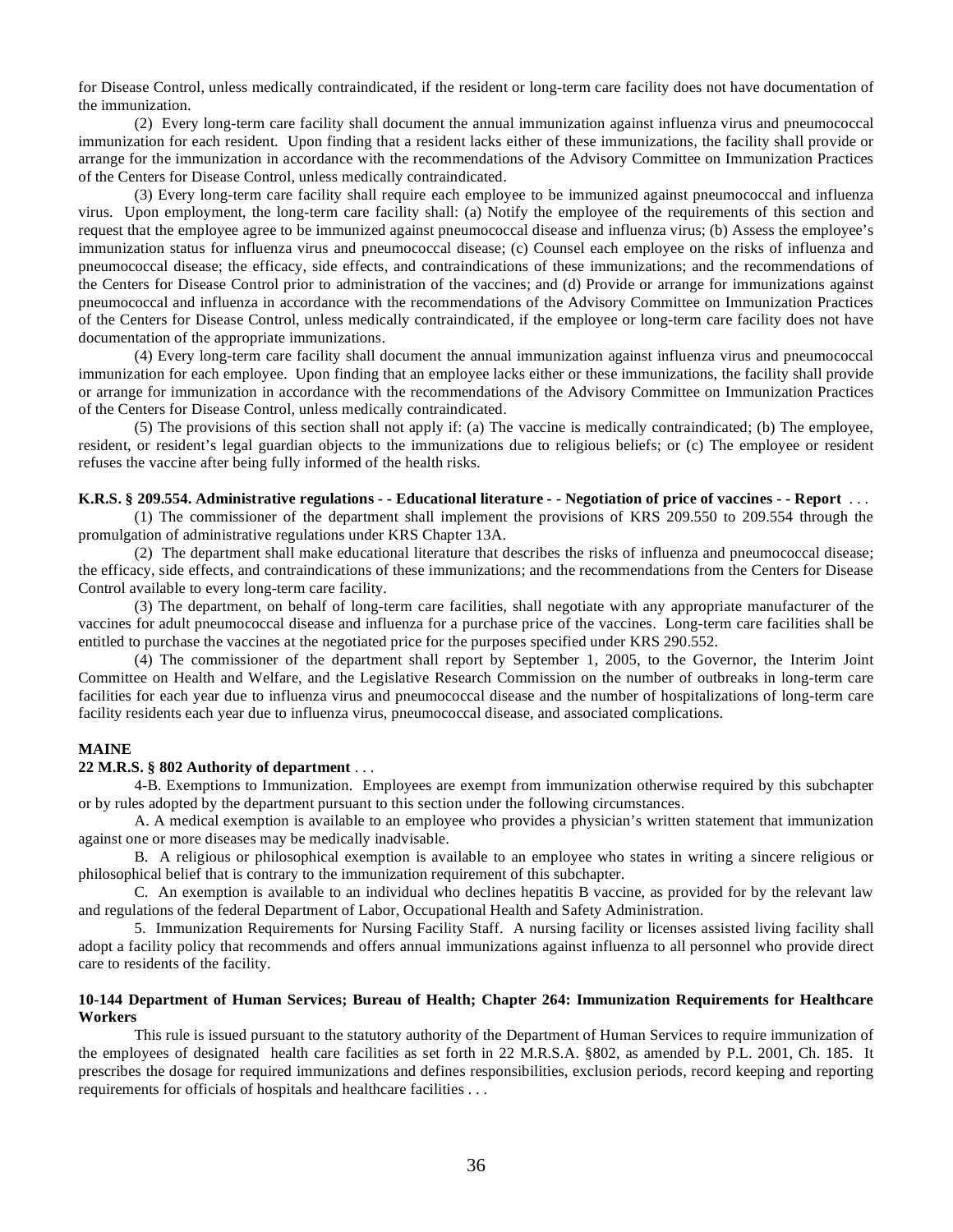for Disease Control, unless medically contraindicated, if the resident or long-term care facility does not have documentation of the immunization.

(2) Every long-term care facility shall document the annual immunization against influenza virus and pneumococcal immunization for each resident. Upon finding that a resident lacks either of these immunizations, the facility shall provide or arrange for the immunization in accordance with the recommendations of the Advisory Committee on Immunization Practices of the Centers for Disease Control, unless medically contraindicated.

(3) Every long-term care facility shall require each employee to be immunized against pneumococcal and influenza virus. Upon employment, the long-term care facility shall: (a) Notify the employee of the requirements of this section and request that the employee agree to be immunized against pneumococcal disease and influenza virus; (b) Assess the employee's immunization status for influenza virus and pneumococcal disease; (c) Counsel each employee on the risks of influenza and pneumococcal disease; the efficacy, side effects, and contraindications of these immunizations; and the recommendations of the Centers for Disease Control prior to administration of the vaccines; and (d) Provide or arrange for immunizations against pneumococcal and influenza in accordance with the recommendations of the Advisory Committee on Immunization Practices of the Centers for Disease Control, unless medically contraindicated, if the employee or long-term care facility does not have documentation of the appropriate immunizations.

(4) Every long-term care facility shall document the annual immunization against influenza virus and pneumococcal immunization for each employee. Upon finding that an employee lacks either or these immunizations, the facility shall provide or arrange for immunization in accordance with the recommendations of the Advisory Committee on Immunization Practices of the Centers for Disease Control, unless medically contraindicated.

(5) The provisions of this section shall not apply if: (a) The vaccine is medically contraindicated; (b) The employee, resident, or resident's legal guardian objects to the immunizations due to religious beliefs; or (c) The employee or resident refuses the vaccine after being fully informed of the health risks.

**K.R.S. § 209.554. Administrative regulations - - Educational literature - - Negotiation of price of vaccines - - Report** . . .

(1) The commissioner of the department shall implement the provisions of KRS 209.550 to 209.554 through the promulgation of administrative regulations under KRS Chapter 13A.

(2) The department shall make educational literature that describes the risks of influenza and pneumococcal disease; the efficacy, side effects, and contraindications of these immunizations; and the recommendations from the Centers for Disease Control available to every long-term care facility.

(3) The department, on behalf of long-term care facilities, shall negotiate with any appropriate manufacturer of the vaccines for adult pneumococcal disease and influenza for a purchase price of the vaccines. Long-term care facilities shall be entitled to purchase the vaccines at the negotiated price for the purposes specified under KRS 290.552.

(4) The commissioner of the department shall report by September 1, 2005, to the Governor, the Interim Joint Committee on Health and Welfare, and the Legislative Research Commission on the number of outbreaks in long-term care facilities for each year due to influenza virus and pneumococcal disease and the number of hospitalizations of long-term care facility residents each year due to influenza virus, pneumococcal disease, and associated complications.

**MAINE**

**22 M.R.S. § 802 Authority of department** . . .

4-B. Exemptions to Immunization. Employees are exempt from immunization otherwise required by this subchapter or by rules adopted by the department pursuant to this section under the following circumstances.

A. A medical exemption is available to an employee who provides a physician's written statement that immunization against one or more diseases may be medically inadvisable.

B. A religious or philosophical exemption is available to an employee who states in writing a sincere religious or philosophical belief that is contrary to the immunization requirement of this subchapter.

C. An exemption is available to an individual who declines hepatitis B vaccine, as provided for by the relevant law and regulations of the federal Department of Labor, Occupational Health and Safety Administration.

5. Immunization Requirements for Nursing Facility Staff. A nursing facility or licenses assisted living facility shall adopt a facility policy that recommends and offers annual immunizations against influenza to all personnel who provide direct care to residents of the facility.

**10-144 Department of Human Services; Bureau of Health; Chapter 264: Immunization Requirements for Healthcare Workers**

This rule is issued pursuant to the statutory authority of the Department of Human Services to require immunization of the employees of designated health care facilities as set forth in 22 M.R.S.A. §802, as amended by P.L. 2001, Ch. 185. It prescribes the dosage for required immunizations and defines responsibilities, exclusion periods, record keeping and reporting requirements for officials of hospitals and healthcare facilities . . .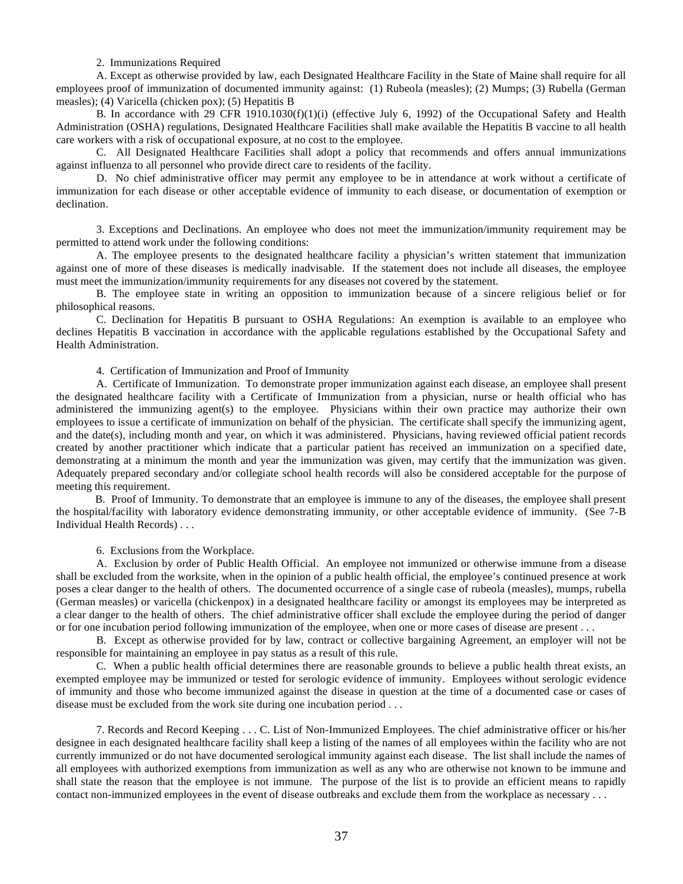2. Immunizations Required

A. Except as otherwise provided by law, each Designated Healthcare Facility in the State of Maine shall require for all employees proof of immunization of documented immunity against: (1) Rubeola (measles); (2) Mumps; (3) Rubella (German measles); (4) Varicella (chicken pox); (5) Hepatitis B

B. In accordance with 29 CFR 1910.1030(f)(1)(i) (effective July 6, 1992) of the Occupational Safety and Health Administration (OSHA) regulations, Designated Healthcare Facilities shall make available the Hepatitis B vaccine to all health care workers with a risk of occupational exposure, at no cost to the employee.

C. All Designated Healthcare Facilities shall adopt a policy that recommends and offers annual immunizations against influenza to all personnel who provide direct care to residents of the facility.

D. No chief administrative officer may permit any employee to be in attendance at work without a certificate of immunization for each disease or other acceptable evidence of immunity to each disease, or documentation of exemption or declination.

3. Exceptions and Declinations. An employee who does not meet the immunization/immunity requirement may be permitted to attend work under the following conditions:

A. The employee presents to the designated healthcare facility a physician's written statement that immunization against one of more of these diseases is medically inadvisable. If the statement does not include all diseases, the employee must meet the immunization/immunity requirements for any diseases not covered by the statement.

B. The employee state in writing an opposition to immunization because of a sincere religious belief or for philosophical reasons.

C. Declination for Hepatitis B pursuant to OSHA Regulations: An exemption is available to an employee who declines Hepatitis B vaccination in accordance with the applicable regulations established by the Occupational Safety and Health Administration.

4. Certification of Immunization and Proof of Immunity

A. Certificate of Immunization. To demonstrate proper immunization against each disease, an employee shall present the designated healthcare facility with a Certificate of Immunization from a physician, nurse or health official who has administered the immunizing agent(s) to the employee. Physicians within their own practice may authorize their own employees to issue a certificate of immunization on behalf of the physician. The certificate shall specify the immunizing agent, and the date(s), including month and year, on which it was administered. Physicians, having reviewed official patient records created by another practitioner which indicate that a particular patient has received an immunization on a specified date, demonstrating at a minimum the month and year the immunization was given, may certify that the immunization was given. Adequately prepared secondary and/or collegiate school health records will also be considered acceptable for the purpose of meeting this requirement.

B. Proof of Immunity. To demonstrate that an employee is immune to any of the diseases, the employee shall present the hospital/facility with laboratory evidence demonstrating immunity, or other acceptable evidence of immunity. (See 7-B Individual Health Records) . . .

6. Exclusions from the Workplace.

A. Exclusion by order of Public Health Official. An employee not immunized or otherwise immune from a disease shall be excluded from the worksite, when in the opinion of a public health official, the employee's continued presence at work poses a clear danger to the health of others. The documented occurrence of a single case of rubeola (measles), mumps, rubella (German measles) or varicella (chickenpox) in a designated healthcare facility or amongst its employees may be interpreted as a clear danger to the health of others. The chief administrative officer shall exclude the employee during the period of danger or for one incubation period following immunization of the employee, when one or more cases of disease are present . . .

B. Except as otherwise provided for by law, contract or collective bargaining Agreement, an employer will not be responsible for maintaining an employee in pay status as a result of this rule.

C. When a public health official determines there are reasonable grounds to believe a public health threat exists, an exempted employee may be immunized or tested for serologic evidence of immunity. Employees without serologic evidence of immunity and those who become immunized against the disease in question at the time of a documented case or cases of disease must be excluded from the work site during one incubation period . . .

7. Records and Record Keeping . . . C. List of Non-Immunized Employees. The chief administrative officer or his/her designee in each designated healthcare facility shall keep a listing of the names of all employees within the facility who are not currently immunized or do not have documented serological immunity against each disease. The list shall include the names of all employees with authorized exemptions from immunization as well as any who are otherwise not known to be immune and shall state the reason that the employee is not immune. The purpose of the list is to provide an efficient means to rapidly contact non-immunized employees in the event of disease outbreaks and exclude them from the workplace as necessary . . .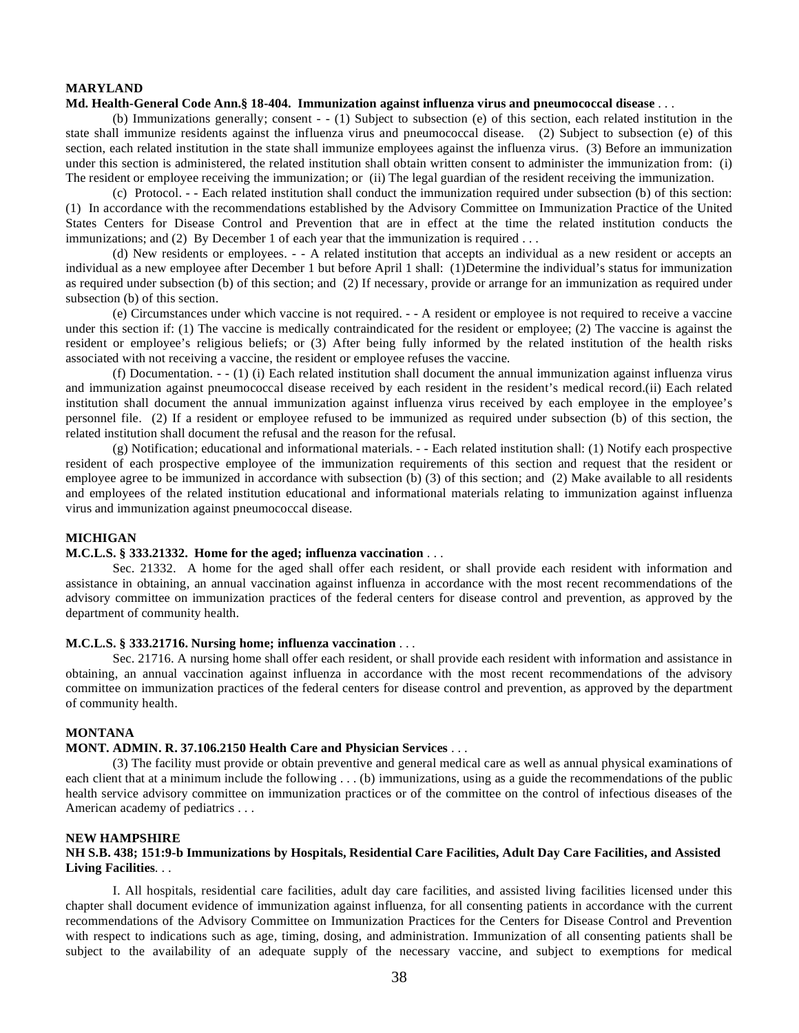**MARYLAND**

**Md. Health-General Code Ann.§ 18-404. Immunization against influenza virus and pneumococcal disease** . . .

(b) Immunizations generally; consent - - (1) Subject to subsection (e) of this section, each related institution in the state shall immunize residents against the influenza virus and pneumococcal disease. (2) Subject to subsection (e) of this section, each related institution in the state shall immunize employees against the influenza virus. (3) Before an immunization under this section is administered, the related institution shall obtain written consent to administer the immunization from: (i) The resident or employee receiving the immunization; or (ii) The legal guardian of the resident receiving the immunization.

(c) Protocol. - - Each related institution shall conduct the immunization required under subsection (b) of this section: (1) In accordance with the recommendations established by the Advisory Committee on Immunization Practice of the United States Centers for Disease Control and Prevention that are in effect at the time the related institution conducts the immunizations; and (2) By December 1 of each year that the immunization is required . . .

(d) New residents or employees. - - A related institution that accepts an individual as a new resident or accepts an individual as a new employee after December 1 but before April 1 shall: (1)Determine the individual's status for immunization as required under subsection (b) of this section; and (2) If necessary, provide or arrange for an immunization as required under subsection (b) of this section.

(e) Circumstances under which vaccine is not required. - - A resident or employee is not required to receive a vaccine under this section if: (1) The vaccine is medically contraindicated for the resident or employee; (2) The vaccine is against the resident or employee's religious beliefs; or (3) After being fully informed by the related institution of the health risks associated with not receiving a vaccine, the resident or employee refuses the vaccine.

(f) Documentation. - - (1) (i) Each related institution shall document the annual immunization against influenza virus and immunization against pneumococcal disease received by each resident in the resident's medical record.(ii) Each related institution shall document the annual immunization against influenza virus received by each employee in the employee's personnel file. (2) If a resident or employee refused to be immunized as required under subsection (b) of this section, the related institution shall document the refusal and the reason for the refusal.

(g) Notification; educational and informational materials. - - Each related institution shall: (1) Notify each prospective resident of each prospective employee of the immunization requirements of this section and request that the resident or employee agree to be immunized in accordance with subsection (b) (3) of this section; and (2) Make available to all residents and employees of the related institution educational and informational materials relating to immunization against influenza virus and immunization against pneumococcal disease.

**MICHIGAN**

**M.C.L.S. § 333.21332. Home for the aged; influenza vaccination** . . .

Sec. 21332. A home for the aged shall offer each resident, or shall provide each resident with information and assistance in obtaining, an annual vaccination against influenza in accordance with the most recent recommendations of the advisory committee on immunization practices of the federal centers for disease control and prevention, as approved by the department of community health.

**M.C.L.S. § 333.21716. Nursing home; influenza vaccination** . . .

Sec. 21716. A nursing home shall offer each resident, or shall provide each resident with information and assistance in obtaining, an annual vaccination against influenza in accordance with the most recent recommendations of the advisory committee on immunization practices of the federal centers for disease control and prevention, as approved by the department of community health.

**MONTANA**

**MONT. ADMIN. R. 37.106.2150 Health Care and Physician Services** . . .

(3) The facility must provide or obtain preventive and general medical care as well as annual physical examinations of each client that at a minimum include the following . . . (b) immunizations, using as a guide the recommendations of the public health service advisory committee on immunization practices or of the committee on the control of infectious diseases of the American academy of pediatrics . . .

**NEW HAMPSHIRE**

**NH S.B. 438; 151:9-b Immunizations by Hospitals, Residential Care Facilities, Adult Day Care Facilities, and Assisted Living Facilities**. . .

I. All hospitals, residential care facilities, adult day care facilities, and assisted living facilities licensed under this chapter shall document evidence of immunization against influenza, for all consenting patients in accordance with the current recommendations of the Advisory Committee on Immunization Practices for the Centers for Disease Control and Prevention with respect to indications such as age, timing, dosing, and administration. Immunization of all consenting patients shall be subject to the availability of an adequate supply of the necessary vaccine, and subject to exemptions for medical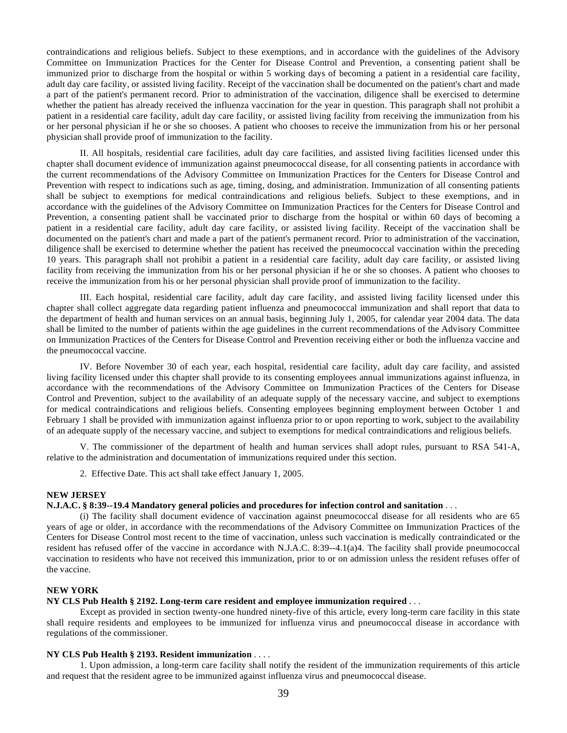contraindications and religious beliefs. Subject to these exemptions, and in accordance with the guidelines of the Advisory Committee on Immunization Practices for the Center for Disease Control and Prevention, a consenting patient shall be immunized prior to discharge from the hospital or within 5 working days of becoming a patient in a residential care facility, adult day care facility, or assisted living facility. Receipt of the vaccination shall be documented on the patient's chart and made a part of the patient's permanent record. Prior to administration of the vaccination, diligence shall be exercised to determine whether the patient has already received the influenza vaccination for the year in question. This paragraph shall not prohibit a patient in a residential care facility, adult day care facility, or assisted living facility from receiving the immunization from his or her personal physician if he or she so chooses. A patient who chooses to receive the immunization from his or her personal physician shall provide proof of immunization to the facility.

II. All hospitals, residential care facilities, adult day care facilities, and assisted living facilities licensed under this chapter shall document evidence of immunization against pneumococcal disease, for all consenting patients in accordance with the current recommendations of the Advisory Committee on Immunization Practices for the Centers for Disease Control and Prevention with respect to indications such as age, timing, dosing, and administration. Immunization of all consenting patients shall be subject to exemptions for medical contraindications and religious beliefs. Subject to these exemptions, and in accordance with the guidelines of the Advisory Committee on Immunization Practices for the Centers for Disease Control and Prevention, a consenting patient shall be vaccinated prior to discharge from the hospital or within 60 days of becoming a patient in a residential care facility, adult day care facility, or assisted living facility. Receipt of the vaccination shall be documented on the patient's chart and made a part of the patient's permanent record. Prior to administration of the vaccination, diligence shall be exercised to determine whether the patient has received the pneumococcal vaccination within the preceding 10 years. This paragraph shall not prohibit a patient in a residential care facility, adult day care facility, or assisted living facility from receiving the immunization from his or her personal physician if he or she so chooses. A patient who chooses to receive the immunization from his or her personal physician shall provide proof of immunization to the facility.

III. Each hospital, residential care facility, adult day care facility, and assisted living facility licensed under this chapter shall collect aggregate data regarding patient influenza and pneumococcal immunization and shall report that data to the department of health and human services on an annual basis, beginning July 1, 2005, for calendar year 2004 data. The data shall be limited to the number of patients within the age guidelines in the current recommendations of the Advisory Committee on Immunization Practices of the Centers for Disease Control and Prevention receiving either or both the influenza vaccine and the pneumococcal vaccine.

IV. Before November 30 of each year, each hospital, residential care facility, adult day care facility, and assisted living facility licensed under this chapter shall provide to its consenting employees annual immunizations against influenza, in accordance with the recommendations of the Advisory Committee on Immunization Practices of the Centers for Disease Control and Prevention, subject to the availability of an adequate supply of the necessary vaccine, and subject to exemptions for medical contraindications and religious beliefs. Consenting employees beginning employment between October 1 and February 1 shall be provided with immunization against influenza prior to or upon reporting to work, subject to the availability of an adequate supply of the necessary vaccine, and subject to exemptions for medical contraindications and religious beliefs.

V. The commissioner of the department of health and human services shall adopt rules, pursuant to RSA 541-A, relative to the administration and documentation of immunizations required under this section.

2. Effective Date. This act shall take effect January 1, 2005.

**NEW JERSEY**

**N.J.A.C. § 8:39--19.4 Mandatory general policies and procedures for infection control and sanitation** . . .

(i) The facility shall document evidence of vaccination against pneumococcal disease for all residents who are 65 years of age or older, in accordance with the recommendations of the Advisory Committee on Immunization Practices of the Centers for Disease Control most recent to the time of vaccination, unless such vaccination is medically contraindicated or the resident has refused offer of the vaccine in accordance with N.J.A.C. 8:39--4.1(a)4. The facility shall provide pneumococcal vaccination to residents who have not received this immunization, prior to or on admission unless the resident refuses offer of the vaccine.

**NEW YORK**

**NY CLS Pub Health § 2192. Long-term care resident and employee immunization required** . . .

Except as provided in section twenty-one hundred ninety-five of this article, every long-term care facility in this state shall require residents and employees to be immunized for influenza virus and pneumococcal disease in accordance with regulations of the commissioner.

**NY CLS Pub Health § 2193. Resident immunization** . . . .

1. Upon admission, a long-term care facility shall notify the resident of the immunization requirements of this article and request that the resident agree to be immunized against influenza virus and pneumococcal disease.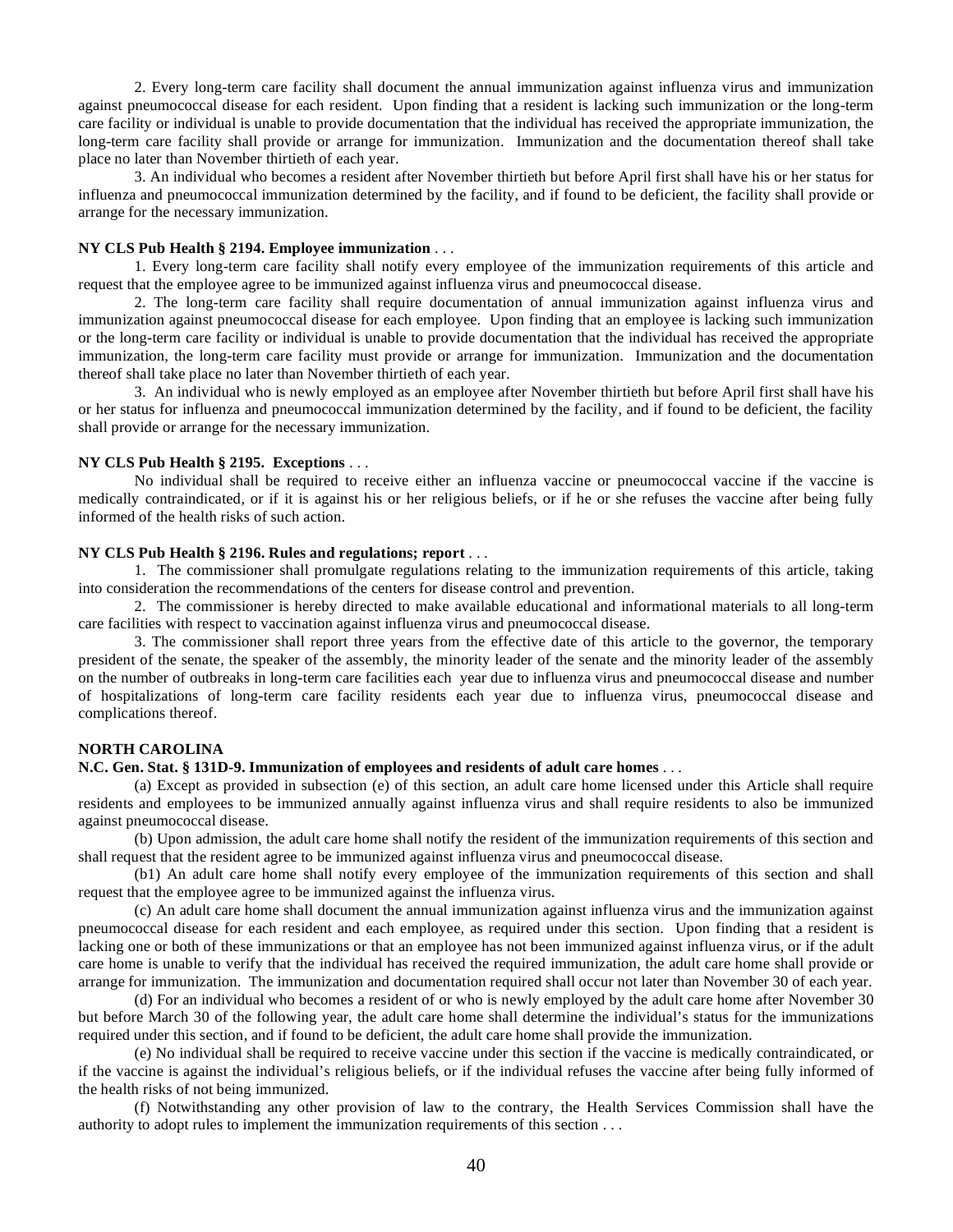2. Every long-term care facility shall document the annual immunization against influenza virus and immunization against pneumococcal disease for each resident. Upon finding that a resident is lacking such immunization or the long-term care facility or individual is unable to provide documentation that the individual has received the appropriate immunization, the long-term care facility shall provide or arrange for immunization. Immunization and the documentation thereof shall take place no later than November thirtieth of each year.

3. An individual who becomes a resident after November thirtieth but before April first shall have his or her status for influenza and pneumococcal immunization determined by the facility, and if found to be deficient, the facility shall provide or arrange for the necessary immunization.

**NY CLS Pub Health § 2194. Employee immunization** . . .

1. Every long-term care facility shall notify every employee of the immunization requirements of this article and request that the employee agree to be immunized against influenza virus and pneumococcal disease.

2. The long-term care facility shall require documentation of annual immunization against influenza virus and immunization against pneumococcal disease for each employee. Upon finding that an employee is lacking such immunization or the long-term care facility or individual is unable to provide documentation that the individual has received the appropriate immunization, the long-term care facility must provide or arrange for immunization. Immunization and the documentation thereof shall take place no later than November thirtieth of each year.

3. An individual who is newly employed as an employee after November thirtieth but before April first shall have his or her status for influenza and pneumococcal immunization determined by the facility, and if found to be deficient, the facility shall provide or arrange for the necessary immunization.

**NY CLS Pub Health § 2195. Exceptions** . . .

No individual shall be required to receive either an influenza vaccine or pneumococcal vaccine if the vaccine is medically contraindicated, or if it is against his or her religious beliefs, or if he or she refuses the vaccine after being fully informed of the health risks of such action.

**NY CLS Pub Health § 2196. Rules and regulations; report** . . .

1. The commissioner shall promulgate regulations relating to the immunization requirements of this article, taking into consideration the recommendations of the centers for disease control and prevention.

2. The commissioner is hereby directed to make available educational and informational materials to all long-term care facilities with respect to vaccination against influenza virus and pneumococcal disease.

3. The commissioner shall report three years from the effective date of this article to the governor, the temporary president of the senate, the speaker of the assembly, the minority leader of the senate and the minority leader of the assembly on the number of outbreaks in long-term care facilities each year due to influenza virus and pneumococcal disease and number of hospitalizations of long-term care facility residents each year due to influenza virus, pneumococcal disease and complications thereof.

**NORTH CAROLINA**

**N.C. Gen. Stat. § 131D-9. Immunization of employees and residents of adult care homes** . . .

(a) Except as provided in subsection (e) of this section, an adult care home licensed under this Article shall require residents and employees to be immunized annually against influenza virus and shall require residents to also be immunized against pneumococcal disease.

(b) Upon admission, the adult care home shall notify the resident of the immunization requirements of this section and shall request that the resident agree to be immunized against influenza virus and pneumococcal disease.

(b1) An adult care home shall notify every employee of the immunization requirements of this section and shall request that the employee agree to be immunized against the influenza virus.

(c) An adult care home shall document the annual immunization against influenza virus and the immunization against pneumococcal disease for each resident and each employee, as required under this section. Upon finding that a resident is lacking one or both of these immunizations or that an employee has not been immunized against influenza virus, or if the adult care home is unable to verify that the individual has received the required immunization, the adult care home shall provide or arrange for immunization. The immunization and documentation required shall occur not later than November 30 of each year.

(d) For an individual who becomes a resident of or who is newly employed by the adult care home after November 30 but before March 30 of the following year, the adult care home shall determine the individual's status for the immunizations required under this section, and if found to be deficient, the adult care home shall provide the immunization.

(e) No individual shall be required to receive vaccine under this section if the vaccine is medically contraindicated, or if the vaccine is against the individual's religious beliefs, or if the individual refuses the vaccine after being fully informed of the health risks of not being immunized.

(f) Notwithstanding any other provision of law to the contrary, the Health Services Commission shall have the authority to adopt rules to implement the immunization requirements of this section . . .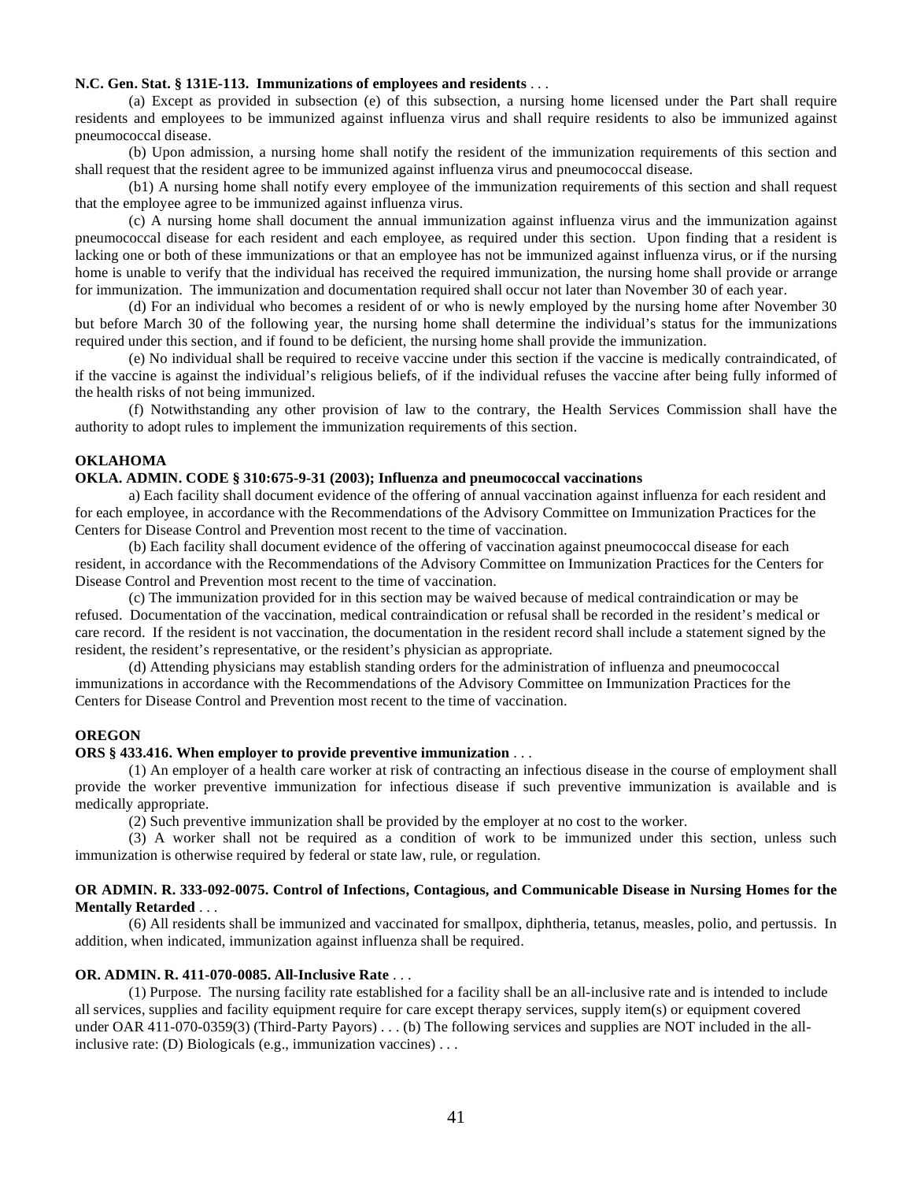**N.C. Gen. Stat. § 131E-113. Immunizations of employees and residents** . . .

(a) Except as provided in subsection (e) of this subsection, a nursing home licensed under the Part shall require residents and employees to be immunized against influenza virus and shall require residents to also be immunized against pneumococcal disease.

(b) Upon admission, a nursing home shall notify the resident of the immunization requirements of this section and shall request that the resident agree to be immunized against influenza virus and pneumococcal disease.

(b1) A nursing home shall notify every employee of the immunization requirements of this section and shall request that the employee agree to be immunized against influenza virus.

(c) A nursing home shall document the annual immunization against influenza virus and the immunization against pneumococcal disease for each resident and each employee, as required under this section. Upon finding that a resident is lacking one or both of these immunizations or that an employee has not be immunized against influenza virus, or if the nursing home is unable to verify that the individual has received the required immunization, the nursing home shall provide or arrange for immunization. The immunization and documentation required shall occur not later than November 30 of each year.

(d) For an individual who becomes a resident of or who is newly employed by the nursing home after November 30 but before March 30 of the following year, the nursing home shall determine the individual's status for the immunizations required under this section, and if found to be deficient, the nursing home shall provide the immunization.

(e) No individual shall be required to receive vaccine under this section if the vaccine is medically contraindicated, of if the vaccine is against the individual's religious beliefs, of if the individual refuses the vaccine after being fully informed of the health risks of not being immunized.

(f) Notwithstanding any other provision of law to the contrary, the Health Services Commission shall have the authority to adopt rules to implement the immunization requirements of this section.

**OKLAHOMA**

**OKLA. ADMIN. CODE § 310:675-9-31 (2003); Influenza and pneumococcal vaccinations**

a) Each facility shall document evidence of the offering of annual vaccination against influenza for each resident and for each employee, in accordance with the Recommendations of the Advisory Committee on Immunization Practices for the Centers for Disease Control and Prevention most recent to the time of vaccination.

(b) Each facility shall document evidence of the offering of vaccination against pneumococcal disease for each resident, in accordance with the Recommendations of the Advisory Committee on Immunization Practices for the Centers for Disease Control and Prevention most recent to the time of vaccination.

(c) The immunization provided for in this section may be waived because of medical contraindication or may be refused. Documentation of the vaccination, medical contraindication or refusal shall be recorded in the resident's medical or care record. If the resident is not vaccination, the documentation in the resident record shall include a statement signed by the resident, the resident's representative, or the resident's physician as appropriate.

(d) Attending physicians may establish standing orders for the administration of influenza and pneumococcal immunizations in accordance with the Recommendations of the Advisory Committee on Immunization Practices for the Centers for Disease Control and Prevention most recent to the time of vaccination.

**OREGON**

**ORS § 433.416. When employer to provide preventive immunization** . . .

(1) An employer of a health care worker at risk of contracting an infectious disease in the course of employment shall provide the worker preventive immunization for infectious disease if such preventive immunization is available and is medically appropriate.

(2) Such preventive immunization shall be provided by the employer at no cost to the worker.

(3) A worker shall not be required as a condition of work to be immunized under this section, unless such immunization is otherwise required by federal or state law, rule, or regulation.

**OR ADMIN. R. 333-092-0075. Control of Infections, Contagious, and Communicable Disease in Nursing Homes for the Mentally Retarded** . . .

(6) All residents shall be immunized and vaccinated for smallpox, diphtheria, tetanus, measles, polio, and pertussis. In addition, when indicated, immunization against influenza shall be required.

**OR. ADMIN. R. 411-070-0085. All-Inclusive Rate** . . .

(1) Purpose. The nursing facility rate established for a facility shall be an all-inclusive rate and is intended to include all services, supplies and facility equipment require for care except therapy services, supply item(s) or equipment covered under OAR 411-070-0359(3) (Third-Party Payors) . . . (b) The following services and supplies are NOT included in the all-inclusive rate: (D) Biologicals (e.g., immunization vaccines) . . .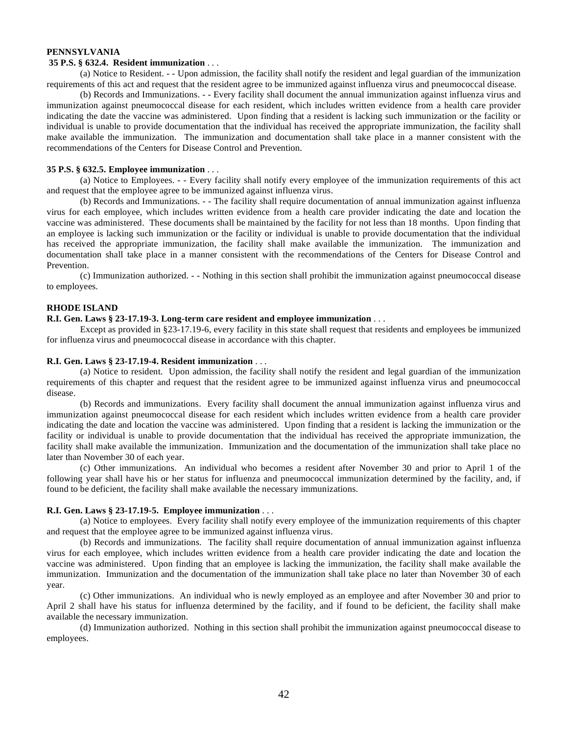**PENNSYLVANIA**

**35 P.S. § 632.4. Resident immunization** . . .

(a) Notice to Resident. - - Upon admission, the facility shall notify the resident and legal guardian of the immunization requirements of this act and request that the resident agree to be immunized against influenza virus and pneumococcal disease.

(b) Records and Immunizations. - - Every facility shall document the annual immunization against influenza virus and immunization against pneumococcal disease for each resident, which includes written evidence from a health care provider indicating the date the vaccine was administered. Upon finding that a resident is lacking such immunization or the facility or individual is unable to provide documentation that the individual has received the appropriate immunization, the facility shall make available the immunization. The immunization and documentation shall take place in a manner consistent with the recommendations of the Centers for Disease Control and Prevention.

**35 P.S. § 632.5. Employee immunization** . . .

(a) Notice to Employees. - - Every facility shall notify every employee of the immunization requirements of this act and request that the employee agree to be immunized against influenza virus.

(b) Records and Immunizations. - - The facility shall require documentation of annual immunization against influenza virus for each employee, which includes written evidence from a health care provider indicating the date and location the vaccine was administered. These documents shall be maintained by the facility for not less than 18 months. Upon finding that an employee is lacking such immunization or the facility or individual is unable to provide documentation that the individual has received the appropriate immunization, the facility shall make available the immunization. The immunization and documentation shall take place in a manner consistent with the recommendations of the Centers for Disease Control and Prevention.

(c) Immunization authorized. - - Nothing in this section shall prohibit the immunization against pneumococcal disease to employees.

**RHODE ISLAND**

**R.I. Gen. Laws § 23-17.19-3. Long-term care resident and employee immunization** . . .

Except as provided in §23-17.19-6, every facility in this state shall request that residents and employees be immunized for influenza virus and pneumococcal disease in accordance with this chapter.

**R.I. Gen. Laws § 23-17.19-4. Resident immunization** . . .

(a) Notice to resident. Upon admission, the facility shall notify the resident and legal guardian of the immunization requirements of this chapter and request that the resident agree to be immunized against influenza virus and pneumococcal disease.

(b) Records and immunizations. Every facility shall document the annual immunization against influenza virus and immunization against pneumococcal disease for each resident which includes written evidence from a health care provider indicating the date and location the vaccine was administered. Upon finding that a resident is lacking the immunization or the facility or individual is unable to provide documentation that the individual has received the appropriate immunization, the facility shall make available the immunization. Immunization and the documentation of the immunization shall take place no later than November 30 of each year.

(c) Other immunizations. An individual who becomes a resident after November 30 and prior to April 1 of the following year shall have his or her status for influenza and pneumococcal immunization determined by the facility, and, if found to be deficient, the facility shall make available the necessary immunizations.

**R.I. Gen. Laws § 23-17.19-5. Employee immunization** . . .

(a) Notice to employees. Every facility shall notify every employee of the immunization requirements of this chapter and request that the employee agree to be immunized against influenza virus.

(b) Records and immunizations. The facility shall require documentation of annual immunization against influenza virus for each employee, which includes written evidence from a health care provider indicating the date and location the vaccine was administered. Upon finding that an employee is lacking the immunization, the facility shall make available the immunization. Immunization and the documentation of the immunization shall take place no later than November 30 of each year.

(c) Other immunizations. An individual who is newly employed as an employee and after November 30 and prior to April 2 shall have his status for influenza determined by the facility, and if found to be deficient, the facility shall make available the necessary immunization.

(d) Immunization authorized. Nothing in this section shall prohibit the immunization against pneumococcal disease to employees.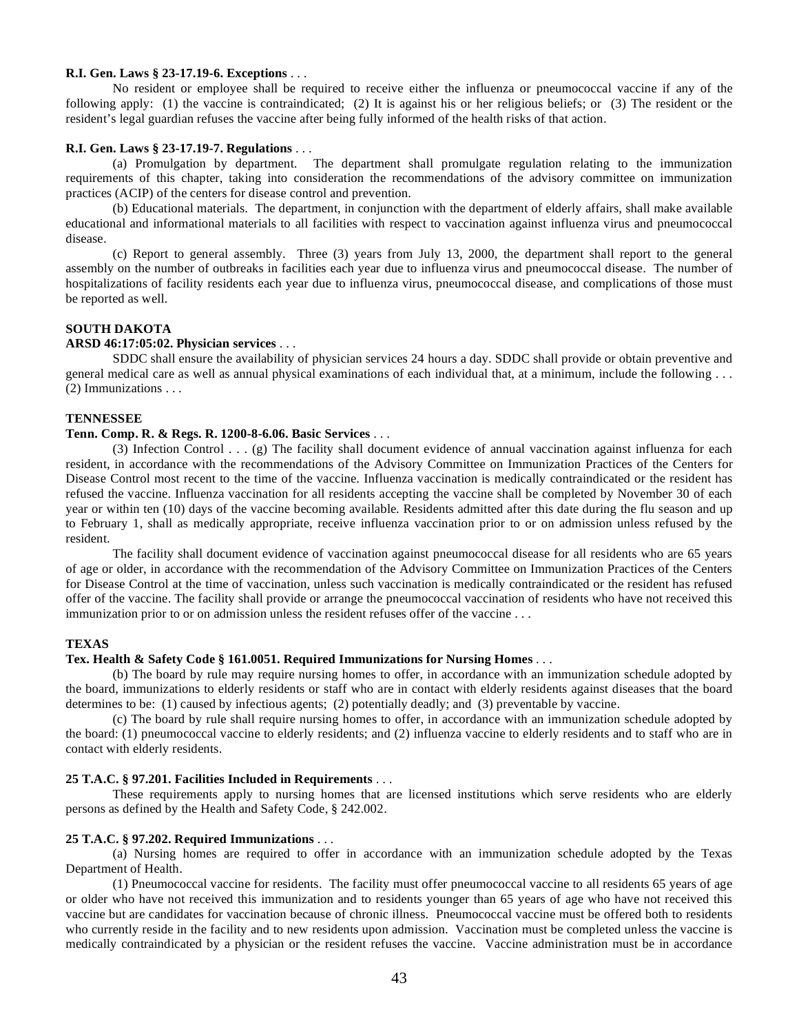**R.I. Gen. Laws § 23-17.19-6. Exceptions** . . .

No resident or employee shall be required to receive either the influenza or pneumococcal vaccine if any of the following apply: (1) the vaccine is contraindicated; (2) It is against his or her religious beliefs; or (3) The resident or the resident's legal guardian refuses the vaccine after being fully informed of the health risks of that action.

**R.I. Gen. Laws § 23-17.19-7. Regulations** . . .

(a) Promulgation by department. The department shall promulgate regulation relating to the immunization requirements of this chapter, taking into consideration the recommendations of the advisory committee on immunization practices (ACIP) of the centers for disease control and prevention.

(b) Educational materials. The department, in conjunction with the department of elderly affairs, shall make available educational and informational materials to all facilities with respect to vaccination against influenza virus and pneumococcal disease.

(c) Report to general assembly. Three (3) years from July 13, 2000, the department shall report to the general assembly on the number of outbreaks in facilities each year due to influenza virus and pneumococcal disease. The number of hospitalizations of facility residents each year due to influenza virus, pneumococcal disease, and complications of those must be reported as well.

**SOUTH DAKOTA**

**ARSD 46:17:05:02. Physician services** . . .

SDDC shall ensure the availability of physician services 24 hours a day. SDDC shall provide or obtain preventive and general medical care as well as annual physical examinations of each individual that, at a minimum, include the following . . . (2) Immunizations . . .

**TENNESSEE**

**Tenn. Comp. R. & Regs. R. 1200-8-6.06. Basic Services** . . .

(3) Infection Control . . . (g) The facility shall document evidence of annual vaccination against influenza for each resident, in accordance with the recommendations of the Advisory Committee on Immunization Practices of the Centers for Disease Control most recent to the time of the vaccine. Influenza vaccination is medically contraindicated or the resident has refused the vaccine. Influenza vaccination for all residents accepting the vaccine shall be completed by November 30 of each year or within ten (10) days of the vaccine becoming available. Residents admitted after this date during the flu season and up to February 1, shall as medically appropriate, receive influenza vaccination prior to or on admission unless refused by the resident.

The facility shall document evidence of vaccination against pneumococcal disease for all residents who are 65 years of age or older, in accordance with the recommendation of the Advisory Committee on Immunization Practices of the Centers for Disease Control at the time of vaccination, unless such vaccination is medically contraindicated or the resident has refused offer of the vaccine. The facility shall provide or arrange the pneumococcal vaccination of residents who have not received this immunization prior to or on admission unless the resident refuses offer of the vaccine . . .

**TEXAS**

**Tex. Health & Safety Code § 161.0051. Required Immunizations for Nursing Homes** . . .

(b) The board by rule may require nursing homes to offer, in accordance with an immunization schedule adopted by the board, immunizations to elderly residents or staff who are in contact with elderly residents against diseases that the board determines to be: (1) caused by infectious agents; (2) potentially deadly; and (3) preventable by vaccine.

(c) The board by rule shall require nursing homes to offer, in accordance with an immunization schedule adopted by the board: (1) pneumococcal vaccine to elderly residents; and (2) influenza vaccine to elderly residents and to staff who are in contact with elderly residents.

**25 T.A.C. § 97.201. Facilities Included in Requirements** . . .

These requirements apply to nursing homes that are licensed institutions which serve residents who are elderly persons as defined by the Health and Safety Code, § 242.002.

**25 T.A.C. § 97.202. Required Immunizations** . . .

(a) Nursing homes are required to offer in accordance with an immunization schedule adopted by the Texas Department of Health.

(1) Pneumococcal vaccine for residents. The facility must offer pneumococcal vaccine to all residents 65 years of age or older who have not received this immunization and to residents younger than 65 years of age who have not received this vaccine but are candidates for vaccination because of chronic illness. Pneumococcal vaccine must be offered both to residents who currently reside in the facility and to new residents upon admission. Vaccination must be completed unless the vaccine is medically contraindicated by a physician or the resident refuses the vaccine. Vaccine administration must be in accordance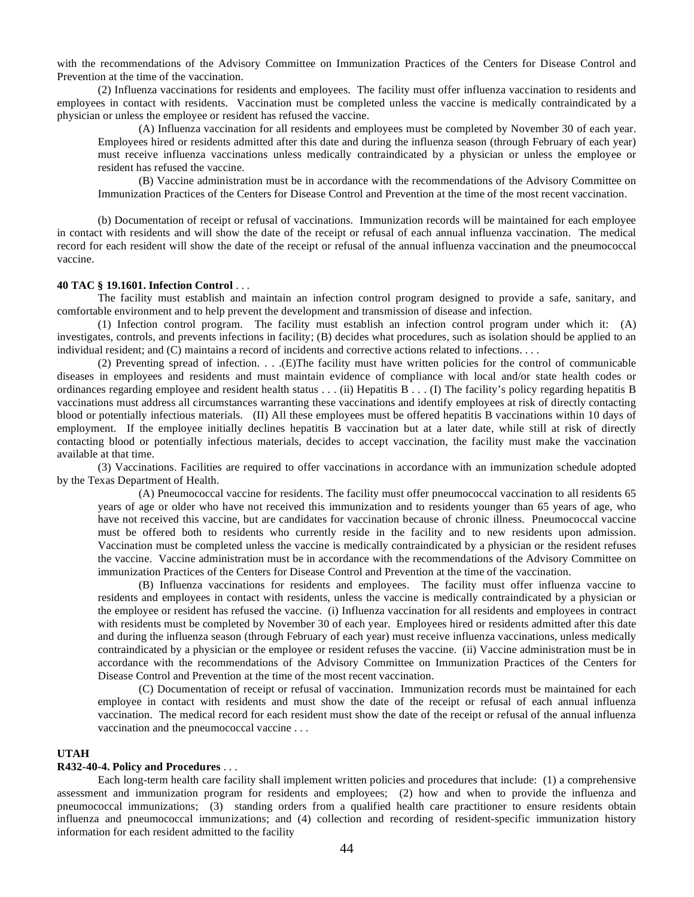with the recommendations of the Advisory Committee on Immunization Practices of the Centers for Disease Control and Prevention at the time of the vaccination.

(2) Influenza vaccinations for residents and employees. The facility must offer influenza vaccination to residents and employees in contact with residents. Vaccination must be completed unless the vaccine is medically contraindicated by a physician or unless the employee or resident has refused the vaccine.

(A) Influenza vaccination for all residents and employees must be completed by November 30 of each year. Employees hired or residents admitted after this date and during the influenza season (through February of each year) must receive influenza vaccinations unless medically contraindicated by a physician or unless the employee or resident has refused the vaccine.

(B) Vaccine administration must be in accordance with the recommendations of the Advisory Committee on Immunization Practices of the Centers for Disease Control and Prevention at the time of the most recent vaccination.

(b) Documentation of receipt or refusal of vaccinations. Immunization records will be maintained for each employee in contact with residents and will show the date of the receipt or refusal of each annual influenza vaccination. The medical record for each resident will show the date of the receipt or refusal of the annual influenza vaccination and the pneumococcal vaccine.

**40 TAC § 19.1601. Infection Control** . . .

The facility must establish and maintain an infection control program designed to provide a safe, sanitary, and comfortable environment and to help prevent the development and transmission of disease and infection.

(1) Infection control program. The facility must establish an infection control program under which it: (A) investigates, controls, and prevents infections in facility; (B) decides what procedures, such as isolation should be applied to an individual resident; and (C) maintains a record of incidents and corrective actions related to infections. . . .

(2) Preventing spread of infection. . . .(E)The facility must have written policies for the control of communicable diseases in employees and residents and must maintain evidence of compliance with local and/or state health codes or ordinances regarding employee and resident health status . . . (ii) Hepatitis B . . . (I) The facility's policy regarding hepatitis B vaccinations must address all circumstances warranting these vaccinations and identify employees at risk of directly contacting blood or potentially infectious materials. (II) All these employees must be offered hepatitis B vaccinations within 10 days of employment. If the employee initially declines hepatitis B vaccination but at a later date, while still at risk of directly contacting blood or potentially infectious materials, decides to accept vaccination, the facility must make the vaccination available at that time.

(3) Vaccinations. Facilities are required to offer vaccinations in accordance with an immunization schedule adopted by the Texas Department of Health.

(A) Pneumococcal vaccine for residents. The facility must offer pneumococcal vaccination to all residents 65 years of age or older who have not received this immunization and to residents younger than 65 years of age, who have not received this vaccine, but are candidates for vaccination because of chronic illness. Pneumococcal vaccine must be offered both to residents who currently reside in the facility and to new residents upon admission. Vaccination must be completed unless the vaccine is medically contraindicated by a physician or the resident refuses the vaccine. Vaccine administration must be in accordance with the recommendations of the Advisory Committee on immunization Practices of the Centers for Disease Control and Prevention at the time of the vaccination.

(B) Influenza vaccinations for residents and employees. The facility must offer influenza vaccine to residents and employees in contact with residents, unless the vaccine is medically contraindicated by a physician or the employee or resident has refused the vaccine. (i) Influenza vaccination for all residents and employees in contract with residents must be completed by November 30 of each year. Employees hired or residents admitted after this date and during the influenza season (through February of each year) must receive influenza vaccinations, unless medically contraindicated by a physician or the employee or resident refuses the vaccine. (ii) Vaccine administration must be in accordance with the recommendations of the Advisory Committee on Immunization Practices of the Centers for Disease Control and Prevention at the time of the most recent vaccination.

(C) Documentation of receipt or refusal of vaccination. Immunization records must be maintained for each employee in contact with residents and must show the date of the receipt or refusal of each annual influenza vaccination. The medical record for each resident must show the date of the receipt or refusal of the annual influenza vaccination and the pneumococcal vaccine . . .

**UTAH**

**R432-40-4. Policy and Procedures** . . .

Each long-term health care facility shall implement written policies and procedures that include: (1) a comprehensive assessment and immunization program for residents and employees; (2) how and when to provide the influenza and pneumococcal immunizations; (3) standing orders from a qualified health care practitioner to ensure residents obtain influenza and pneumococcal immunizations; and (4) collection and recording of resident-specific immunization history information for each resident admitted to the facility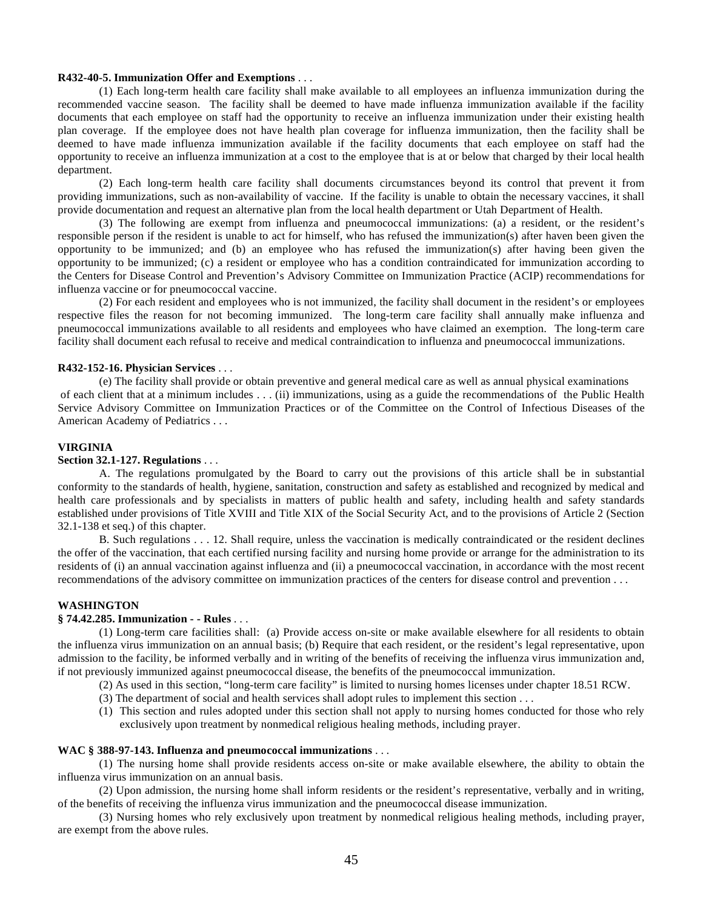**R432-40-5. Immunization Offer and Exemptions** . . .

(1) Each long-term health care facility shall make available to all employees an influenza immunization during the recommended vaccine season. The facility shall be deemed to have made influenza immunization available if the facility documents that each employee on staff had the opportunity to receive an influenza immunization under their existing health plan coverage. If the employee does not have health plan coverage for influenza immunization, then the facility shall be deemed to have made influenza immunization available if the facility documents that each employee on staff had the opportunity to receive an influenza immunization at a cost to the employee that is at or below that charged by their local health department.

(2) Each long-term health care facility shall documents circumstances beyond its control that prevent it from providing immunizations, such as non-availability of vaccine. If the facility is unable to obtain the necessary vaccines, it shall provide documentation and request an alternative plan from the local health department or Utah Department of Health.

(3) The following are exempt from influenza and pneumococcal immunizations: (a) a resident, or the resident's responsible person if the resident is unable to act for himself, who has refused the immunization(s) after haven been given the opportunity to be immunized; and (b) an employee who has refused the immunization(s) after having been given the opportunity to be immunized; (c) a resident or employee who has a condition contraindicated for immunization according to the Centers for Disease Control and Prevention's Advisory Committee on Immunization Practice (ACIP) recommendations for influenza vaccine or for pneumococcal vaccine.

(2) For each resident and employees who is not immunized, the facility shall document in the resident's or employees respective files the reason for not becoming immunized. The long-term care facility shall annually make influenza and pneumococcal immunizations available to all residents and employees who have claimed an exemption. The long-term care facility shall document each refusal to receive and medical contraindication to influenza and pneumococcal immunizations.

**R432-152-16. Physician Services** . . .

(e) The facility shall provide or obtain preventive and general medical care as well as annual physical examinations of each client that at a minimum includes . . . (ii) immunizations, using as a guide the recommendations of the Public Health Service Advisory Committee on Immunization Practices or of the Committee on the Control of Infectious Diseases of the American Academy of Pediatrics . . .

## VIRGINIA

**Section 32.1-127. Regulations** . . .

A. The regulations promulgated by the Board to carry out the provisions of this article shall be in substantial conformity to the standards of health, hygiene, sanitation, construction and safety as established and recognized by medical and health care professionals and by specialists in matters of public health and safety, including health and safety standards established under provisions of Title XVIII and Title XIX of the Social Security Act, and to the provisions of Article 2 (Section 32.1-138 et seq.) of this chapter.

B. Such regulations . . . 12. Shall require, unless the vaccination is medically contraindicated or the resident declines the offer of the vaccination, that each certified nursing facility and nursing home provide or arrange for the administration to its residents of (i) an annual vaccination against influenza and (ii) a pneumococcal vaccination, in accordance with the most recent recommendations of the advisory committee on immunization practices of the centers for disease control and prevention . . .

## WASHINGTON

**§ 74.42.285. Immunization - - Rules** . . .

(1) Long-term care facilities shall: (a) Provide access on-site or make available elsewhere for all residents to obtain the influenza virus immunization on an annual basis; (b) Require that each resident, or the resident's legal representative, upon admission to the facility, be informed verbally and in writing of the benefits of receiving the influenza virus immunization and, if not previously immunized against pneumococcal disease, the benefits of the pneumococcal immunization.

(2) As used in this section, "long-term care facility" is limited to nursing homes licenses under chapter 18.51 RCW.

(3) The department of social and health services shall adopt rules to implement this section . . .

(1) This section and rules adopted under this section shall not apply to nursing homes conducted for those who rely exclusively upon treatment by nonmedical religious healing methods, including prayer.

**WAC § 388-97-143. Influenza and pneumococcal immunizations** . . .

(1) The nursing home shall provide residents access on-site or make available elsewhere, the ability to obtain the influenza virus immunization on an annual basis.

(2) Upon admission, the nursing home shall inform residents or the resident's representative, verbally and in writing, of the benefits of receiving the influenza virus immunization and the pneumococcal disease immunization.

(3) Nursing homes who rely exclusively upon treatment by nonmedical religious healing methods, including prayer, are exempt from the above rules.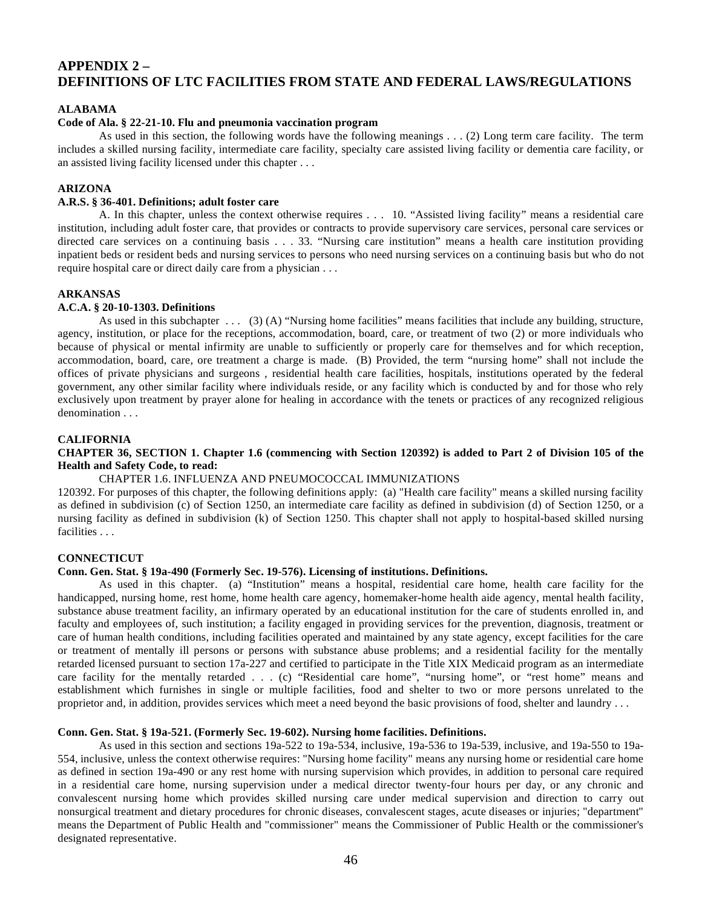## APPENDIX 2 – DEFINITIONS OF LTC FACILITIES FROM STATE AND FEDERAL LAWS/REGULATIONS

### ALABAMA

**Code of Ala. § 22-21-10. Flu and pneumonia vaccination program**

As used in this section, the following words have the following meanings . . . (2) Long term care facility. The term includes a skilled nursing facility, intermediate care facility, specialty care assisted living facility or dementia care facility, or an assisted living facility licensed under this chapter . . .

### ARIZONA

**A.R.S. § 36-401. Definitions; adult foster care**

A. In this chapter, unless the context otherwise requires . . . 10. "Assisted living facility" means a residential care institution, including adult foster care, that provides or contracts to provide supervisory care services, personal care services or directed care services on a continuing basis . . . 33. "Nursing care institution" means a health care institution providing inpatient beds or resident beds and nursing services to persons who need nursing services on a continuing basis but who do not require hospital care or direct daily care from a physician . . .

### ARKANSAS

**A.C.A. § 20-10-1303. Definitions**

As used in this subchapter . . . (3) (A) "Nursing home facilities" means facilities that include any building, structure, agency, institution, or place for the receptions, accommodation, board, care, or treatment of two (2) or more individuals who because of physical or mental infirmity are unable to sufficiently or properly care for themselves and for which reception, accommodation, board, care, ore treatment a charge is made. (B) Provided, the term "nursing home" shall not include the offices of private physicians and surgeons , residential health care facilities, hospitals, institutions operated by the federal government, any other similar facility where individuals reside, or any facility which is conducted by and for those who rely exclusively upon treatment by prayer alone for healing in accordance with the tenets or practices of any recognized religious denomination . . .

### CALIFORNIA

**CHAPTER 36, SECTION 1. Chapter 1.6 (commencing with Section 120392) is added to Part 2 of Division 105 of the Health and Safety Code, to read:**

CHAPTER 1.6. INFLUENZA AND PNEUMOCOCCAL IMMUNIZATIONS

120392. For purposes of this chapter, the following definitions apply: (a) "Health care facility" means a skilled nursing facility as defined in subdivision (c) of Section 1250, an intermediate care facility as defined in subdivision (d) of Section 1250, or a nursing facility as defined in subdivision (k) of Section 1250. This chapter shall not apply to hospital-based skilled nursing facilities . . .

### CONNECTICUT

**Conn. Gen. Stat. § 19a-490 (Formerly Sec. 19-576). Licensing of institutions. Definitions.**

As used in this chapter. (a) "Institution" means a hospital, residential care home, health care facility for the handicapped, nursing home, rest home, home health care agency, homemaker-home health aide agency, mental health facility, substance abuse treatment facility, an infirmary operated by an educational institution for the care of students enrolled in, and faculty and employees of, such institution; a facility engaged in providing services for the prevention, diagnosis, treatment or care of human health conditions, including facilities operated and maintained by any state agency, except facilities for the care or treatment of mentally ill persons or persons with substance abuse problems; and a residential facility for the mentally retarded licensed pursuant to section 17a-227 and certified to participate in the Title XIX Medicaid program as an intermediate care facility for the mentally retarded . . . (c) "Residential care home", "nursing home", or "rest home" means and establishment which furnishes in single or multiple facilities, food and shelter to two or more persons unrelated to the proprietor and, in addition, provides services which meet a need beyond the basic provisions of food, shelter and laundry . . .

**Conn. Gen. Stat. § 19a-521. (Formerly Sec. 19-602). Nursing home facilities. Definitions.**

As used in this section and sections 19a-522 to 19a-534, inclusive, 19a-536 to 19a-539, inclusive, and 19a-550 to 19a-554, inclusive, unless the context otherwise requires: "Nursing home facility" means any nursing home or residential care home as defined in section 19a-490 or any rest home with nursing supervision which provides, in addition to personal care required in a residential care home, nursing supervision under a medical director twenty-four hours per day, or any chronic and convalescent nursing home which provides skilled nursing care under medical supervision and direction to carry out nonsurgical treatment and dietary procedures for chronic diseases, convalescent stages, acute diseases or injuries; "department" means the Department of Public Health and "commissioner" means the Commissioner of Public Health or the commissioner's designated representative.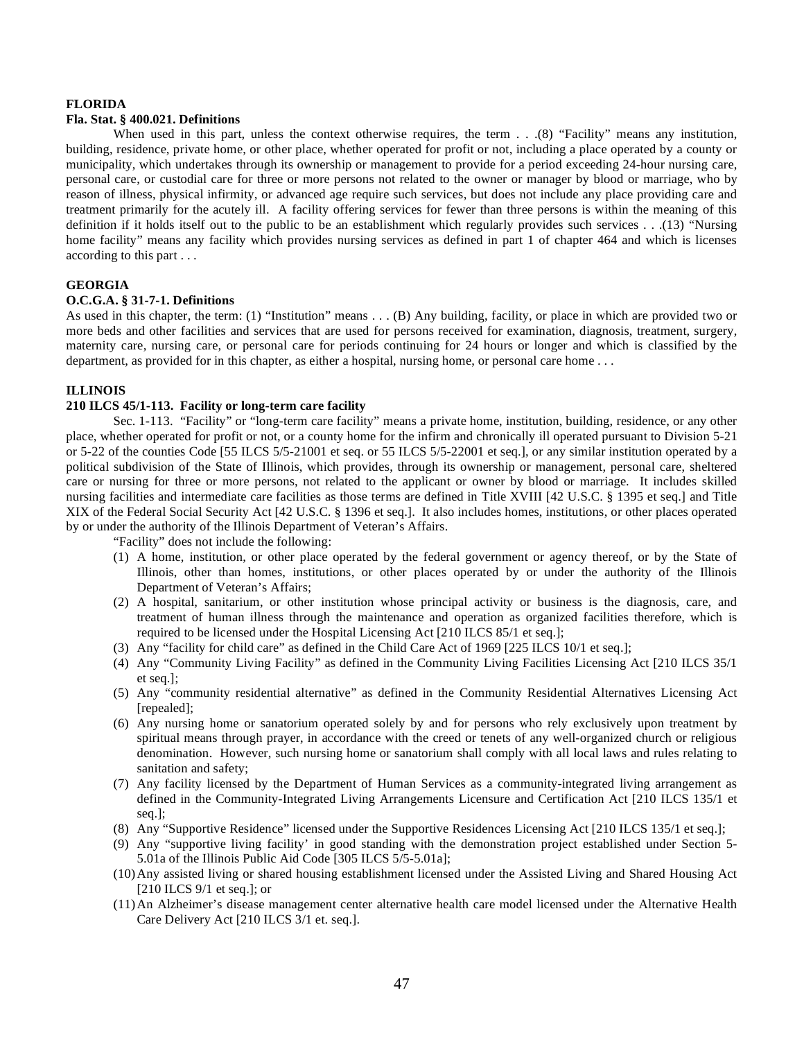**FLORIDA**

**Fla. Stat. § 400.021. Definitions**

When used in this part, unless the context otherwise requires, the term . . .(8) "Facility" means any institution, building, residence, private home, or other place, whether operated for profit or not, including a place operated by a county or municipality, which undertakes through its ownership or management to provide for a period exceeding 24-hour nursing care, personal care, or custodial care for three or more persons not related to the owner or manager by blood or marriage, who by reason of illness, physical infirmity, or advanced age require such services, but does not include any place providing care and treatment primarily for the acutely ill. A facility offering services for fewer than three persons is within the meaning of this definition if it holds itself out to the public to be an establishment which regularly provides such services . . .(13) "Nursing home facility" means any facility which provides nursing services as defined in part 1 of chapter 464 and which is licenses according to this part . . .

**GEORGIA**

**O.C.G.A. § 31-7-1. Definitions**

As used in this chapter, the term: (1) "Institution" means . . . (B) Any building, facility, or place in which are provided two or more beds and other facilities and services that are used for persons received for examination, diagnosis, treatment, surgery, maternity care, nursing care, or personal care for periods continuing for 24 hours or longer and which is classified by the department, as provided for in this chapter, as either a hospital, nursing home, or personal care home . . .

**ILLINOIS**

**210 ILCS 45/1-113. Facility or long-term care facility**

Sec. 1-113. "Facility" or "long-term care facility" means a private home, institution, building, residence, or any other place, whether operated for profit or not, or a county home for the infirm and chronically ill operated pursuant to Division 5-21 or 5-22 of the counties Code [55 ILCS 5/5-21001 et seq. or 55 ILCS 5/5-22001 et seq.], or any similar institution operated by a political subdivision of the State of Illinois, which provides, through its ownership or management, personal care, sheltered care or nursing for three or more persons, not related to the applicant or owner by blood or marriage. It includes skilled nursing facilities and intermediate care facilities as those terms are defined in Title XVIII [42 U.S.C. § 1395 et seq.] and Title XIX of the Federal Social Security Act [42 U.S.C. § 1396 et seq.]. It also includes homes, institutions, or other places operated by or under the authority of the Illinois Department of Veteran's Affairs.

"Facility" does not include the following:

(1) A home, institution, or other place operated by the federal government or agency thereof, or by the State of Illinois, other than homes, institutions, or other places operated by or under the authority of the Illinois Department of Veteran's Affairs;

(2) A hospital, sanitarium, or other institution whose principal activity or business is the diagnosis, care, and treatment of human illness through the maintenance and operation as organized facilities therefore, which is required to be licensed under the Hospital Licensing Act [210 ILCS 85/1 et seq.];

(3) Any "facility for child care" as defined in the Child Care Act of 1969 [225 ILCS 10/1 et seq.];

(4) Any "Community Living Facility" as defined in the Community Living Facilities Licensing Act [210 ILCS 35/1 et seq.];

(5) Any "community residential alternative" as defined in the Community Residential Alternatives Licensing Act [repealed];

(6) Any nursing home or sanatorium operated solely by and for persons who rely exclusively upon treatment by spiritual means through prayer, in accordance with the creed or tenets of any well-organized church or religious denomination. However, such nursing home or sanatorium shall comply with all local laws and rules relating to sanitation and safety;

(7) Any facility licensed by the Department of Human Services as a community-integrated living arrangement as defined in the Community-Integrated Living Arrangements Licensure and Certification Act [210 ILCS 135/1 et seq.];

(8) Any "Supportive Residence" licensed under the Supportive Residences Licensing Act [210 ILCS 135/1 et seq.];

(9) Any "supportive living facility' in good standing with the demonstration project established under Section 5-5.01a of the Illinois Public Aid Code [305 ILCS 5/5-5.01a];

(10) Any assisted living or shared housing establishment licensed under the Assisted Living and Shared Housing Act [210 ILCS 9/1 et seq.]; or

(11) An Alzheimer's disease management center alternative health care model licensed under the Alternative Health Care Delivery Act [210 ILCS 3/1 et. seq.].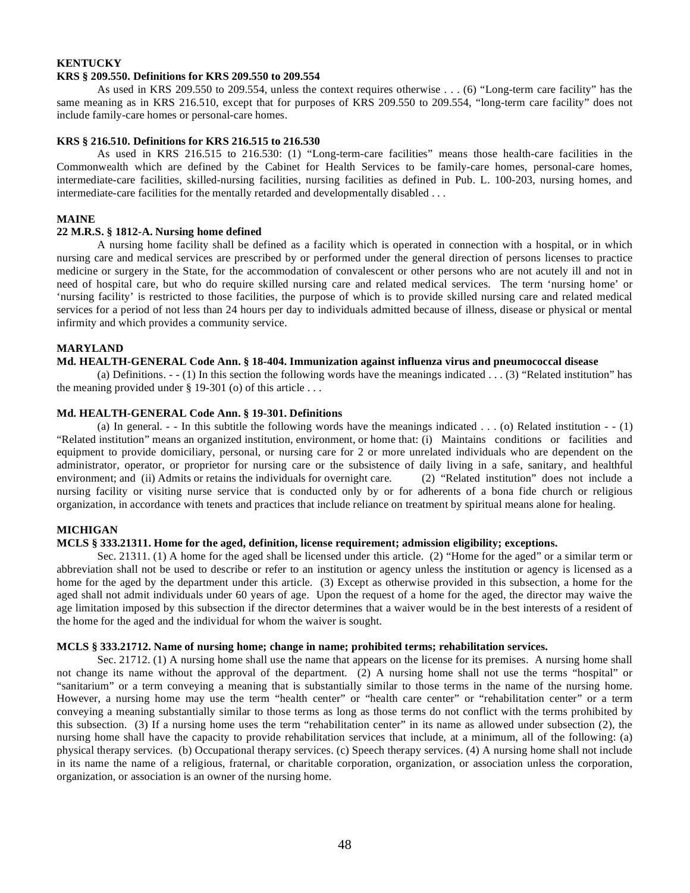## KENTUCKY

### KRS § 209.550. Definitions for KRS 209.550 to 209.554

As used in KRS 209.550 to 209.554, unless the context requires otherwise . . . (6) "Long-term care facility" has the same meaning as in KRS 216.510, except that for purposes of KRS 209.550 to 209.554, "long-term care facility" does not include family-care homes or personal-care homes.

### KRS § 216.510. Definitions for KRS 216.515 to 216.530

As used in KRS 216.515 to 216.530: (1) "Long-term-care facilities" means those health-care facilities in the Commonwealth which are defined by the Cabinet for Health Services to be family-care homes, personal-care homes, intermediate-care facilities, skilled-nursing facilities, nursing facilities as defined in Pub. L. 100-203, nursing homes, and intermediate-care facilities for the mentally retarded and developmentally disabled . . .

## MAINE

### 22 M.R.S. § 1812-A. Nursing home defined

A nursing home facility shall be defined as a facility which is operated in connection with a hospital, or in which nursing care and medical services are prescribed by or performed under the general direction of persons licenses to practice medicine or surgery in the State, for the accommodation of convalescent or other persons who are not acutely ill and not in need of hospital care, but who do require skilled nursing care and related medical services. The term 'nursing home' or 'nursing facility' is restricted to those facilities, the purpose of which is to provide skilled nursing care and related medical services for a period of not less than 24 hours per day to individuals admitted because of illness, disease or physical or mental infirmity and which provides a community service.

## MARYLAND

### Md. HEALTH-GENERAL Code Ann. § 18-404. Immunization against influenza virus and pneumococcal disease

(a) Definitions. - - (1) In this section the following words have the meanings indicated . . . (3) "Related institution" has the meaning provided under § 19-301 (o) of this article . . .

### Md. HEALTH-GENERAL Code Ann. § 19-301. Definitions

(a) In general. - - In this subtitle the following words have the meanings indicated . . . (o) Related institution - - (1) "Related institution" means an organized institution, environment, or home that: (i) Maintains conditions or facilities and equipment to provide domiciliary, personal, or nursing care for 2 or more unrelated individuals who are dependent on the administrator, operator, or proprietor for nursing care or the subsistence of daily living in a safe, sanitary, and healthful environment; and (ii) Admits or retains the individuals for overnight care. (2) "Related institution" does not include a nursing facility or visiting nurse service that is conducted only by or for adherents of a bona fide church or religious organization, in accordance with tenets and practices that include reliance on treatment by spiritual means alone for healing.

## MICHIGAN

### MCLS § 333.21311. Home for the aged, definition, license requirement; admission eligibility; exceptions.

Sec. 21311. (1) A home for the aged shall be licensed under this article. (2) "Home for the aged" or a similar term or abbreviation shall not be used to describe or refer to an institution or agency unless the institution or agency is licensed as a home for the aged by the department under this article. (3) Except as otherwise provided in this subsection, a home for the aged shall not admit individuals under 60 years of age. Upon the request of a home for the aged, the director may waive the age limitation imposed by this subsection if the director determines that a waiver would be in the best interests of a resident of the home for the aged and the individual for whom the waiver is sought.

### MCLS § 333.21712. Name of nursing home; change in name; prohibited terms; rehabilitation services.

Sec. 21712. (1) A nursing home shall use the name that appears on the license for its premises. A nursing home shall not change its name without the approval of the department. (2) A nursing home shall not use the terms "hospital" or "sanitarium" or a term conveying a meaning that is substantially similar to those terms in the name of the nursing home. However, a nursing home may use the term "health center" or "health care center" or "rehabilitation center" or a term conveying a meaning substantially similar to those terms as long as those terms do not conflict with the terms prohibited by this subsection. (3) If a nursing home uses the term "rehabilitation center" in its name as allowed under subsection (2), the nursing home shall have the capacity to provide rehabilitation services that include, at a minimum, all of the following: (a) physical therapy services. (b) Occupational therapy services. (c) Speech therapy services. (4) A nursing home shall not include in its name the name of a religious, fraternal, or charitable corporation, organization, or association unless the corporation, organization, or association is an owner of the nursing home.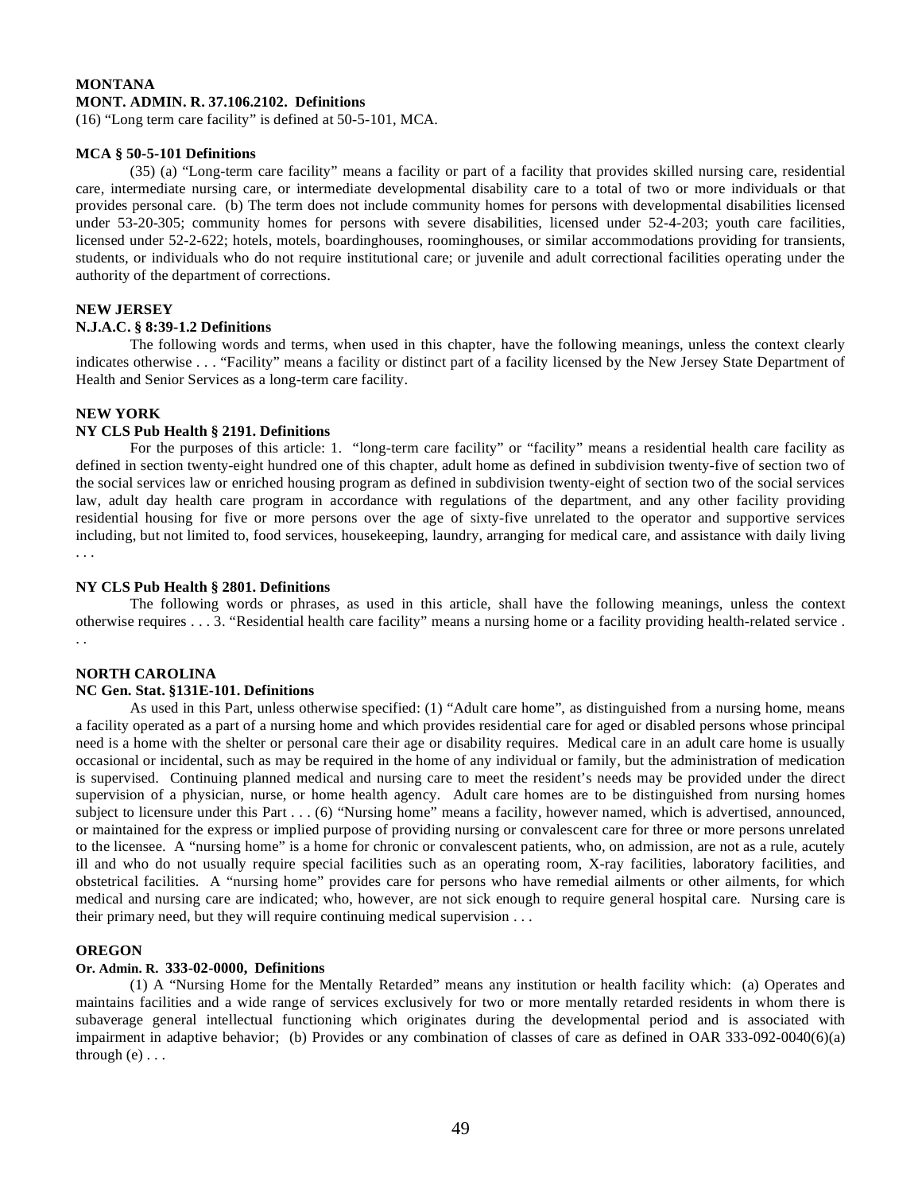**MONTANA**

**MONT. ADMIN. R. 37.106.2102. Definitions**

(16) "Long term care facility" is defined at 50-5-101, MCA.

**MCA § 50-5-101 Definitions**

(35) (a) "Long-term care facility" means a facility or part of a facility that provides skilled nursing care, residential care, intermediate nursing care, or intermediate developmental disability care to a total of two or more individuals or that provides personal care. (b) The term does not include community homes for persons with developmental disabilities licensed under 53-20-305; community homes for persons with severe disabilities, licensed under 52-4-203; youth care facilities, licensed under 52-2-622; hotels, motels, boardinghouses, roominghouses, or similar accommodations providing for transients, students, or individuals who do not require institutional care; or juvenile and adult correctional facilities operating under the authority of the department of corrections.

**NEW JERSEY**

**N.J.A.C. § 8:39-1.2 Definitions**

The following words and terms, when used in this chapter, have the following meanings, unless the context clearly indicates otherwise . . . "Facility" means a facility or distinct part of a facility licensed by the New Jersey State Department of Health and Senior Services as a long-term care facility.

**NEW YORK**

**NY CLS Pub Health § 2191. Definitions**

For the purposes of this article: 1. "long-term care facility" or "facility" means a residential health care facility as defined in section twenty-eight hundred one of this chapter, adult home as defined in subdivision twenty-five of section two of the social services law or enriched housing program as defined in subdivision twenty-eight of section two of the social services law, adult day health care program in accordance with regulations of the department, and any other facility providing residential housing for five or more persons over the age of sixty-five unrelated to the operator and supportive services including, but not limited to, food services, housekeeping, laundry, arranging for medical care, and assistance with daily living . . .

**NY CLS Pub Health § 2801. Definitions**

The following words or phrases, as used in this article, shall have the following meanings, unless the context otherwise requires . . . 3. "Residential health care facility" means a nursing home or a facility providing health-related service . . .

**NORTH CAROLINA**

**NC Gen. Stat. §131E-101. Definitions**

As used in this Part, unless otherwise specified: (1) "Adult care home", as distinguished from a nursing home, means a facility operated as a part of a nursing home and which provides residential care for aged or disabled persons whose principal need is a home with the shelter or personal care their age or disability requires. Medical care in an adult care home is usually occasional or incidental, such as may be required in the home of any individual or family, but the administration of medication is supervised. Continuing planned medical and nursing care to meet the resident's needs may be provided under the direct supervision of a physician, nurse, or home health agency. Adult care homes are to be distinguished from nursing homes subject to licensure under this Part . . . (6) "Nursing home" means a facility, however named, which is advertised, announced, or maintained for the express or implied purpose of providing nursing or convalescent care for three or more persons unrelated to the licensee. A "nursing home" is a home for chronic or convalescent patients, who, on admission, are not as a rule, acutely ill and who do not usually require special facilities such as an operating room, X-ray facilities, laboratory facilities, and obstetrical facilities. A "nursing home" provides care for persons who have remedial ailments or other ailments, for which medical and nursing care are indicated; who, however, are not sick enough to require general hospital care. Nursing care is their primary need, but they will require continuing medical supervision . . .

**OREGON**

**Or. Admin. R. 333-02-0000, Definitions**

(1) A "Nursing Home for the Mentally Retarded" means any institution or health facility which: (a) Operates and maintains facilities and a wide range of services exclusively for two or more mentally retarded residents in whom there is subaverage general intellectual functioning which originates during the developmental period and is associated with impairment in adaptive behavior; (b) Provides or any combination of classes of care as defined in OAR 333-092-0040(6)(a) through (e) . . .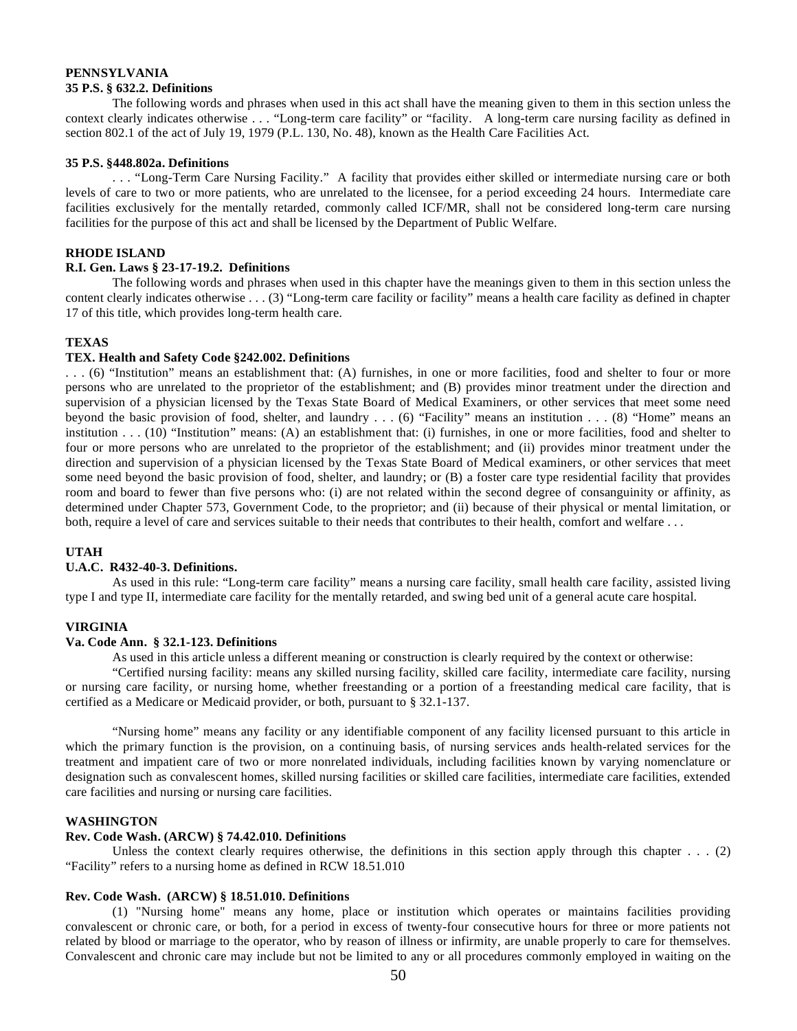**PENNSYLVANIA**

**35 P.S. § 632.2. Definitions**

The following words and phrases when used in this act shall have the meaning given to them in this section unless the context clearly indicates otherwise . . . "Long-term care facility" or "facility. A long-term care nursing facility as defined in section 802.1 of the act of July 19, 1979 (P.L. 130, No. 48), known as the Health Care Facilities Act.

**35 P.S. §448.802a. Definitions**

. . . "Long-Term Care Nursing Facility." A facility that provides either skilled or intermediate nursing care or both levels of care to two or more patients, who are unrelated to the licensee, for a period exceeding 24 hours. Intermediate care facilities exclusively for the mentally retarded, commonly called ICF/MR, shall not be considered long-term care nursing facilities for the purpose of this act and shall be licensed by the Department of Public Welfare.

**RHODE ISLAND**

**R.I. Gen. Laws § 23-17-19.2. Definitions**

The following words and phrases when used in this chapter have the meanings given to them in this section unless the content clearly indicates otherwise . . . (3) "Long-term care facility or facility" means a health care facility as defined in chapter 17 of this title, which provides long-term health care.

**TEXAS**

**TEX. Health and Safety Code §242.002. Definitions**

. . . (6) "Institution" means an establishment that: (A) furnishes, in one or more facilities, food and shelter to four or more persons who are unrelated to the proprietor of the establishment; and (B) provides minor treatment under the direction and supervision of a physician licensed by the Texas State Board of Medical Examiners, or other services that meet some need beyond the basic provision of food, shelter, and laundry . . . (6) "Facility" means an institution . . . (8) "Home" means an institution . . . (10) "Institution" means: (A) an establishment that: (i) furnishes, in one or more facilities, food and shelter to four or more persons who are unrelated to the proprietor of the establishment; and (ii) provides minor treatment under the direction and supervision of a physician licensed by the Texas State Board of Medical examiners, or other services that meet some need beyond the basic provision of food, shelter, and laundry; or (B) a foster care type residential facility that provides room and board to fewer than five persons who: (i) are not related within the second degree of consanguinity or affinity, as determined under Chapter 573, Government Code, to the proprietor; and (ii) because of their physical or mental limitation, or both, require a level of care and services suitable to their needs that contributes to their health, comfort and welfare . . .

**UTAH**

**U.A.C. R432-40-3. Definitions.**

As used in this rule: "Long-term care facility" means a nursing care facility, small health care facility, assisted living type I and type II, intermediate care facility for the mentally retarded, and swing bed unit of a general acute care hospital.

**VIRGINIA**

**Va. Code Ann. § 32.1-123. Definitions**

As used in this article unless a different meaning or construction is clearly required by the context or otherwise:

"Certified nursing facility: means any skilled nursing facility, skilled care facility, intermediate care facility, nursing or nursing care facility, or nursing home, whether freestanding or a portion of a freestanding medical care facility, that is certified as a Medicare or Medicaid provider, or both, pursuant to § 32.1-137.

"Nursing home" means any facility or any identifiable component of any facility licensed pursuant to this article in which the primary function is the provision, on a continuing basis, of nursing services ands health-related services for the treatment and impatient care of two or more nonrelated individuals, including facilities known by varying nomenclature or designation such as convalescent homes, skilled nursing facilities or skilled care facilities, intermediate care facilities, extended care facilities and nursing or nursing care facilities.

**WASHINGTON**

**Rev. Code Wash. (ARCW) § 74.42.010. Definitions**

Unless the context clearly requires otherwise, the definitions in this section apply through this chapter . . . (2) "Facility" refers to a nursing home as defined in RCW 18.51.010

**Rev. Code Wash. (ARCW) § 18.51.010. Definitions**

(1) "Nursing home" means any home, place or institution which operates or maintains facilities providing convalescent or chronic care, or both, for a period in excess of twenty-four consecutive hours for three or more patients not related by blood or marriage to the operator, who by reason of illness or infirmity, are unable properly to care for themselves. Convalescent and chronic care may include but not be limited to any or all procedures commonly employed in waiting on the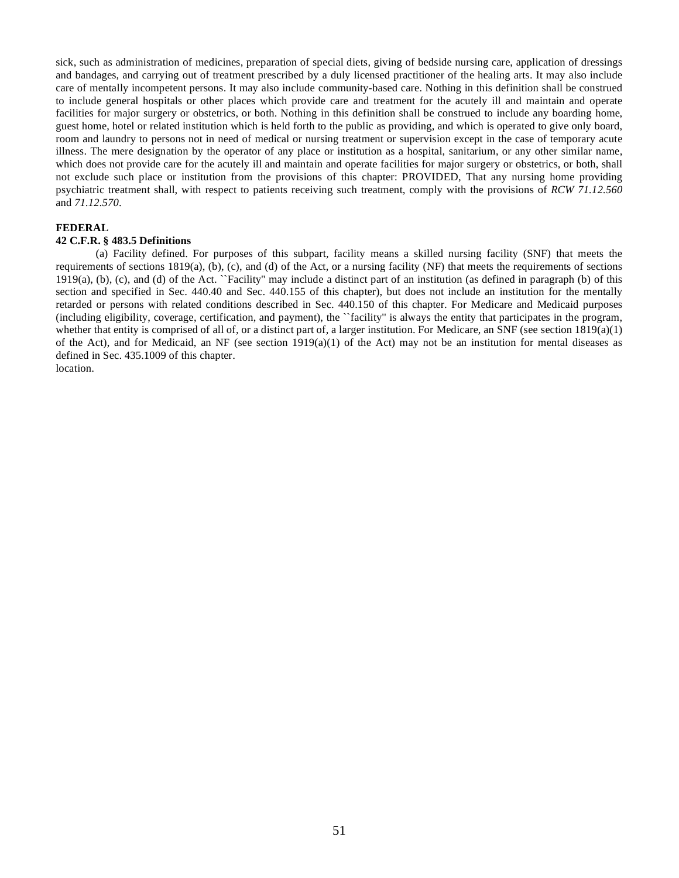sick, such as administration of medicines, preparation of special diets, giving of bedside nursing care, application of dressings and bandages, and carrying out of treatment prescribed by a duly licensed practitioner of the healing arts. It may also include care of mentally incompetent persons. It may also include community-based care. Nothing in this definition shall be construed to include general hospitals or other places which provide care and treatment for the acutely ill and maintain and operate facilities for major surgery or obstetrics, or both. Nothing in this definition shall be construed to include any boarding home, guest home, hotel or related institution which is held forth to the public as providing, and which is operated to give only board, room and laundry to persons not in need of medical or nursing treatment or supervision except in the case of temporary acute illness. The mere designation by the operator of any place or institution as a hospital, sanitarium, or any other similar name, which does not provide care for the acutely ill and maintain and operate facilities for major surgery or obstetrics, or both, shall not exclude such place or institution from the provisions of this chapter: PROVIDED, That any nursing home providing psychiatric treatment shall, with respect to patients receiving such treatment, comply with the provisions of *RCW 71.12.560* and *71.12.570*.

**FEDERAL**

**42 C.F.R. § 483.5 Definitions**

(a) Facility defined. For purposes of this subpart, facility means a skilled nursing facility (SNF) that meets the requirements of sections 1819(a), (b), (c), and (d) of the Act, or a nursing facility (NF) that meets the requirements of sections 1919(a), (b), (c), and (d) of the Act. ``Facility'' may include a distinct part of an institution (as defined in paragraph (b) of this section and specified in Sec. 440.40 and Sec. 440.155 of this chapter), but does not include an institution for the mentally retarded or persons with related conditions described in Sec. 440.150 of this chapter. For Medicare and Medicaid purposes (including eligibility, coverage, certification, and payment), the ``facility'' is always the entity that participates in the program, whether that entity is comprised of all of, or a distinct part of, a larger institution. For Medicare, an SNF (see section 1819(a)(1) of the Act), and for Medicaid, an NF (see section 1919(a)(1) of the Act) may not be an institution for mental diseases as defined in Sec. 435.1009 of this chapter.
location.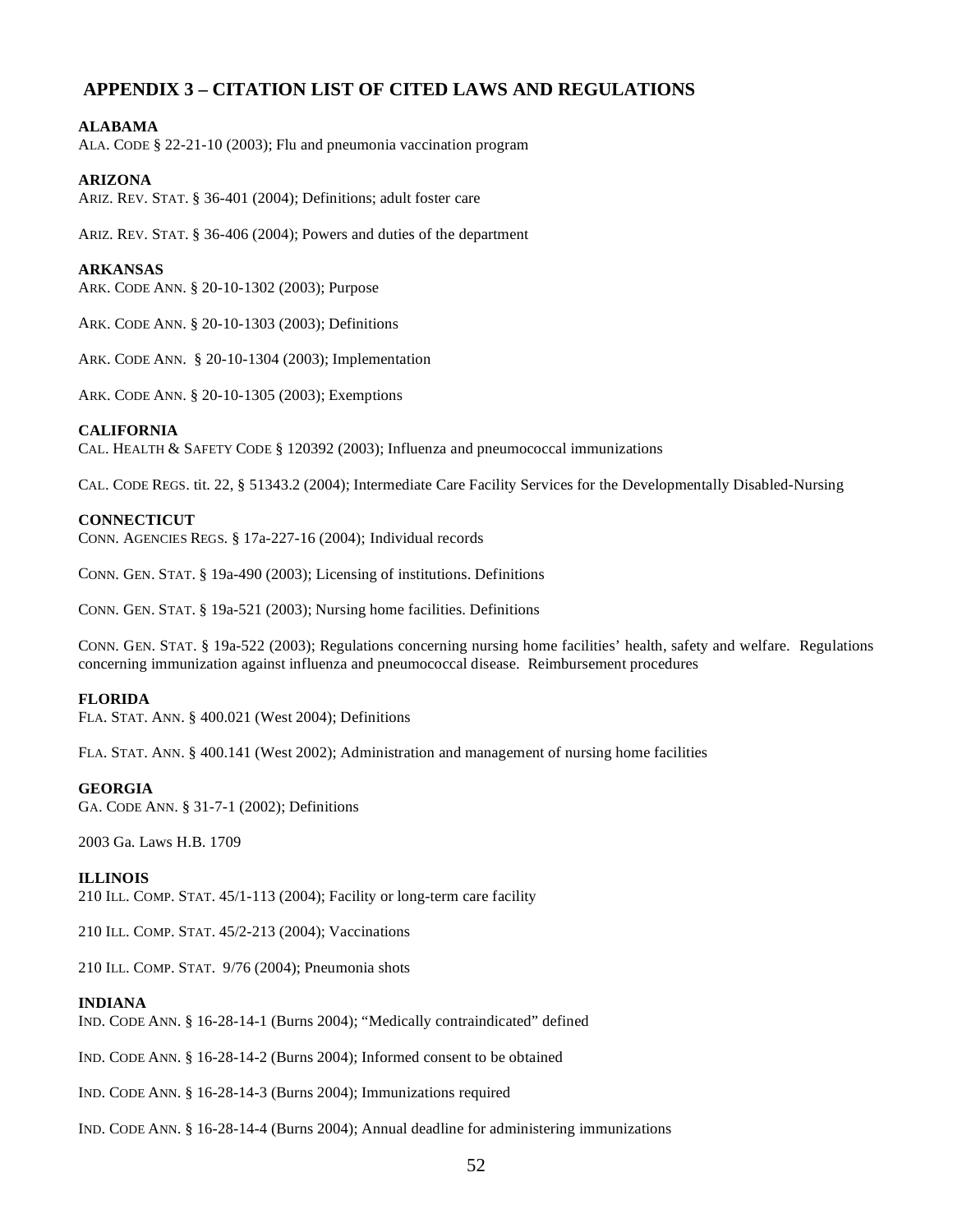## APPENDIX 3 – CITATION LIST OF CITED LAWS AND REGULATIONS

**ALABAMA**

ALA. CODE § 22-21-10 (2003); Flu and pneumonia vaccination program

**ARIZONA**

ARIZ. REV. STAT. § 36-401 (2004); Definitions; adult foster care

ARIZ. REV. STAT. § 36-406 (2004); Powers and duties of the department

**ARKANSAS**

ARK. CODE ANN. § 20-10-1302 (2003); Purpose

ARK. CODE ANN. § 20-10-1303 (2003); Definitions

ARK. CODE ANN. § 20-10-1304 (2003); Implementation

ARK. CODE ANN. § 20-10-1305 (2003); Exemptions

**CALIFORNIA**

CAL. HEALTH & SAFETY CODE § 120392 (2003); Influenza and pneumococcal immunizations

CAL. CODE REGS. tit. 22, § 51343.2 (2004); Intermediate Care Facility Services for the Developmentally Disabled-Nursing

**CONNECTICUT**

CONN. AGENCIES REGS. § 17a-227-16 (2004); Individual records

CONN. GEN. STAT. § 19a-490 (2003); Licensing of institutions. Definitions

CONN. GEN. STAT. § 19a-521 (2003); Nursing home facilities. Definitions

CONN. GEN. STAT. § 19a-522 (2003); Regulations concerning nursing home facilities' health, safety and welfare. Regulations concerning immunization against influenza and pneumococcal disease. Reimbursement procedures

**FLORIDA**

FLA. STAT. ANN. § 400.021 (West 2004); Definitions

FLA. STAT. ANN. § 400.141 (West 2002); Administration and management of nursing home facilities

**GEORGIA**

GA. CODE ANN. § 31-7-1 (2002); Definitions

2003 Ga. Laws H.B. 1709

**ILLINOIS**

210 ILL. COMP. STAT. 45/1-113 (2004); Facility or long-term care facility

210 ILL. COMP. STAT. 45/2-213 (2004); Vaccinations

210 ILL. COMP. STAT. 9/76 (2004); Pneumonia shots

**INDIANA**

IND. CODE ANN. § 16-28-14-1 (Burns 2004); "Medically contraindicated" defined

IND. CODE ANN. § 16-28-14-2 (Burns 2004); Informed consent to be obtained

IND. CODE ANN. § 16-28-14-3 (Burns 2004); Immunizations required

IND. CODE ANN. § 16-28-14-4 (Burns 2004); Annual deadline for administering immunizations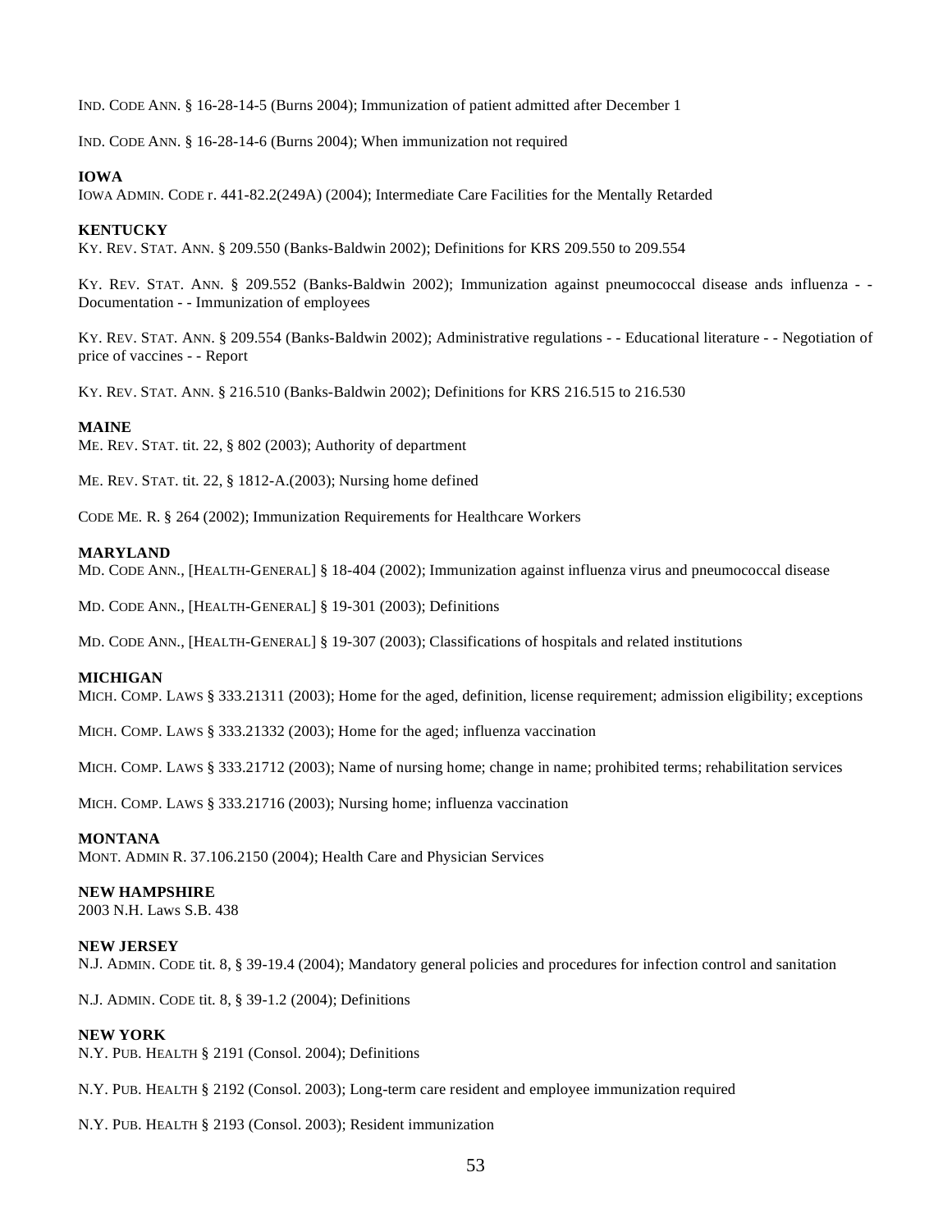IND. CODE ANN. § 16-28-14-5 (Burns 2004); Immunization of patient admitted after December 1

IND. CODE ANN. § 16-28-14-6 (Burns 2004); When immunization not required

**IOWA**

IOWA ADMIN. CODE r. 441-82.2(249A) (2004); Intermediate Care Facilities for the Mentally Retarded

**KENTUCKY**

KY. REV. STAT. ANN. § 209.550 (Banks-Baldwin 2002); Definitions for KRS 209.550 to 209.554

KY. REV. STAT. ANN. § 209.552 (Banks-Baldwin 2002); Immunization against pneumococcal disease ands influenza - - Documentation - - Immunization of employees

KY. REV. STAT. ANN. § 209.554 (Banks-Baldwin 2002); Administrative regulations - - Educational literature - - Negotiation of price of vaccines - - Report

KY. REV. STAT. ANN. § 216.510 (Banks-Baldwin 2002); Definitions for KRS 216.515 to 216.530

**MAINE**

ME. REV. STAT. tit. 22, § 802 (2003); Authority of department

ME. REV. STAT. tit. 22, § 1812-A.(2003); Nursing home defined

CODE ME. R. § 264 (2002); Immunization Requirements for Healthcare Workers

**MARYLAND**

MD. CODE ANN., [HEALTH-GENERAL] § 18-404 (2002); Immunization against influenza virus and pneumococcal disease

MD. CODE ANN., [HEALTH-GENERAL] § 19-301 (2003); Definitions

MD. CODE ANN., [HEALTH-GENERAL] § 19-307 (2003); Classifications of hospitals and related institutions

**MICHIGAN**

MICH. COMP. LAWS § 333.21311 (2003); Home for the aged, definition, license requirement; admission eligibility; exceptions

MICH. COMP. LAWS § 333.21332 (2003); Home for the aged; influenza vaccination

MICH. COMP. LAWS § 333.21712 (2003); Name of nursing home; change in name; prohibited terms; rehabilitation services

MICH. COMP. LAWS § 333.21716 (2003); Nursing home; influenza vaccination

**MONTANA**

MONT. ADMIN R. 37.106.2150 (2004); Health Care and Physician Services

**NEW HAMPSHIRE**

2003 N.H. Laws S.B. 438

**NEW JERSEY**

N.J. ADMIN. CODE tit. 8, § 39-19.4 (2004); Mandatory general policies and procedures for infection control and sanitation

N.J. ADMIN. CODE tit. 8, § 39-1.2 (2004); Definitions

**NEW YORK**

N.Y. PUB. HEALTH § 2191 (Consol. 2004); Definitions

N.Y. PUB. HEALTH § 2192 (Consol. 2003); Long-term care resident and employee immunization required

N.Y. PUB. HEALTH § 2193 (Consol. 2003); Resident immunization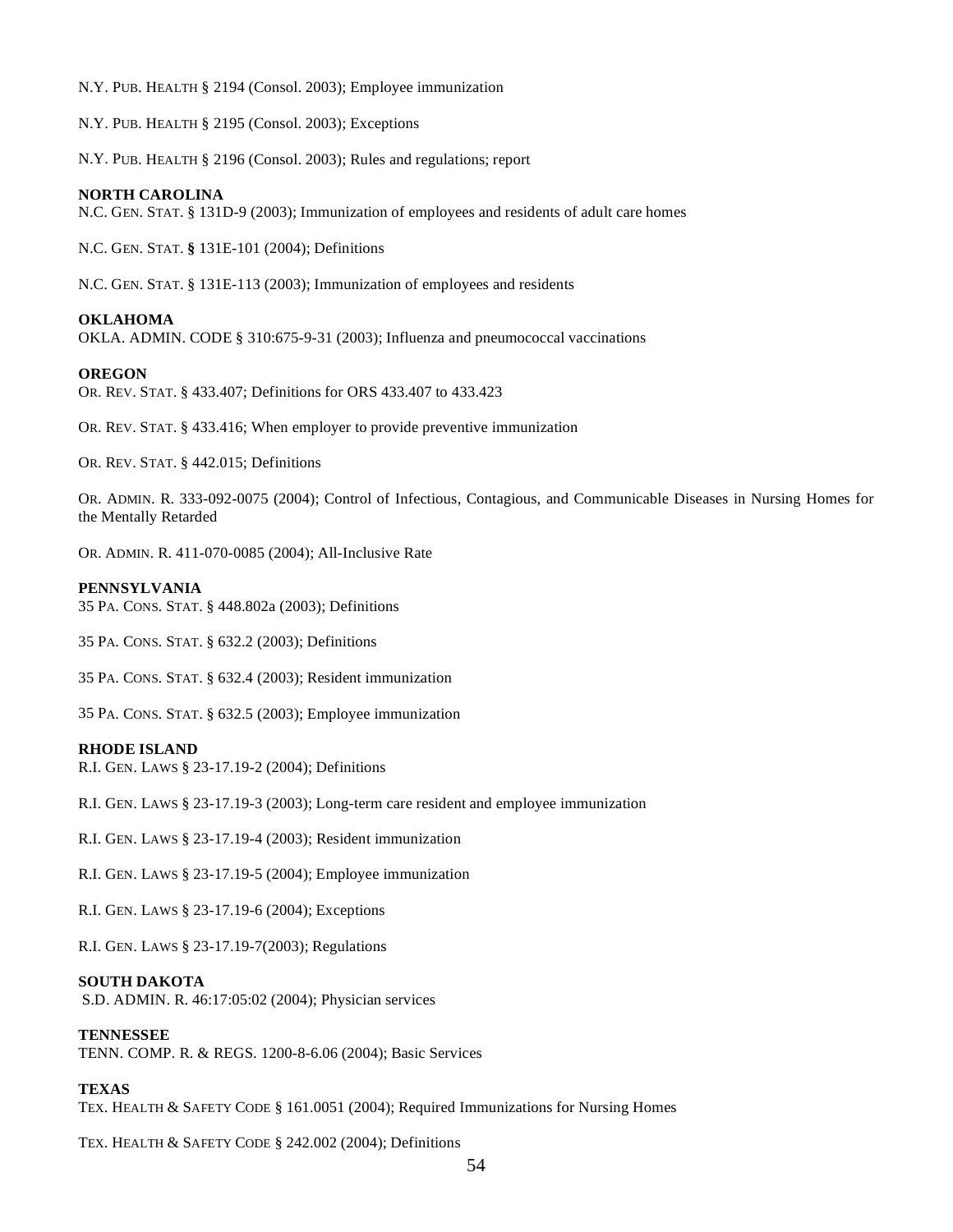N.Y. PUB. HEALTH § 2194 (Consol. 2003); Employee immunization

N.Y. PUB. HEALTH § 2195 (Consol. 2003); Exceptions

N.Y. PUB. HEALTH § 2196 (Consol. 2003); Rules and regulations; report

**NORTH CAROLINA**

N.C. GEN. STAT. § 131D-9 (2003); Immunization of employees and residents of adult care homes

N.C. GEN. STAT. **§** 131E-101 (2004); Definitions

N.C. GEN. STAT. § 131E-113 (2003); Immunization of employees and residents

**OKLAHOMA**

OKLA. ADMIN. CODE § 310:675-9-31 (2003); Influenza and pneumococcal vaccinations

**OREGON**

OR. REV. STAT. § 433.407; Definitions for ORS 433.407 to 433.423

OR. REV. STAT. § 433.416; When employer to provide preventive immunization

OR. REV. STAT. § 442.015; Definitions

OR. ADMIN. R. 333-092-0075 (2004); Control of Infectious, Contagious, and Communicable Diseases in Nursing Homes for the Mentally Retarded

OR. ADMIN. R. 411-070-0085 (2004); All-Inclusive Rate

**PENNSYLVANIA**

35 PA. CONS. STAT. § 448.802a (2003); Definitions

35 PA. CONS. STAT. § 632.2 (2003); Definitions

35 PA. CONS. STAT. § 632.4 (2003); Resident immunization

35 PA. CONS. STAT. § 632.5 (2003); Employee immunization

**RHODE ISLAND**

R.I. GEN. LAWS § 23-17.19-2 (2004); Definitions

R.I. GEN. LAWS § 23-17.19-3 (2003); Long-term care resident and employee immunization

R.I. GEN. LAWS § 23-17.19-4 (2003); Resident immunization

R.I. GEN. LAWS § 23-17.19-5 (2004); Employee immunization

R.I. GEN. LAWS § 23-17.19-6 (2004); Exceptions

R.I. GEN. LAWS § 23-17.19-7(2003); Regulations

**SOUTH DAKOTA**

S.D. ADMIN. R. 46:17:05:02 (2004); Physician services

**TENNESSEE**

TENN. COMP. R. & REGS. 1200-8-6.06 (2004); Basic Services

**TEXAS**

TEX. HEALTH & SAFETY CODE § 161.0051 (2004); Required Immunizations for Nursing Homes

TEX. HEALTH & SAFETY CODE § 242.002 (2004); Definitions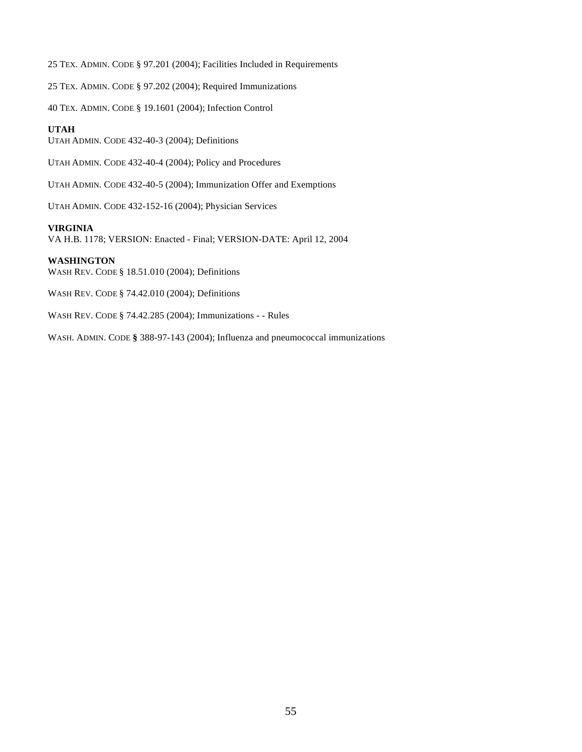25 TEX. ADMIN. CODE § 97.201 (2004); Facilities Included in Requirements

25 TEX. ADMIN. CODE § 97.202 (2004); Required Immunizations

40 TEX. ADMIN. CODE § 19.1601 (2004); Infection Control

**UTAH**

UTAH ADMIN. CODE 432-40-3 (2004); Definitions

UTAH ADMIN. CODE 432-40-4 (2004); Policy and Procedures

UTAH ADMIN. CODE 432-40-5 (2004); Immunization Offer and Exemptions

UTAH ADMIN. CODE 432-152-16 (2004); Physician Services

**VIRGINIA**

VA H.B. 1178; VERSION: Enacted - Final; VERSION-DATE: April 12, 2004

**WASHINGTON**

WASH REV. CODE § 18.51.010 (2004); Definitions

WASH REV. CODE § 74.42.010 (2004); Definitions

WASH REV. CODE § 74.42.285 (2004); Immunizations - - Rules

WASH. ADMIN. CODE **§** 388-97-143 (2004); Influenza and pneumococcal immunizations